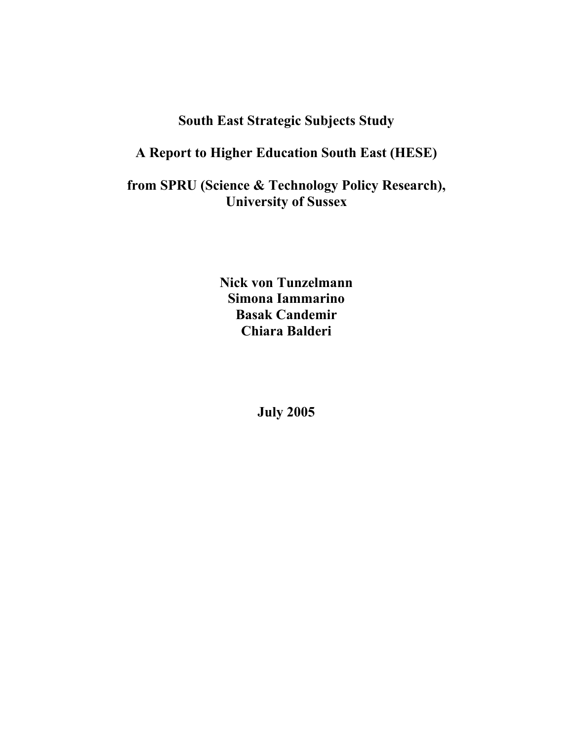# South East Strategic Subjects Study

## A Report to Higher Education South East (HESE)

## from SPRU (Science & Technology Policy Research), University of Sussex

**Nick von Tunzelmann**
**Simona Iammarino**
**Basak Candemir**
**Chiara Balderi**

**July 2005**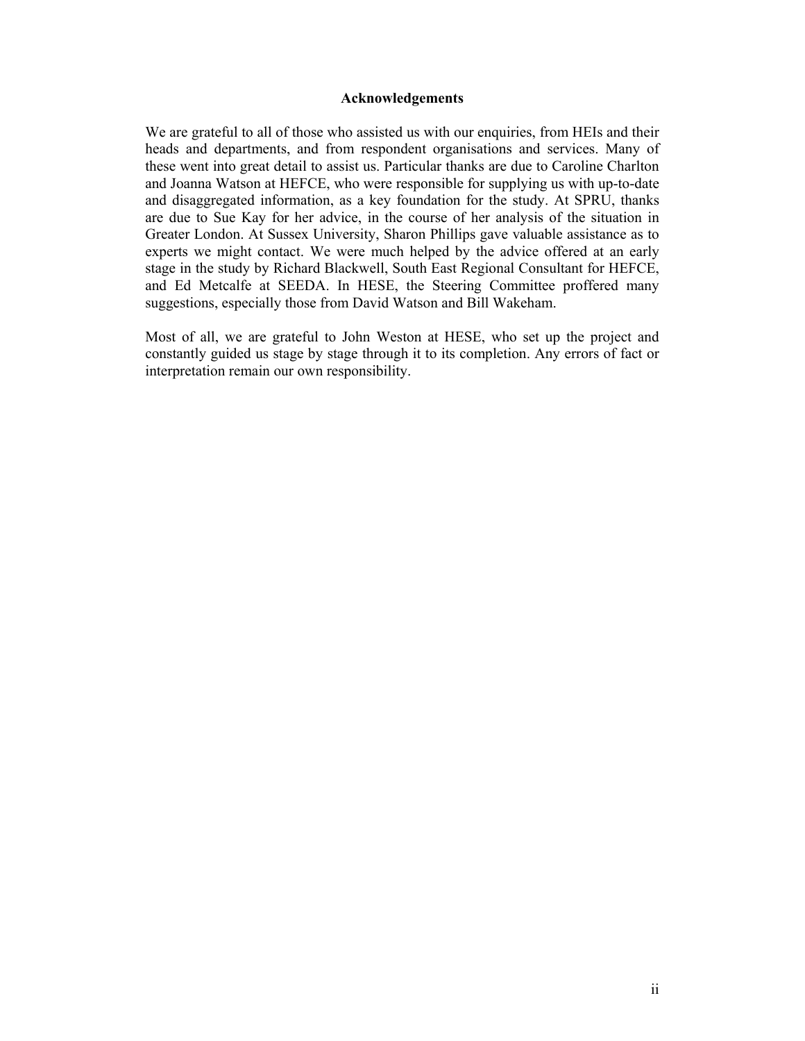## Acknowledgements

We are grateful to all of those who assisted us with our enquiries, from HEIs and their heads and departments, and from respondent organisations and services. Many of these went into great detail to assist us. Particular thanks are due to Caroline Charlton and Joanna Watson at HEFCE, who were responsible for supplying us with up-to-date and disaggregated information, as a key foundation for the study. At SPRU, thanks are due to Sue Kay for her advice, in the course of her analysis of the situation in Greater London. At Sussex University, Sharon Phillips gave valuable assistance as to experts we might contact. We were much helped by the advice offered at an early stage in the study by Richard Blackwell, South East Regional Consultant for HEFCE, and Ed Metcalfe at SEEDA. In HESE, the Steering Committee proffered many suggestions, especially those from David Watson and Bill Wakeham.

Most of all, we are grateful to John Weston at HESE, who set up the project and constantly guided us stage by stage through it to its completion. Any errors of fact or interpretation remain our own responsibility.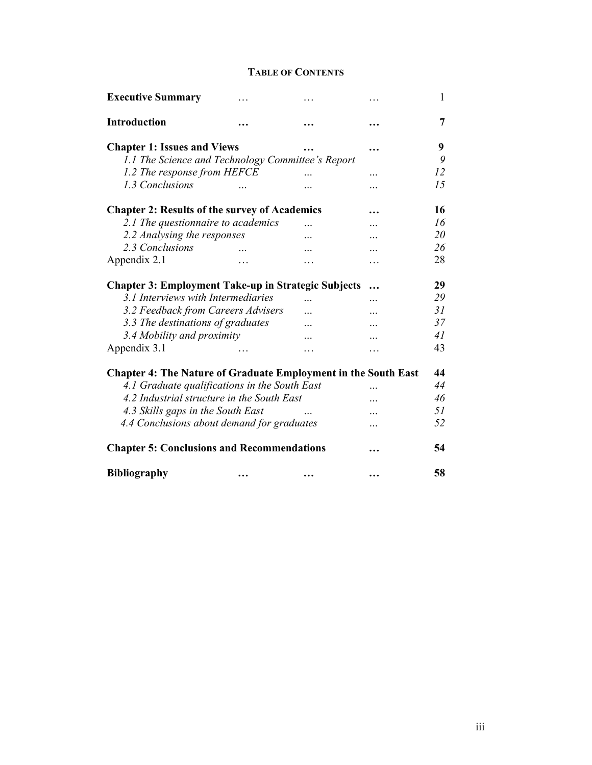# TABLE OF CONTENTS

| | |
|---|---|
| **Executive Summary** | 1 |
| **Introduction** | **7** |
| **Chapter 1: Issues and Views** | **9** |
| *1.1 The Science and Technology Committee's Report* | *9* |
| *1.2 The response from HEFCE* | *12* |
| *1.3 Conclusions* | *15* |
| **Chapter 2: Results of the survey of Academics** | **16** |
| *2.1 The questionnaire to academics* | *16* |
| *2.2 Analysing the responses* | *20* |
| *2.3 Conclusions* | *26* |
| Appendix 2.1 | 28 |
| **Chapter 3: Employment Take-up in Strategic Subjects** | **29** |
| *3.1 Interviews with Intermediaries* | *29* |
| *3.2 Feedback from Careers Advisers* | *31* |
| *3.3 The destinations of graduates* | *37* |
| *3.4 Mobility and proximity* | *41* |
| Appendix 3.1 | 43 |
| **Chapter 4: The Nature of Graduate Employment in the South East** | **44** |
| *4.1 Graduate qualifications in the South East* | *44* |
| *4.2 Industrial structure in the South East* | *46* |
| *4.3 Skills gaps in the South East* | *51* |
| *4.4 Conclusions about demand for graduates* | *52* |
| **Chapter 5: Conclusions and Recommendations** | **54** |
| **Bibliography** | **58** |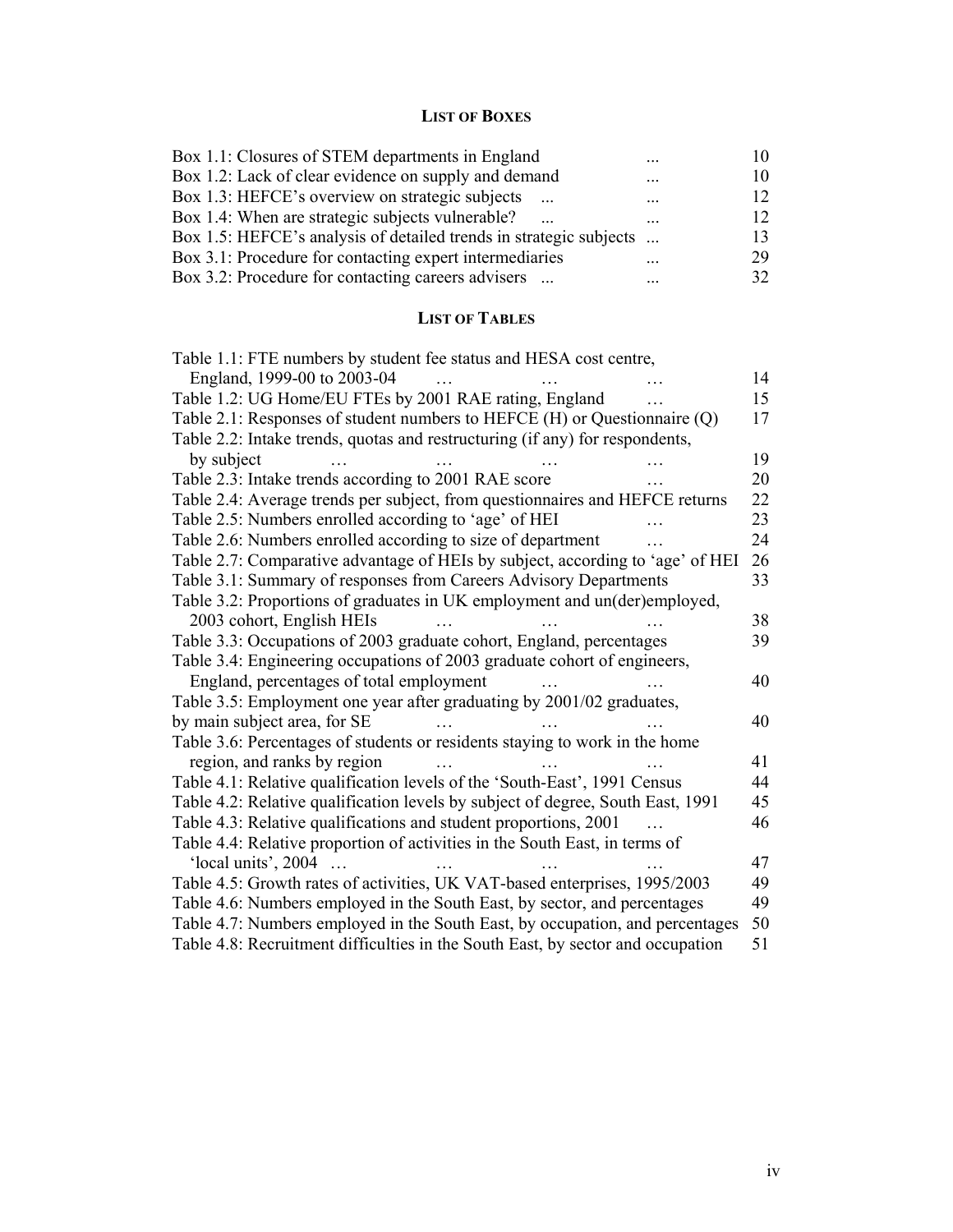## LIST OF BOXES

| | |
|---|---|
| Box 1.1: Closures of STEM departments in England ... | 10 |
| Box 1.2: Lack of clear evidence on supply and demand ... | 10 |
| Box 1.3: HEFCE's overview on strategic subjects ... ... | 12 |
| Box 1.4: When are strategic subjects vulnerable? ... ... | 12 |
| Box 1.5: HEFCE's analysis of detailed trends in strategic subjects ... | 13 |
| Box 3.1: Procedure for contacting expert intermediaries ... | 29 |
| Box 3.2: Procedure for contacting careers advisers ... ... | 32 |

## LIST OF TABLES

| | |
|---|---|
| Table 1.1: FTE numbers by student fee status and HESA cost centre, England, 1999-00 to 2003-04 … … … | 14 |
| Table 1.2: UG Home/EU FTEs by 2001 RAE rating, England … | 15 |
| Table 2.1: Responses of student numbers to HEFCE (H) or Questionnaire (Q) | 17 |
| Table 2.2: Intake trends, quotas and restructuring (if any) for respondents, by subject … … … … | 19 |
| Table 2.3: Intake trends according to 2001 RAE score … | 20 |
| Table 2.4: Average trends per subject, from questionnaires and HEFCE returns | 22 |
| Table 2.5: Numbers enrolled according to 'age' of HEI … | 23 |
| Table 2.6: Numbers enrolled according to size of department … | 24 |
| Table 2.7: Comparative advantage of HEIs by subject, according to 'age' of HEI | 26 |
| Table 3.1: Summary of responses from Careers Advisory Departments | 33 |
| Table 3.2: Proportions of graduates in UK employment and un(der)employed, 2003 cohort, English HEIs … … … | 38 |
| Table 3.3: Occupations of 2003 graduate cohort, England, percentages | 39 |
| Table 3.4: Engineering occupations of 2003 graduate cohort of engineers, England, percentages of total employment … … | 40 |
| Table 3.5: Employment one year after graduating by 2001/02 graduates, by main subject area, for SE … … … | 40 |
| Table 3.6: Percentages of students or residents staying to work in the home region, and ranks by region … … … | 41 |
| Table 4.1: Relative qualification levels of the 'South-East', 1991 Census | 44 |
| Table 4.2: Relative qualification levels by subject of degree, South East, 1991 | 45 |
| Table 4.3: Relative qualifications and student proportions, 2001 … | 46 |
| Table 4.4: Relative proportion of activities in the South East, in terms of 'local units', 2004 … … … … | 47 |
| Table 4.5: Growth rates of activities, UK VAT-based enterprises, 1995/2003 | 49 |
| Table 4.6: Numbers employed in the South East, by sector, and percentages | 49 |
| Table 4.7: Numbers employed in the South East, by occupation, and percentages | 50 |
| Table 4.8: Recruitment difficulties in the South East, by sector and occupation | 51 |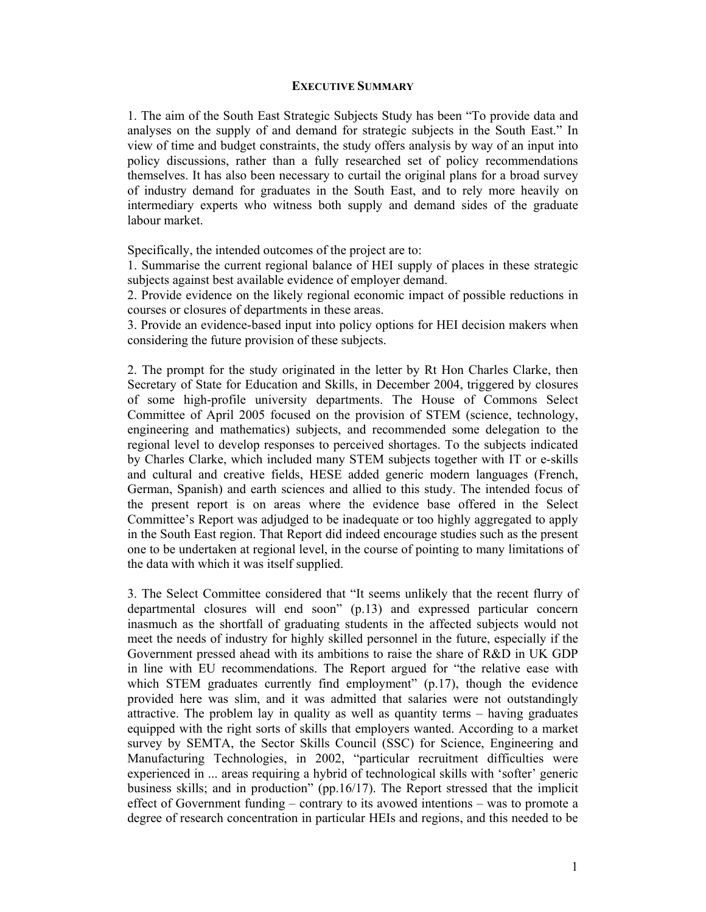## EXECUTIVE SUMMARY

1. The aim of the South East Strategic Subjects Study has been "To provide data and analyses on the supply of and demand for strategic subjects in the South East." In view of time and budget constraints, the study offers analysis by way of an input into policy discussions, rather than a fully researched set of policy recommendations themselves. It has also been necessary to curtail the original plans for a broad survey of industry demand for graduates in the South East, and to rely more heavily on intermediary experts who witness both supply and demand sides of the graduate labour market.

Specifically, the intended outcomes of the project are to:

1. Summarise the current regional balance of HEI supply of places in these strategic subjects against best available evidence of employer demand.
2. Provide evidence on the likely regional economic impact of possible reductions in courses or closures of departments in these areas.
3. Provide an evidence-based input into policy options for HEI decision makers when considering the future provision of these subjects.

2. The prompt for the study originated in the letter by Rt Hon Charles Clarke, then Secretary of State for Education and Skills, in December 2004, triggered by closures of some high-profile university departments. The House of Commons Select Committee of April 2005 focused on the provision of STEM (science, technology, engineering and mathematics) subjects, and recommended some delegation to the regional level to develop responses to perceived shortages. To the subjects indicated by Charles Clarke, which included many STEM subjects together with IT or e-skills and cultural and creative fields, HESE added generic modern languages (French, German, Spanish) and earth sciences and allied to this study. The intended focus of the present report is on areas where the evidence base offered in the Select Committee's Report was adjudged to be inadequate or too highly aggregated to apply in the South East region. That Report did indeed encourage studies such as the present one to be undertaken at regional level, in the course of pointing to many limitations of the data with which it was itself supplied.

3. The Select Committee considered that "It seems unlikely that the recent flurry of departmental closures will end soon" (p.13) and expressed particular concern inasmuch as the shortfall of graduating students in the affected subjects would not meet the needs of industry for highly skilled personnel in the future, especially if the Government pressed ahead with its ambitions to raise the share of R&D in UK GDP in line with EU recommendations. The Report argued for "the relative ease with which STEM graduates currently find employment" (p.17), though the evidence provided here was slim, and it was admitted that salaries were not outstandingly attractive. The problem lay in quality as well as quantity terms – having graduates equipped with the right sorts of skills that employers wanted. According to a market survey by SEMTA, the Sector Skills Council (SSC) for Science, Engineering and Manufacturing Technologies, in 2002, "particular recruitment difficulties were experienced in ... areas requiring a hybrid of technological skills with 'softer' generic business skills; and in production" (pp.16/17). The Report stressed that the implicit effect of Government funding – contrary to its avowed intentions – was to promote a degree of research concentration in particular HEIs and regions, and this needed to be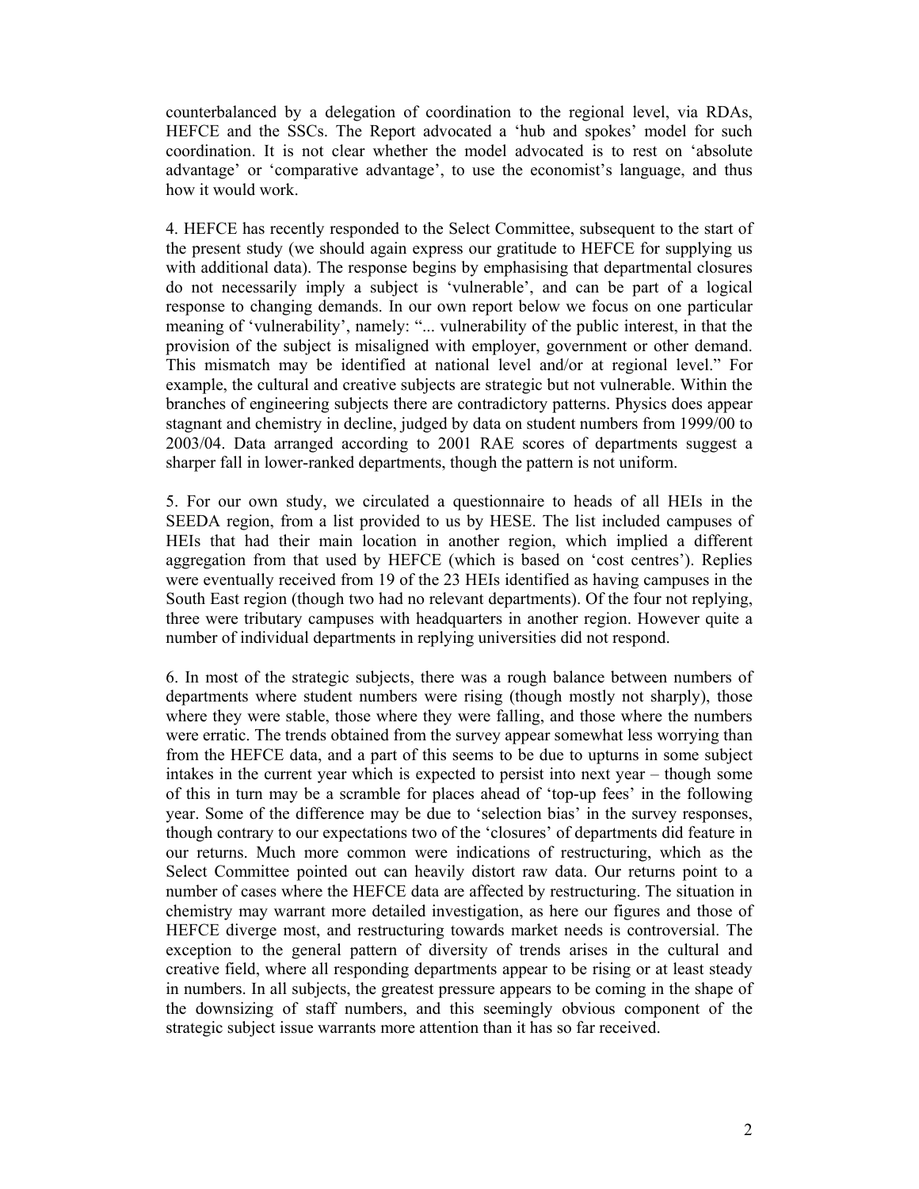counterbalanced by a delegation of coordination to the regional level, via RDAs, HEFCE and the SSCs. The Report advocated a 'hub and spokes' model for such coordination. It is not clear whether the model advocated is to rest on 'absolute advantage' or 'comparative advantage', to use the economist's language, and thus how it would work.

4. HEFCE has recently responded to the Select Committee, subsequent to the start of the present study (we should again express our gratitude to HEFCE for supplying us with additional data). The response begins by emphasising that departmental closures do not necessarily imply a subject is 'vulnerable', and can be part of a logical response to changing demands. In our own report below we focus on one particular meaning of 'vulnerability', namely: "... vulnerability of the public interest, in that the provision of the subject is misaligned with employer, government or other demand. This mismatch may be identified at national level and/or at regional level." For example, the cultural and creative subjects are strategic but not vulnerable. Within the branches of engineering subjects there are contradictory patterns. Physics does appear stagnant and chemistry in decline, judged by data on student numbers from 1999/00 to 2003/04. Data arranged according to 2001 RAE scores of departments suggest a sharper fall in lower-ranked departments, though the pattern is not uniform.

5. For our own study, we circulated a questionnaire to heads of all HEIs in the SEEDA region, from a list provided to us by HESE. The list included campuses of HEIs that had their main location in another region, which implied a different aggregation from that used by HEFCE (which is based on 'cost centres'). Replies were eventually received from 19 of the 23 HEIs identified as having campuses in the South East region (though two had no relevant departments). Of the four not replying, three were tributary campuses with headquarters in another region. However quite a number of individual departments in replying universities did not respond.

6. In most of the strategic subjects, there was a rough balance between numbers of departments where student numbers were rising (though mostly not sharply), those where they were stable, those where they were falling, and those where the numbers were erratic. The trends obtained from the survey appear somewhat less worrying than from the HEFCE data, and a part of this seems to be due to upturns in some subject intakes in the current year which is expected to persist into next year – though some of this in turn may be a scramble for places ahead of 'top-up fees' in the following year. Some of the difference may be due to 'selection bias' in the survey responses, though contrary to our expectations two of the 'closures' of departments did feature in our returns. Much more common were indications of restructuring, which as the Select Committee pointed out can heavily distort raw data. Our returns point to a number of cases where the HEFCE data are affected by restructuring. The situation in chemistry may warrant more detailed investigation, as here our figures and those of HEFCE diverge most, and restructuring towards market needs is controversial. The exception to the general pattern of diversity of trends arises in the cultural and creative field, where all responding departments appear to be rising or at least steady in numbers. In all subjects, the greatest pressure appears to be coming in the shape of the downsizing of staff numbers, and this seemingly obvious component of the strategic subject issue warrants more attention than it has so far received.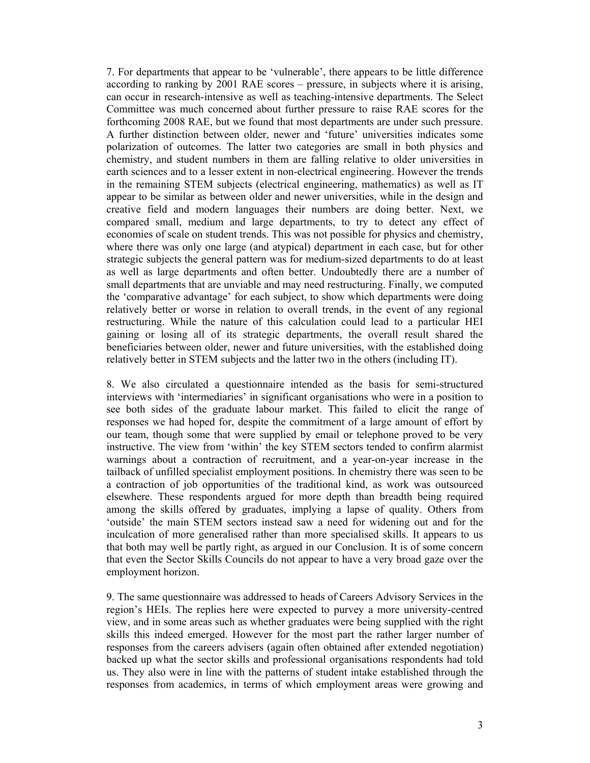7. For departments that appear to be 'vulnerable', there appears to be little difference according to ranking by 2001 RAE scores – pressure, in subjects where it is arising, can occur in research-intensive as well as teaching-intensive departments. The Select Committee was much concerned about further pressure to raise RAE scores for the forthcoming 2008 RAE, but we found that most departments are under such pressure. A further distinction between older, newer and 'future' universities indicates some polarization of outcomes. The latter two categories are small in both physics and chemistry, and student numbers in them are falling relative to older universities in earth sciences and to a lesser extent in non-electrical engineering. However the trends in the remaining STEM subjects (electrical engineering, mathematics) as well as IT appear to be similar as between older and newer universities, while in the design and creative field and modern languages their numbers are doing better. Next, we compared small, medium and large departments, to try to detect any effect of economies of scale on student trends. This was not possible for physics and chemistry, where there was only one large (and atypical) department in each case, but for other strategic subjects the general pattern was for medium-sized departments to do at least as well as large departments and often better. Undoubtedly there are a number of small departments that are unviable and may need restructuring. Finally, we computed the 'comparative advantage' for each subject, to show which departments were doing relatively better or worse in relation to overall trends, in the event of any regional restructuring. While the nature of this calculation could lead to a particular HEI gaining or losing all of its strategic departments, the overall result shared the beneficiaries between older, newer and future universities, with the established doing relatively better in STEM subjects and the latter two in the others (including IT).

8. We also circulated a questionnaire intended as the basis for semi-structured interviews with 'intermediaries' in significant organisations who were in a position to see both sides of the graduate labour market. This failed to elicit the range of responses we had hoped for, despite the commitment of a large amount of effort by our team, though some that were supplied by email or telephone proved to be very instructive. The view from 'within' the key STEM sectors tended to confirm alarmist warnings about a contraction of recruitment, and a year-on-year increase in the tailback of unfilled specialist employment positions. In chemistry there was seen to be a contraction of job opportunities of the traditional kind, as work was outsourced elsewhere. These respondents argued for more depth than breadth being required among the skills offered by graduates, implying a lapse of quality. Others from 'outside' the main STEM sectors instead saw a need for widening out and for the inculcation of more generalised rather than more specialised skills. It appears to us that both may well be partly right, as argued in our Conclusion. It is of some concern that even the Sector Skills Councils do not appear to have a very broad gaze over the employment horizon.

9. The same questionnaire was addressed to heads of Careers Advisory Services in the region's HEIs. The replies here were expected to purvey a more university-centred view, and in some areas such as whether graduates were being supplied with the right skills this indeed emerged. However for the most part the rather larger number of responses from the careers advisers (again often obtained after extended negotiation) backed up what the sector skills and professional organisations respondents had told us. They also were in line with the patterns of student intake established through the responses from academics, in terms of which employment areas were growing and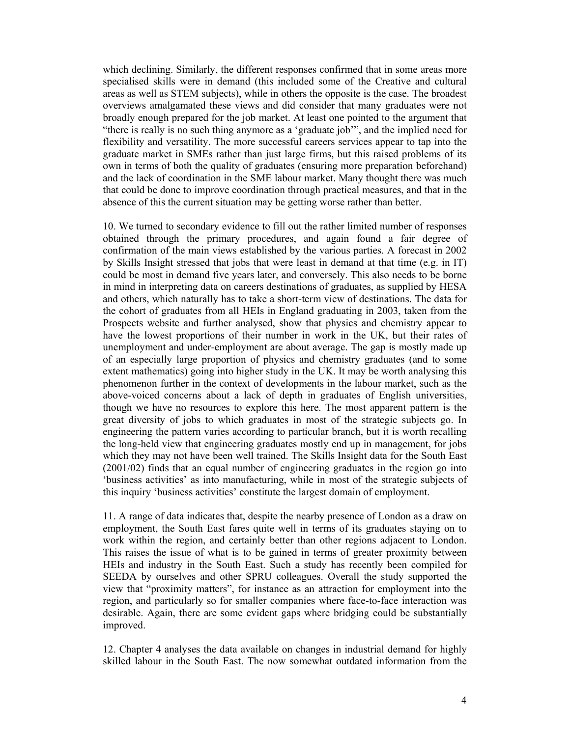which declining. Similarly, the different responses confirmed that in some areas more specialised skills were in demand (this included some of the Creative and cultural areas as well as STEM subjects), while in others the opposite is the case. The broadest overviews amalgamated these views and did consider that many graduates were not broadly enough prepared for the job market. At least one pointed to the argument that "there is really is no such thing anymore as a 'graduate job'", and the implied need for flexibility and versatility. The more successful careers services appear to tap into the graduate market in SMEs rather than just large firms, but this raised problems of its own in terms of both the quality of graduates (ensuring more preparation beforehand) and the lack of coordination in the SME labour market. Many thought there was much that could be done to improve coordination through practical measures, and that in the absence of this the current situation may be getting worse rather than better.

10. We turned to secondary evidence to fill out the rather limited number of responses obtained through the primary procedures, and again found a fair degree of confirmation of the main views established by the various parties. A forecast in 2002 by Skills Insight stressed that jobs that were least in demand at that time (e.g. in IT) could be most in demand five years later, and conversely. This also needs to be borne in mind in interpreting data on careers destinations of graduates, as supplied by HESA and others, which naturally has to take a short-term view of destinations. The data for the cohort of graduates from all HEIs in England graduating in 2003, taken from the Prospects website and further analysed, show that physics and chemistry appear to have the lowest proportions of their number in work in the UK, but their rates of unemployment and under-employment are about average. The gap is mostly made up of an especially large proportion of physics and chemistry graduates (and to some extent mathematics) going into higher study in the UK. It may be worth analysing this phenomenon further in the context of developments in the labour market, such as the above-voiced concerns about a lack of depth in graduates of English universities, though we have no resources to explore this here. The most apparent pattern is the great diversity of jobs to which graduates in most of the strategic subjects go. In engineering the pattern varies according to particular branch, but it is worth recalling the long-held view that engineering graduates mostly end up in management, for jobs which they may not have been well trained. The Skills Insight data for the South East (2001/02) finds that an equal number of engineering graduates in the region go into 'business activities' as into manufacturing, while in most of the strategic subjects of this inquiry 'business activities' constitute the largest domain of employment.

11. A range of data indicates that, despite the nearby presence of London as a draw on employment, the South East fares quite well in terms of its graduates staying on to work within the region, and certainly better than other regions adjacent to London. This raises the issue of what is to be gained in terms of greater proximity between HEIs and industry in the South East. Such a study has recently been compiled for SEEDA by ourselves and other SPRU colleagues. Overall the study supported the view that "proximity matters", for instance as an attraction for employment into the region, and particularly so for smaller companies where face-to-face interaction was desirable. Again, there are some evident gaps where bridging could be substantially improved.

12. Chapter 4 analyses the data available on changes in industrial demand for highly skilled labour in the South East. The now somewhat outdated information from the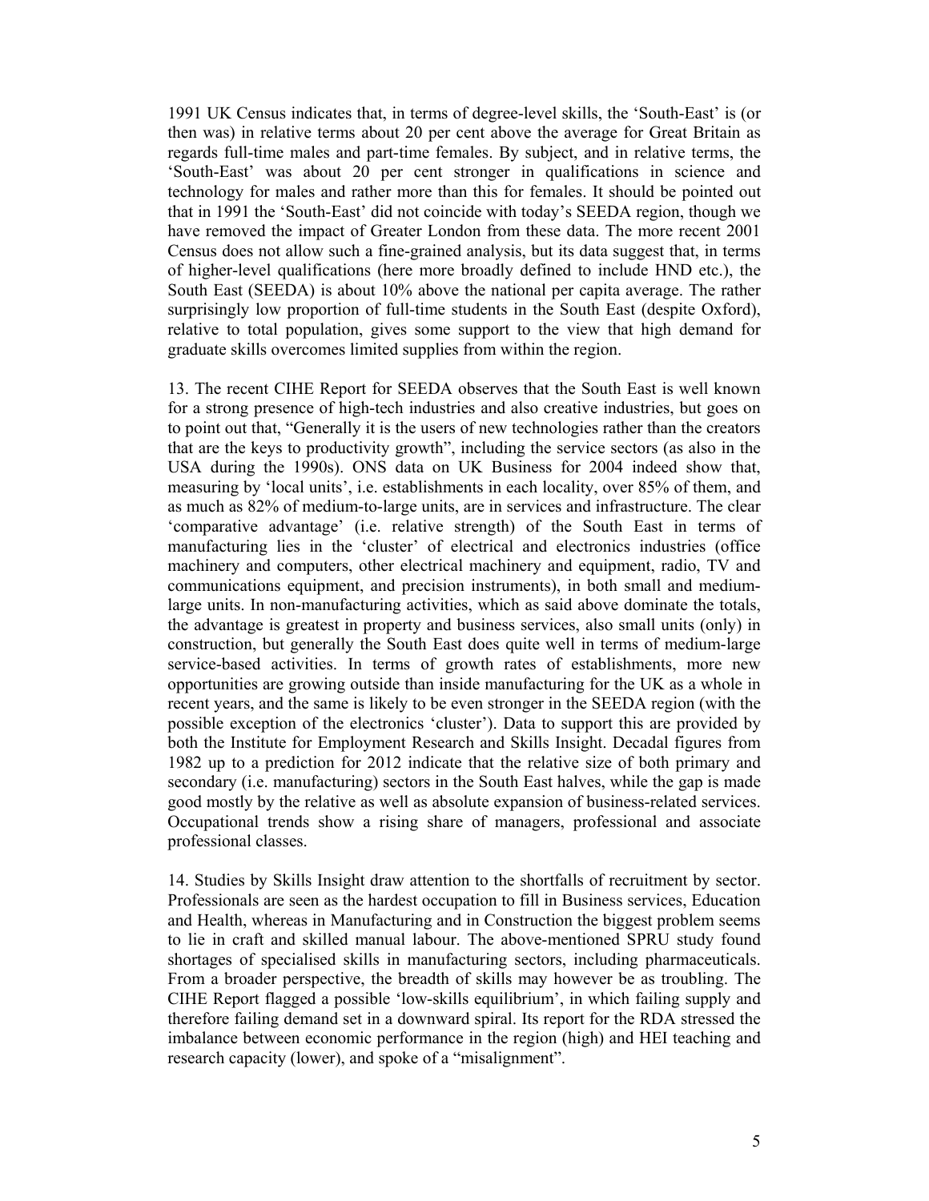1991 UK Census indicates that, in terms of degree-level skills, the 'South-East' is (or then was) in relative terms about 20 per cent above the average for Great Britain as regards full-time males and part-time females. By subject, and in relative terms, the 'South-East' was about 20 per cent stronger in qualifications in science and technology for males and rather more than this for females. It should be pointed out that in 1991 the 'South-East' did not coincide with today's SEEDA region, though we have removed the impact of Greater London from these data. The more recent 2001 Census does not allow such a fine-grained analysis, but its data suggest that, in terms of higher-level qualifications (here more broadly defined to include HND etc.), the South East (SEEDA) is about 10% above the national per capita average. The rather surprisingly low proportion of full-time students in the South East (despite Oxford), relative to total population, gives some support to the view that high demand for graduate skills overcomes limited supplies from within the region.

13. The recent CIHE Report for SEEDA observes that the South East is well known for a strong presence of high-tech industries and also creative industries, but goes on to point out that, "Generally it is the users of new technologies rather than the creators that are the keys to productivity growth", including the service sectors (as also in the USA during the 1990s). ONS data on UK Business for 2004 indeed show that, measuring by 'local units', i.e. establishments in each locality, over 85% of them, and as much as 82% of medium-to-large units, are in services and infrastructure. The clear 'comparative advantage' (i.e. relative strength) of the South East in terms of manufacturing lies in the 'cluster' of electrical and electronics industries (office machinery and computers, other electrical machinery and equipment, radio, TV and communications equipment, and precision instruments), in both small and medium-large units. In non-manufacturing activities, which as said above dominate the totals, the advantage is greatest in property and business services, also small units (only) in construction, but generally the South East does quite well in terms of medium-large service-based activities. In terms of growth rates of establishments, more new opportunities are growing outside than inside manufacturing for the UK as a whole in recent years, and the same is likely to be even stronger in the SEEDA region (with the possible exception of the electronics 'cluster'). Data to support this are provided by both the Institute for Employment Research and Skills Insight. Decadal figures from 1982 up to a prediction for 2012 indicate that the relative size of both primary and secondary (i.e. manufacturing) sectors in the South East halves, while the gap is made good mostly by the relative as well as absolute expansion of business-related services. Occupational trends show a rising share of managers, professional and associate professional classes.

14. Studies by Skills Insight draw attention to the shortfalls of recruitment by sector. Professionals are seen as the hardest occupation to fill in Business services, Education and Health, whereas in Manufacturing and in Construction the biggest problem seems to lie in craft and skilled manual labour. The above-mentioned SPRU study found shortages of specialised skills in manufacturing sectors, including pharmaceuticals. From a broader perspective, the breadth of skills may however be as troubling. The CIHE Report flagged a possible 'low-skills equilibrium', in which failing supply and therefore failing demand set in a downward spiral. Its report for the RDA stressed the imbalance between economic performance in the region (high) and HEI teaching and research capacity (lower), and spoke of a "misalignment".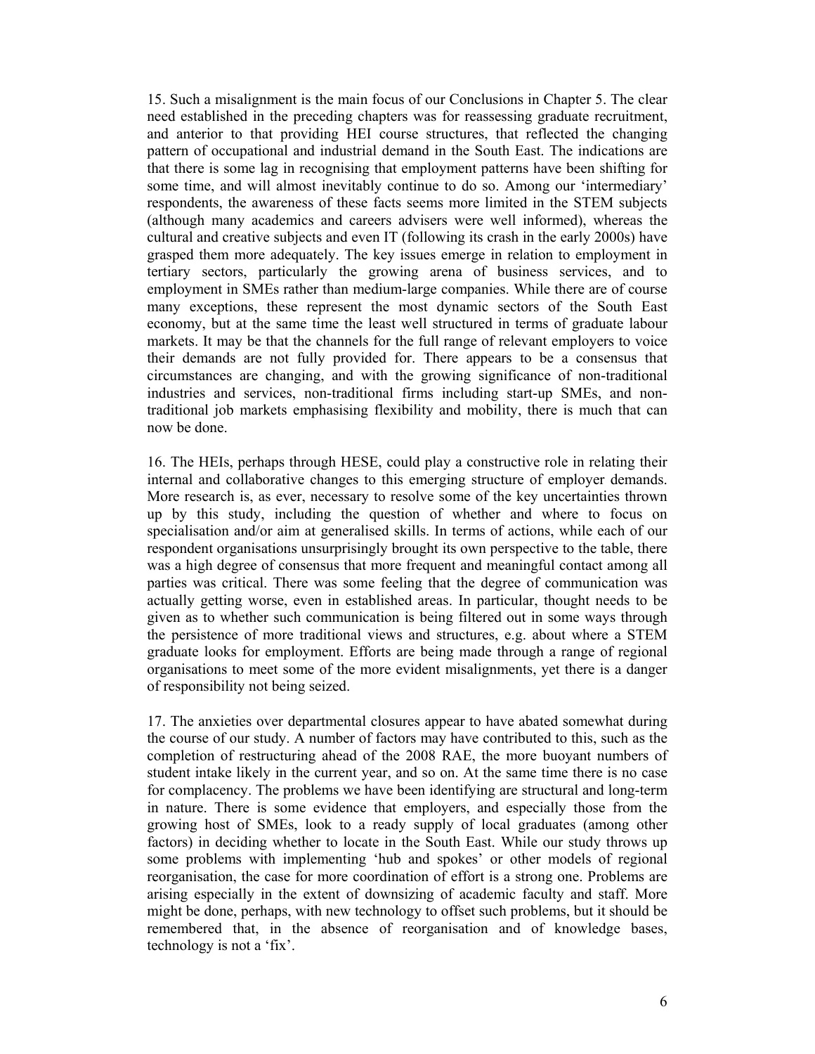15. Such a misalignment is the main focus of our Conclusions in Chapter 5. The clear need established in the preceding chapters was for reassessing graduate recruitment, and anterior to that providing HEI course structures, that reflected the changing pattern of occupational and industrial demand in the South East. The indications are that there is some lag in recognising that employment patterns have been shifting for some time, and will almost inevitably continue to do so. Among our 'intermediary' respondents, the awareness of these facts seems more limited in the STEM subjects (although many academics and careers advisers were well informed), whereas the cultural and creative subjects and even IT (following its crash in the early 2000s) have grasped them more adequately. The key issues emerge in relation to employment in tertiary sectors, particularly the growing arena of business services, and to employment in SMEs rather than medium-large companies. While there are of course many exceptions, these represent the most dynamic sectors of the South East economy, but at the same time the least well structured in terms of graduate labour markets. It may be that the channels for the full range of relevant employers to voice their demands are not fully provided for. There appears to be a consensus that circumstances are changing, and with the growing significance of non-traditional industries and services, non-traditional firms including start-up SMEs, and non-traditional job markets emphasising flexibility and mobility, there is much that can now be done.

16. The HEIs, perhaps through HESE, could play a constructive role in relating their internal and collaborative changes to this emerging structure of employer demands. More research is, as ever, necessary to resolve some of the key uncertainties thrown up by this study, including the question of whether and where to focus on specialisation and/or aim at generalised skills. In terms of actions, while each of our respondent organisations unsurprisingly brought its own perspective to the table, there was a high degree of consensus that more frequent and meaningful contact among all parties was critical. There was some feeling that the degree of communication was actually getting worse, even in established areas. In particular, thought needs to be given as to whether such communication is being filtered out in some ways through the persistence of more traditional views and structures, e.g. about where a STEM graduate looks for employment. Efforts are being made through a range of regional organisations to meet some of the more evident misalignments, yet there is a danger of responsibility not being seized.

17. The anxieties over departmental closures appear to have abated somewhat during the course of our study. A number of factors may have contributed to this, such as the completion of restructuring ahead of the 2008 RAE, the more buoyant numbers of student intake likely in the current year, and so on. At the same time there is no case for complacency. The problems we have been identifying are structural and long-term in nature. There is some evidence that employers, and especially those from the growing host of SMEs, look to a ready supply of local graduates (among other factors) in deciding whether to locate in the South East. While our study throws up some problems with implementing 'hub and spokes' or other models of regional reorganisation, the case for more coordination of effort is a strong one. Problems are arising especially in the extent of downsizing of academic faculty and staff. More might be done, perhaps, with new technology to offset such problems, but it should be remembered that, in the absence of reorganisation and of knowledge bases, technology is not a 'fix'.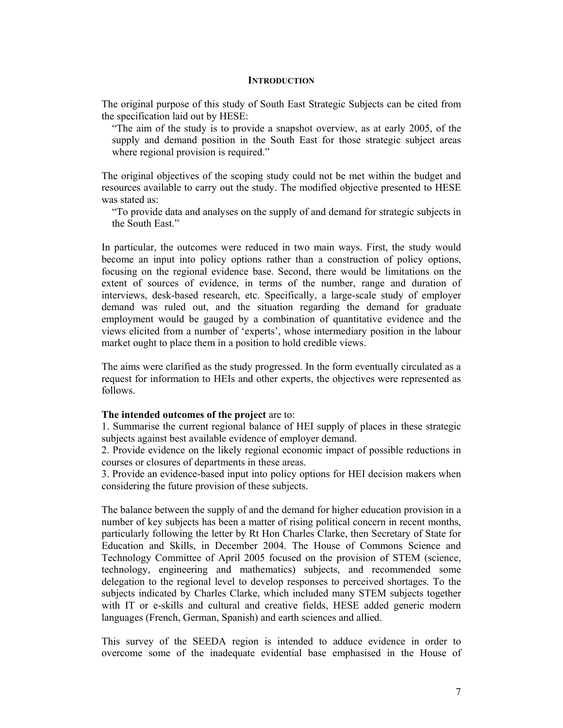## INTRODUCTION

The original purpose of this study of South East Strategic Subjects can be cited from the specification laid out by HESE:

> "The aim of the study is to provide a snapshot overview, as at early 2005, of the supply and demand position in the South East for those strategic subject areas where regional provision is required."

The original objectives of the scoping study could not be met within the budget and resources available to carry out the study. The modified objective presented to HESE was stated as:

> "To provide data and analyses on the supply of and demand for strategic subjects in the South East."

In particular, the outcomes were reduced in two main ways. First, the study would become an input into policy options rather than a construction of policy options, focusing on the regional evidence base. Second, there would be limitations on the extent of sources of evidence, in terms of the number, range and duration of interviews, desk-based research, etc. Specifically, a large-scale study of employer demand was ruled out, and the situation regarding the demand for graduate employment would be gauged by a combination of quantitative evidence and the views elicited from a number of 'experts', whose intermediary position in the labour market ought to place them in a position to hold credible views.

The aims were clarified as the study progressed. In the form eventually circulated as a request for information to HEIs and other experts, the objectives were represented as follows.

**The intended outcomes of the project** are to:

1. Summarise the current regional balance of HEI supply of places in these strategic subjects against best available evidence of employer demand.
2. Provide evidence on the likely regional economic impact of possible reductions in courses or closures of departments in these areas.
3. Provide an evidence-based input into policy options for HEI decision makers when considering the future provision of these subjects.

The balance between the supply of and the demand for higher education provision in a number of key subjects has been a matter of rising political concern in recent months, particularly following the letter by Rt Hon Charles Clarke, then Secretary of State for Education and Skills, in December 2004. The House of Commons Science and Technology Committee of April 2005 focused on the provision of STEM (science, technology, engineering and mathematics) subjects, and recommended some delegation to the regional level to develop responses to perceived shortages. To the subjects indicated by Charles Clarke, which included many STEM subjects together with IT or e-skills and cultural and creative fields, HESE added generic modern languages (French, German, Spanish) and earth sciences and allied.

This survey of the SEEDA region is intended to adduce evidence in order to overcome some of the inadequate evidential base emphasised in the House of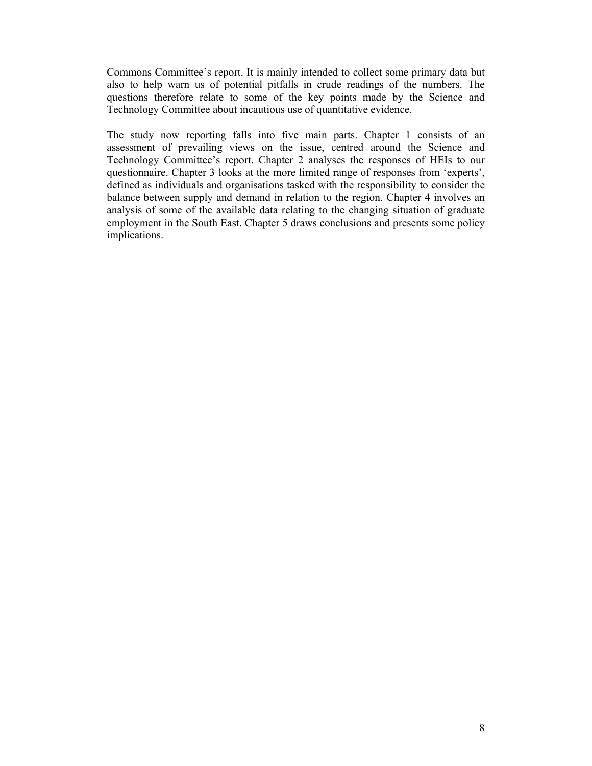Commons Committee's report. It is mainly intended to collect some primary data but also to help warn us of potential pitfalls in crude readings of the numbers. The questions therefore relate to some of the key points made by the Science and Technology Committee about incautious use of quantitative evidence.

The study now reporting falls into five main parts. Chapter 1 consists of an assessment of prevailing views on the issue, centred around the Science and Technology Committee's report. Chapter 2 analyses the responses of HEIs to our questionnaire. Chapter 3 looks at the more limited range of responses from 'experts', defined as individuals and organisations tasked with the responsibility to consider the balance between supply and demand in relation to the region. Chapter 4 involves an analysis of some of the available data relating to the changing situation of graduate employment in the South East. Chapter 5 draws conclusions and presents some policy implications.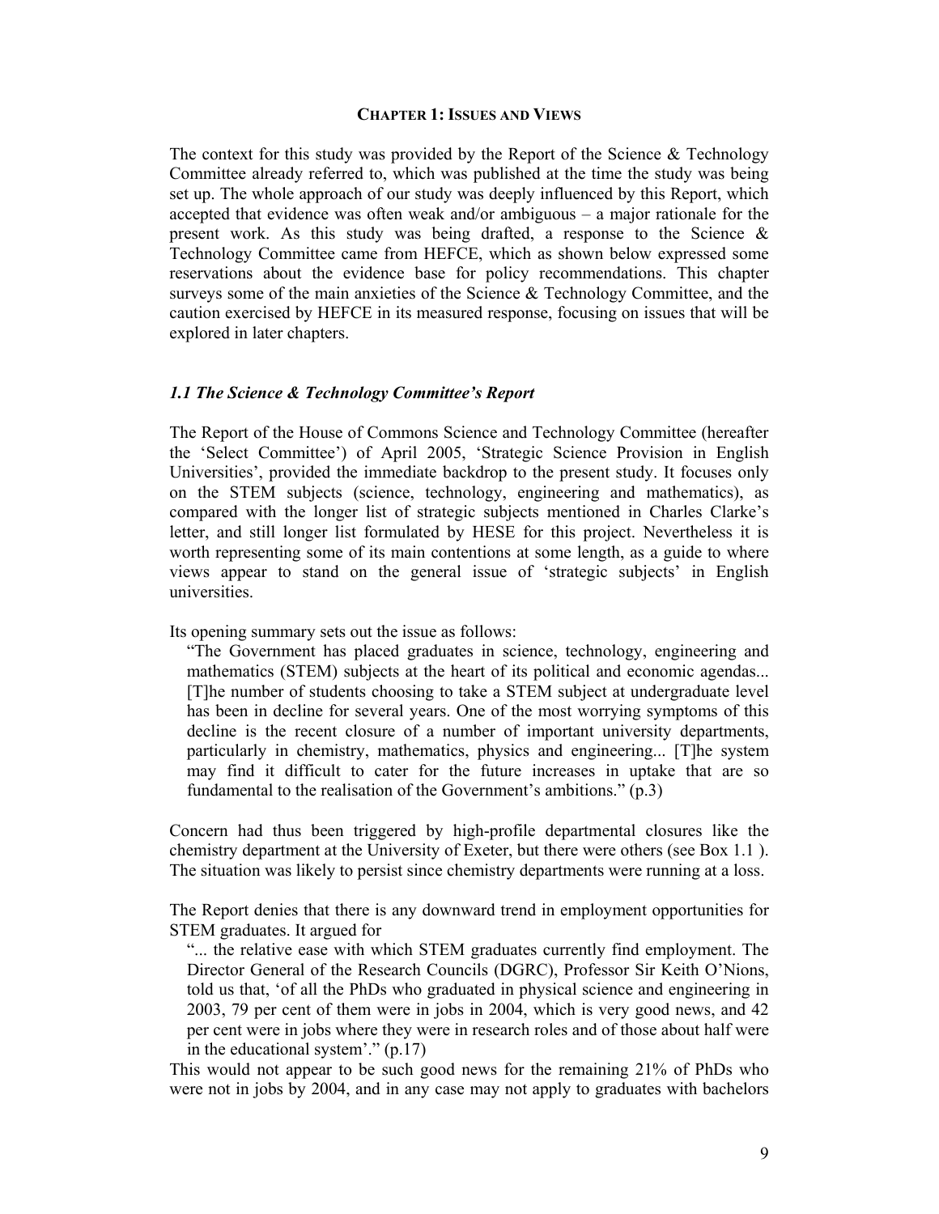## CHAPTER 1: ISSUES AND VIEWS

The context for this study was provided by the Report of the Science & Technology Committee already referred to, which was published at the time the study was being set up. The whole approach of our study was deeply influenced by this Report, which accepted that evidence was often weak and/or ambiguous – a major rationale for the present work. As this study was being drafted, a response to the Science & Technology Committee came from HEFCE, which as shown below expressed some reservations about the evidence base for policy recommendations. This chapter surveys some of the main anxieties of the Science & Technology Committee, and the caution exercised by HEFCE in its measured response, focusing on issues that will be explored in later chapters.

### *1.1 The Science & Technology Committee's Report*

The Report of the House of Commons Science and Technology Committee (hereafter the 'Select Committee') of April 2005, 'Strategic Science Provision in English Universities', provided the immediate backdrop to the present study. It focuses only on the STEM subjects (science, technology, engineering and mathematics), as compared with the longer list of strategic subjects mentioned in Charles Clarke's letter, and still longer list formulated by HESE for this project. Nevertheless it is worth representing some of its main contentions at some length, as a guide to where views appear to stand on the general issue of 'strategic subjects' in English universities.

Its opening summary sets out the issue as follows:

> "The Government has placed graduates in science, technology, engineering and mathematics (STEM) subjects at the heart of its political and economic agendas... [T]he number of students choosing to take a STEM subject at undergraduate level has been in decline for several years. One of the most worrying symptoms of this decline is the recent closure of a number of important university departments, particularly in chemistry, mathematics, physics and engineering... [T]he system may find it difficult to cater for the future increases in uptake that are so fundamental to the realisation of the Government's ambitions." (p.3)

Concern had thus been triggered by high-profile departmental closures like the chemistry department at the University of Exeter, but there were others (see Box 1.1 ). The situation was likely to persist since chemistry departments were running at a loss.

The Report denies that there is any downward trend in employment opportunities for STEM graduates. It argued for

> "... the relative ease with which STEM graduates currently find employment. The Director General of the Research Councils (DGRC), Professor Sir Keith O'Nions, told us that, 'of all the PhDs who graduated in physical science and engineering in 2003, 79 per cent of them were in jobs in 2004, which is very good news, and 42 per cent were in jobs where they were in research roles and of those about half were in the educational system'." (p.17)

This would not appear to be such good news for the remaining 21% of PhDs who were not in jobs by 2004, and in any case may not apply to graduates with bachelors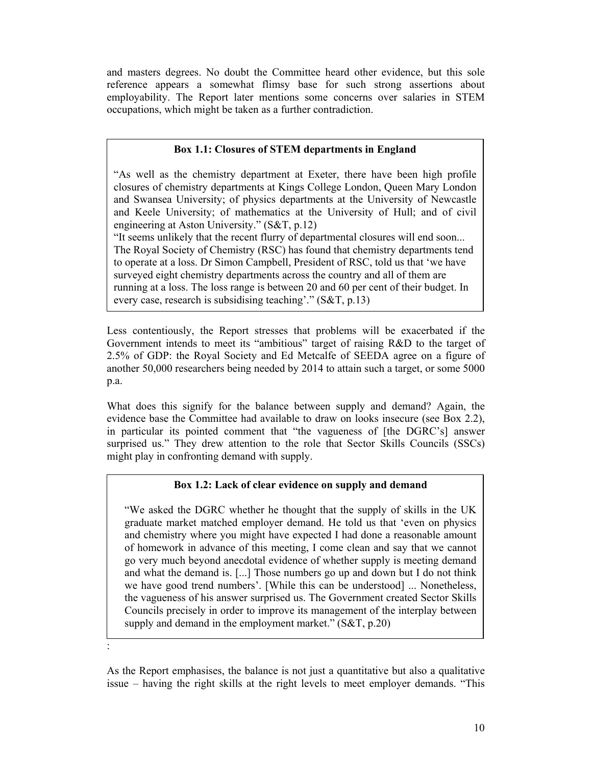and masters degrees. No doubt the Committee heard other evidence, but this sole reference appears a somewhat flimsy base for such strong assertions about employability. The Report later mentions some concerns over salaries in STEM occupations, which might be taken as a further contradiction.

> **Box 1.1: Closures of STEM departments in England**
>
> "As well as the chemistry department at Exeter, there have been high profile closures of chemistry departments at Kings College London, Queen Mary London and Swansea University; of physics departments at the University of Newcastle and Keele University; of mathematics at the University of Hull; and of civil engineering at Aston University." (S&T, p.12)
>
> "It seems unlikely that the recent flurry of departmental closures will end soon... The Royal Society of Chemistry (RSC) has found that chemistry departments tend to operate at a loss. Dr Simon Campbell, President of RSC, told us that 'we have surveyed eight chemistry departments across the country and all of them are running at a loss. The loss range is between 20 and 60 per cent of their budget. In every case, research is subsidising teaching'." (S&T, p.13)

Less contentiously, the Report stresses that problems will be exacerbated if the Government intends to meet its "ambitious" target of raising R&D to the target of 2.5% of GDP: the Royal Society and Ed Metcalfe of SEEDA agree on a figure of another 50,000 researchers being needed by 2014 to attain such a target, or some 5000 p.a.

What does this signify for the balance between supply and demand? Again, the evidence base the Committee had available to draw on looks insecure (see Box 2.2), in particular its pointed comment that "the vagueness of [the DGRC's] answer surprised us." They drew attention to the role that Sector Skills Councils (SSCs) might play in confronting demand with supply.

> **Box 1.2: Lack of clear evidence on supply and demand**
>
> "We asked the DGRC whether he thought that the supply of skills in the UK graduate market matched employer demand. He told us that 'even on physics and chemistry where you might have expected I had done a reasonable amount of homework in advance of this meeting, I come clean and say that we cannot go very much beyond anecdotal evidence of whether supply is meeting demand and what the demand is. [...] Those numbers go up and down but I do not think we have good trend numbers'. [While this can be understood] ... Nonetheless, the vagueness of his answer surprised us. The Government created Sector Skills Councils precisely in order to improve its management of the interplay between supply and demand in the employment market." (S&T, p.20)

:

As the Report emphasises, the balance is not just a quantitative but also a qualitative issue – having the right skills at the right levels to meet employer demands. "This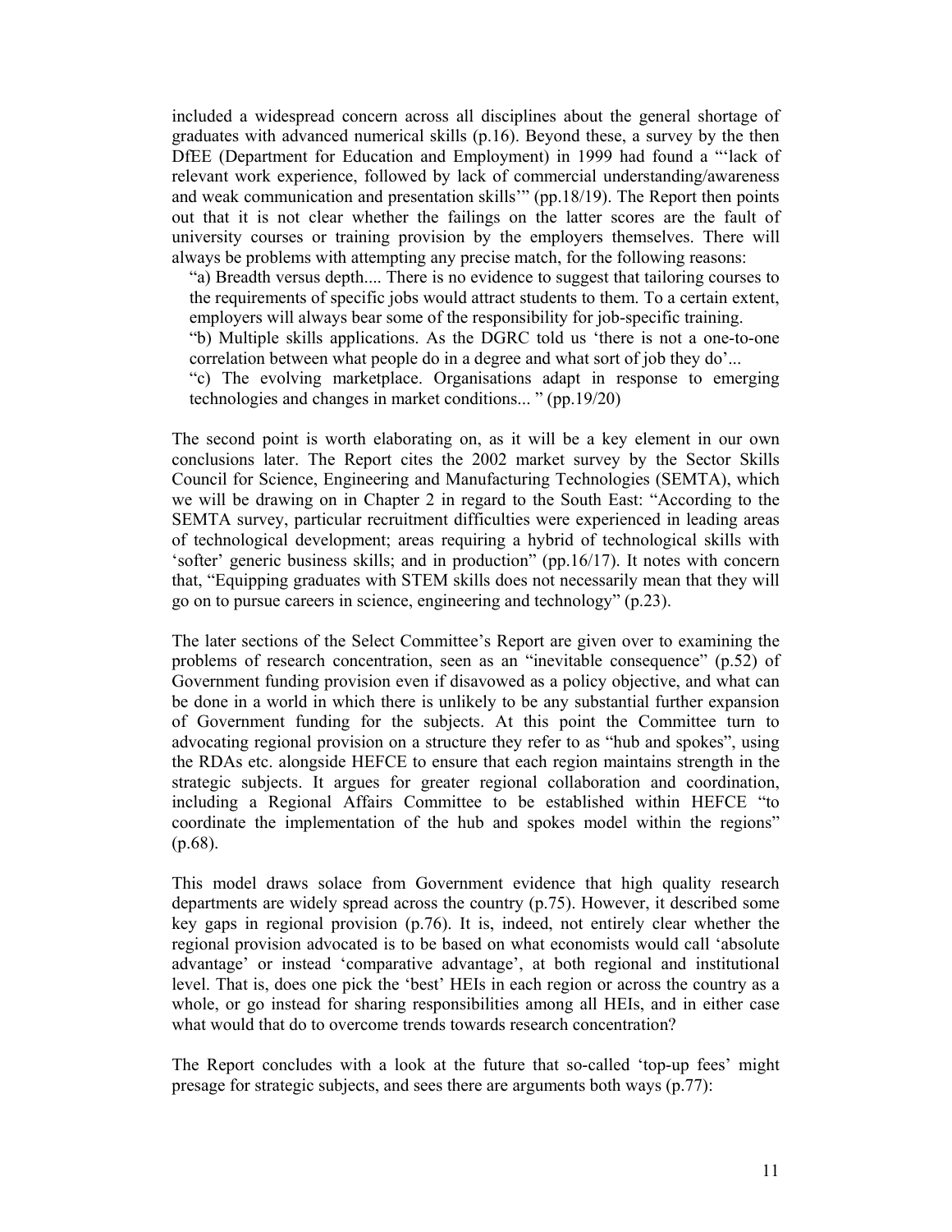included a widespread concern across all disciplines about the general shortage of graduates with advanced numerical skills (p.16). Beyond these, a survey by the then DfEE (Department for Education and Employment) in 1999 had found a "'lack of relevant work experience, followed by lack of commercial understanding/awareness and weak communication and presentation skills'" (pp.18/19). The Report then points out that it is not clear whether the failings on the latter scores are the fault of university courses or training provision by the employers themselves. There will always be problems with attempting any precise match, for the following reasons:

> "a) Breadth versus depth.... There is no evidence to suggest that tailoring courses to the requirements of specific jobs would attract students to them. To a certain extent, employers will always bear some of the responsibility for job-specific training.
>
> "b) Multiple skills applications. As the DGRC told us 'there is not a one-to-one correlation between what people do in a degree and what sort of job they do'...
>
> "c) The evolving marketplace. Organisations adapt in response to emerging technologies and changes in market conditions... " (pp.19/20)

The second point is worth elaborating on, as it will be a key element in our own conclusions later. The Report cites the 2002 market survey by the Sector Skills Council for Science, Engineering and Manufacturing Technologies (SEMTA), which we will be drawing on in Chapter 2 in regard to the South East: "According to the SEMTA survey, particular recruitment difficulties were experienced in leading areas of technological development; areas requiring a hybrid of technological skills with 'softer' generic business skills; and in production" (pp.16/17). It notes with concern that, "Equipping graduates with STEM skills does not necessarily mean that they will go on to pursue careers in science, engineering and technology" (p.23).

The later sections of the Select Committee's Report are given over to examining the problems of research concentration, seen as an "inevitable consequence" (p.52) of Government funding provision even if disavowed as a policy objective, and what can be done in a world in which there is unlikely to be any substantial further expansion of Government funding for the subjects. At this point the Committee turn to advocating regional provision on a structure they refer to as "hub and spokes", using the RDAs etc. alongside HEFCE to ensure that each region maintains strength in the strategic subjects. It argues for greater regional collaboration and coordination, including a Regional Affairs Committee to be established within HEFCE "to coordinate the implementation of the hub and spokes model within the regions" (p.68).

This model draws solace from Government evidence that high quality research departments are widely spread across the country (p.75). However, it described some key gaps in regional provision (p.76). It is, indeed, not entirely clear whether the regional provision advocated is to be based on what economists would call 'absolute advantage' or instead 'comparative advantage', at both regional and institutional level. That is, does one pick the 'best' HEIs in each region or across the country as a whole, or go instead for sharing responsibilities among all HEIs, and in either case what would that do to overcome trends towards research concentration?

The Report concludes with a look at the future that so-called 'top-up fees' might presage for strategic subjects, and sees there are arguments both ways (p.77):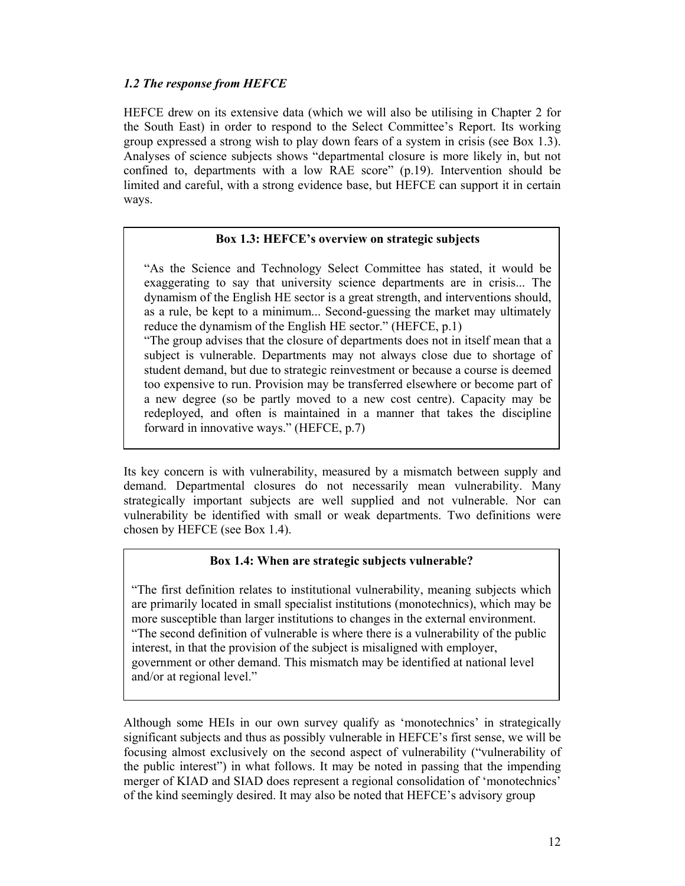### *1.2 The response from HEFCE*

HEFCE drew on its extensive data (which we will also be utilising in Chapter 2 for the South East) in order to respond to the Select Committee's Report. Its working group expressed a strong wish to play down fears of a system in crisis (see Box 1.3). Analyses of science subjects shows "departmental closure is more likely in, but not confined to, departments with a low RAE score" (p.19). Intervention should be limited and careful, with a strong evidence base, but HEFCE can support it in certain ways.

> **Box 1.3: HEFCE's overview on strategic subjects**
>
> "As the Science and Technology Select Committee has stated, it would be exaggerating to say that university science departments are in crisis... The dynamism of the English HE sector is a great strength, and interventions should, as a rule, be kept to a minimum... Second-guessing the market may ultimately reduce the dynamism of the English HE sector." (HEFCE, p.1)
>
> "The group advises that the closure of departments does not in itself mean that a subject is vulnerable. Departments may not always close due to shortage of student demand, but due to strategic reinvestment or because a course is deemed too expensive to run. Provision may be transferred elsewhere or become part of a new degree (so be partly moved to a new cost centre). Capacity may be redeployed, and often is maintained in a manner that takes the discipline forward in innovative ways." (HEFCE, p.7)

Its key concern is with vulnerability, measured by a mismatch between supply and demand. Departmental closures do not necessarily mean vulnerability. Many strategically important subjects are well supplied and not vulnerable. Nor can vulnerability be identified with small or weak departments. Two definitions were chosen by HEFCE (see Box 1.4).

> **Box 1.4: When are strategic subjects vulnerable?**
>
> "The first definition relates to institutional vulnerability, meaning subjects which are primarily located in small specialist institutions (monotechnics), which may be more susceptible than larger institutions to changes in the external environment.
>
> "The second definition of vulnerable is where there is a vulnerability of the public interest, in that the provision of the subject is misaligned with employer, government or other demand. This mismatch may be identified at national level and/or at regional level."

Although some HEIs in our own survey qualify as 'monotechnics' in strategically significant subjects and thus as possibly vulnerable in HEFCE's first sense, we will be focusing almost exclusively on the second aspect of vulnerability ("vulnerability of the public interest") in what follows. It may be noted in passing that the impending merger of KIAD and SIAD does represent a regional consolidation of 'monotechnics' of the kind seemingly desired. It may also be noted that HEFCE's advisory group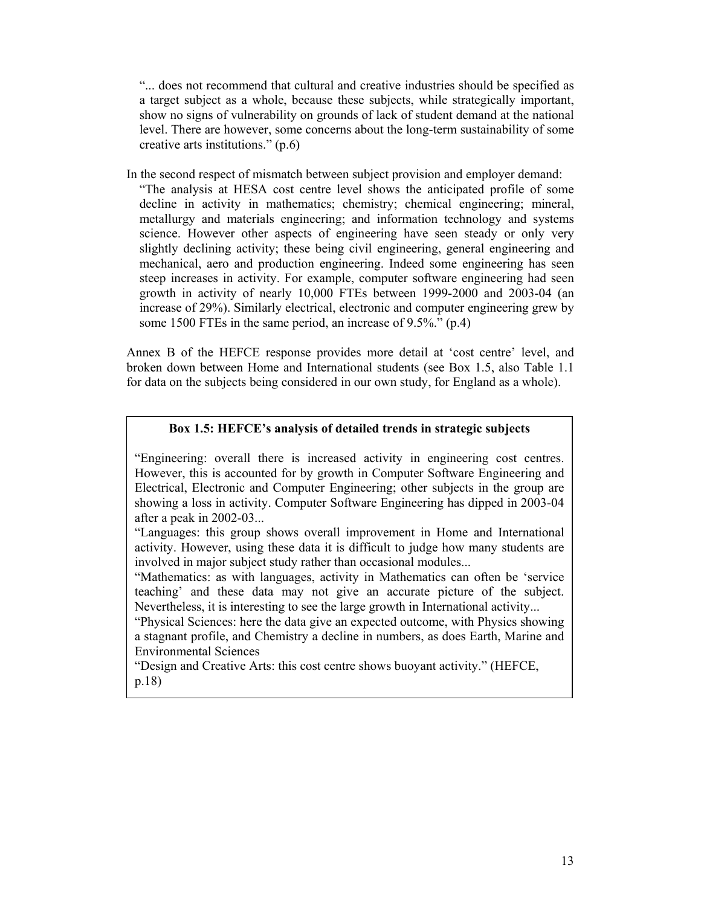> "... does not recommend that cultural and creative industries should be specified as a target subject as a whole, because these subjects, while strategically important, show no signs of vulnerability on grounds of lack of student demand at the national level. There are however, some concerns about the long-term sustainability of some creative arts institutions." (p.6)

In the second respect of mismatch between subject provision and employer demand:

> "The analysis at HESA cost centre level shows the anticipated profile of some decline in activity in mathematics; chemistry; chemical engineering; mineral, metallurgy and materials engineering; and information technology and systems science. However other aspects of engineering have seen steady or only very slightly declining activity; these being civil engineering, general engineering and mechanical, aero and production engineering. Indeed some engineering has seen steep increases in activity. For example, computer software engineering had seen growth in activity of nearly 10,000 FTEs between 1999-2000 and 2003-04 (an increase of 29%). Similarly electrical, electronic and computer engineering grew by some 1500 FTEs in the same period, an increase of 9.5%." (p.4)

Annex B of the HEFCE response provides more detail at 'cost centre' level, and broken down between Home and International students (see Box 1.5, also Table 1.1 for data on the subjects being considered in our own study, for England as a whole).

**Box 1.5: HEFCE's analysis of detailed trends in strategic subjects**

"Engineering: overall there is increased activity in engineering cost centres. However, this is accounted for by growth in Computer Software Engineering and Electrical, Electronic and Computer Engineering; other subjects in the group are showing a loss in activity. Computer Software Engineering has dipped in 2003-04 after a peak in 2002-03...

"Languages: this group shows overall improvement in Home and International activity. However, using these data it is difficult to judge how many students are involved in major subject study rather than occasional modules...

"Mathematics: as with languages, activity in Mathematics can often be 'service teaching' and these data may not give an accurate picture of the subject. Nevertheless, it is interesting to see the large growth in International activity...

"Physical Sciences: here the data give an expected outcome, with Physics showing a stagnant profile, and Chemistry a decline in numbers, as does Earth, Marine and Environmental Sciences

"Design and Creative Arts: this cost centre shows buoyant activity." (HEFCE, p.18)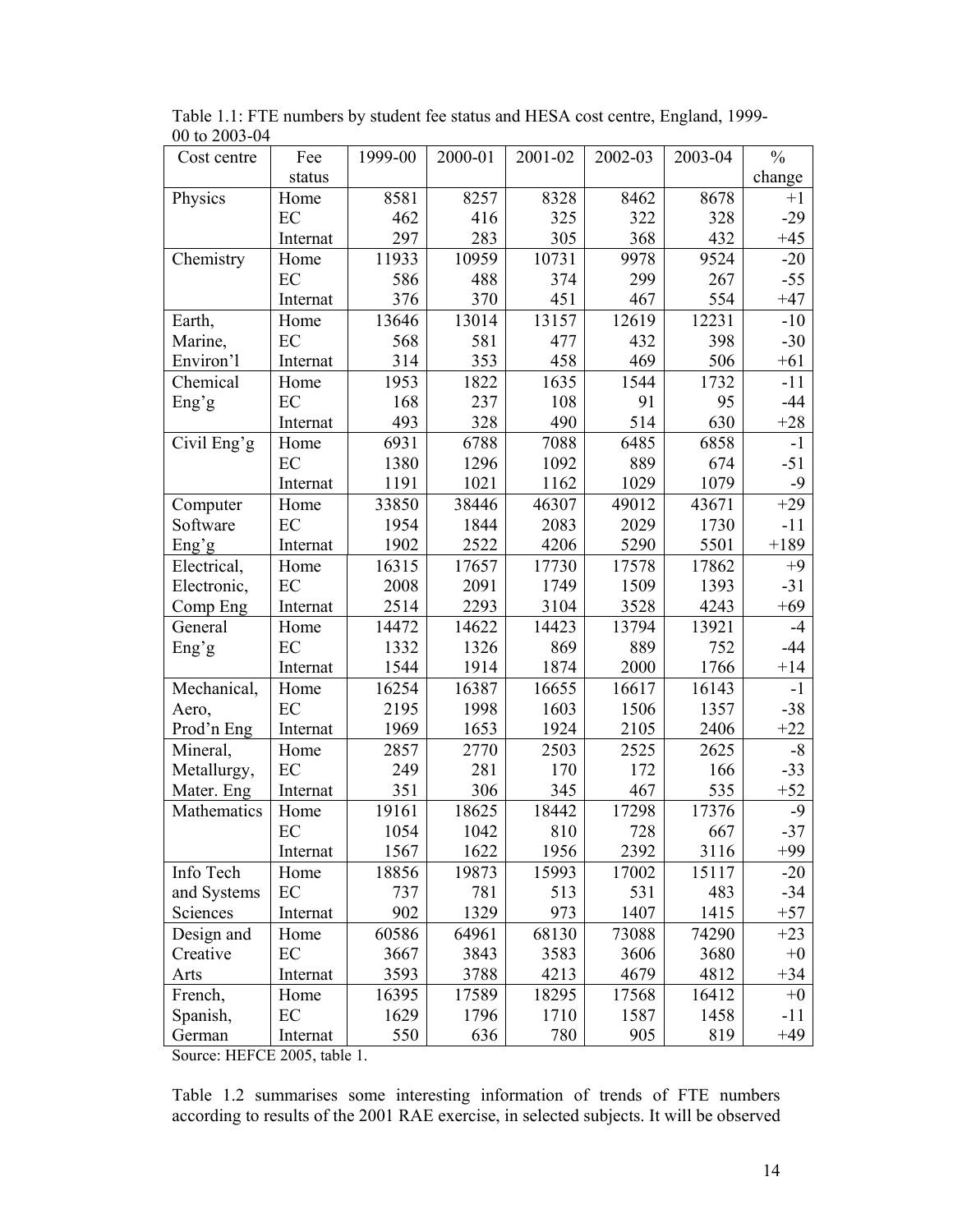Table 1.1: FTE numbers by student fee status and HESA cost centre, England, 1999-00 to 2003-04

| Cost centre | Fee status | 1999-00 | 2000-01 | 2001-02 | 2002-03 | 2003-04 | % change |
|---|---|---|---|---|---|---|---|
| Physics | Home | 8581 | 8257 | 8328 | 8462 | 8678 | +1 |
| | EC | 462 | 416 | 325 | 322 | 328 | -29 |
| | Internat | 297 | 283 | 305 | 368 | 432 | +45 |
| Chemistry | Home | 11933 | 10959 | 10731 | 9978 | 9524 | -20 |
| | EC | 586 | 488 | 374 | 299 | 267 | -55 |
| | Internat | 376 | 370 | 451 | 467 | 554 | +47 |
| Earth, Marine, Environ'l | Home | 13646 | 13014 | 13157 | 12619 | 12231 | -10 |
| | EC | 568 | 581 | 477 | 432 | 398 | -30 |
| | Internat | 314 | 353 | 458 | 469 | 506 | +61 |
| Chemical Eng'g | Home | 1953 | 1822 | 1635 | 1544 | 1732 | -11 |
| | EC | 168 | 237 | 108 | 91 | 95 | -44 |
| | Internat | 493 | 328 | 490 | 514 | 630 | +28 |
| Civil Eng'g | Home | 6931 | 6788 | 7088 | 6485 | 6858 | -1 |
| | EC | 1380 | 1296 | 1092 | 889 | 674 | -51 |
| | Internat | 1191 | 1021 | 1162 | 1029 | 1079 | -9 |
| Computer Software Eng'g | Home | 33850 | 38446 | 46307 | 49012 | 43671 | +29 |
| | EC | 1954 | 1844 | 2083 | 2029 | 1730 | -11 |
| | Internat | 1902 | 2522 | 4206 | 5290 | 5501 | +189 |
| Electrical, Electronic, Comp Eng | Home | 16315 | 17657 | 17730 | 17578 | 17862 | +9 |
| | EC | 2008 | 2091 | 1749 | 1509 | 1393 | -31 |
| | Internat | 2514 | 2293 | 3104 | 3528 | 4243 | +69 |
| General Eng'g | Home | 14472 | 14622 | 14423 | 13794 | 13921 | -4 |
| | EC | 1332 | 1326 | 869 | 889 | 752 | -44 |
| | Internat | 1544 | 1914 | 1874 | 2000 | 1766 | +14 |
| Mechanical, Aero, Prod'n Eng | Home | 16254 | 16387 | 16655 | 16617 | 16143 | -1 |
| | EC | 2195 | 1998 | 1603 | 1506 | 1357 | -38 |
| | Internat | 1969 | 1653 | 1924 | 2105 | 2406 | +22 |
| Mineral, Metallurgy, Mater. Eng | Home | 2857 | 2770 | 2503 | 2525 | 2625 | -8 |
| | EC | 249 | 281 | 170 | 172 | 166 | -33 |
| | Internat | 351 | 306 | 345 | 467 | 535 | +52 |
| Mathematics | Home | 19161 | 18625 | 18442 | 17298 | 17376 | -9 |
| | EC | 1054 | 1042 | 810 | 728 | 667 | -37 |
| | Internat | 1567 | 1622 | 1956 | 2392 | 3116 | +99 |
| Info Tech and Systems Sciences | Home | 18856 | 19873 | 15993 | 17002 | 15117 | -20 |
| | EC | 737 | 781 | 513 | 531 | 483 | -34 |
| | Internat | 902 | 1329 | 973 | 1407 | 1415 | +57 |
| Design and Creative Arts | Home | 60586 | 64961 | 68130 | 73088 | 74290 | +23 |
| | EC | 3667 | 3843 | 3583 | 3606 | 3680 | +0 |
| | Internat | 3593 | 3788 | 4213 | 4679 | 4812 | +34 |
| French, Spanish, German | Home | 16395 | 17589 | 18295 | 17568 | 16412 | +0 |
| | EC | 1629 | 1796 | 1710 | 1587 | 1458 | -11 |
| | Internat | 550 | 636 | 780 | 905 | 819 | +49 |

Source: HEFCE 2005, table 1.

Table 1.2 summarises some interesting information of trends of FTE numbers according to results of the 2001 RAE exercise, in selected subjects. It will be observed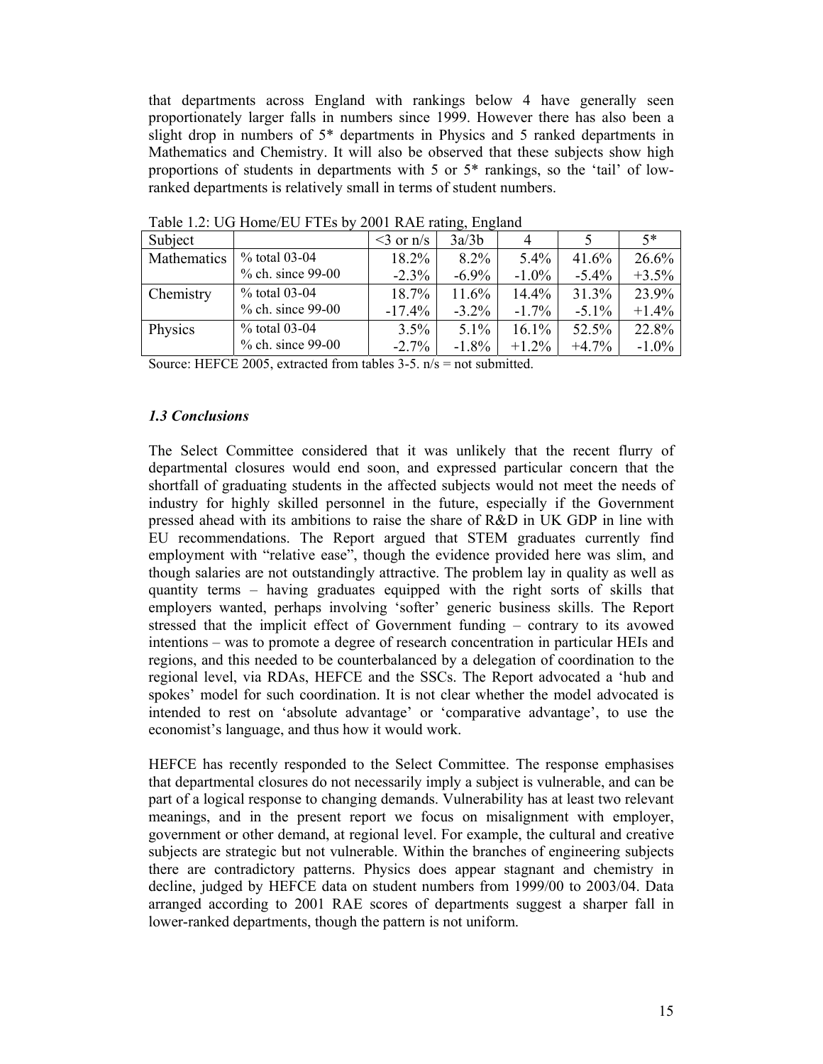that departments across England with rankings below 4 have generally seen proportionately larger falls in numbers since 1999. However there has also been a slight drop in numbers of 5* departments in Physics and 5 ranked departments in Mathematics and Chemistry. It will also be observed that these subjects show high proportions of students in departments with 5 or 5* rankings, so the 'tail' of low-ranked departments is relatively small in terms of student numbers.

Table 1.2: UG Home/EU FTEs by 2001 RAE rating, England

| Subject | | <3 or n/s | 3a/3b | 4 | 5 | 5* |
|---|---|---|---|---|---|---|
| Mathematics | % total 03-04 | 18.2% | 8.2% | 5.4% | 41.6% | 26.6% |
| | % ch. since 99-00 | -2.3% | -6.9% | -1.0% | -5.4% | +3.5% |
| Chemistry | % total 03-04 | 18.7% | 11.6% | 14.4% | 31.3% | 23.9% |
| | % ch. since 99-00 | -17.4% | -3.2% | -1.7% | -5.1% | +1.4% |
| Physics | % total 03-04 | 3.5% | 5.1% | 16.1% | 52.5% | 22.8% |
| | % ch. since 99-00 | -2.7% | -1.8% | +1.2% | +4.7% | -1.0% |

Source: HEFCE 2005, extracted from tables 3-5. n/s = not submitted.

### *1.3 Conclusions*

The Select Committee considered that it was unlikely that the recent flurry of departmental closures would end soon, and expressed particular concern that the shortfall of graduating students in the affected subjects would not meet the needs of industry for highly skilled personnel in the future, especially if the Government pressed ahead with its ambitions to raise the share of R&D in UK GDP in line with EU recommendations. The Report argued that STEM graduates currently find employment with "relative ease", though the evidence provided here was slim, and though salaries are not outstandingly attractive. The problem lay in quality as well as quantity terms – having graduates equipped with the right sorts of skills that employers wanted, perhaps involving 'softer' generic business skills. The Report stressed that the implicit effect of Government funding – contrary to its avowed intentions – was to promote a degree of research concentration in particular HEIs and regions, and this needed to be counterbalanced by a delegation of coordination to the regional level, via RDAs, HEFCE and the SSCs. The Report advocated a 'hub and spokes' model for such coordination. It is not clear whether the model advocated is intended to rest on 'absolute advantage' or 'comparative advantage', to use the economist's language, and thus how it would work.

HEFCE has recently responded to the Select Committee. The response emphasises that departmental closures do not necessarily imply a subject is vulnerable, and can be part of a logical response to changing demands. Vulnerability has at least two relevant meanings, and in the present report we focus on misalignment with employer, government or other demand, at regional level. For example, the cultural and creative subjects are strategic but not vulnerable. Within the branches of engineering subjects there are contradictory patterns. Physics does appear stagnant and chemistry in decline, judged by HEFCE data on student numbers from 1999/00 to 2003/04. Data arranged according to 2001 RAE scores of departments suggest a sharper fall in lower-ranked departments, though the pattern is not uniform.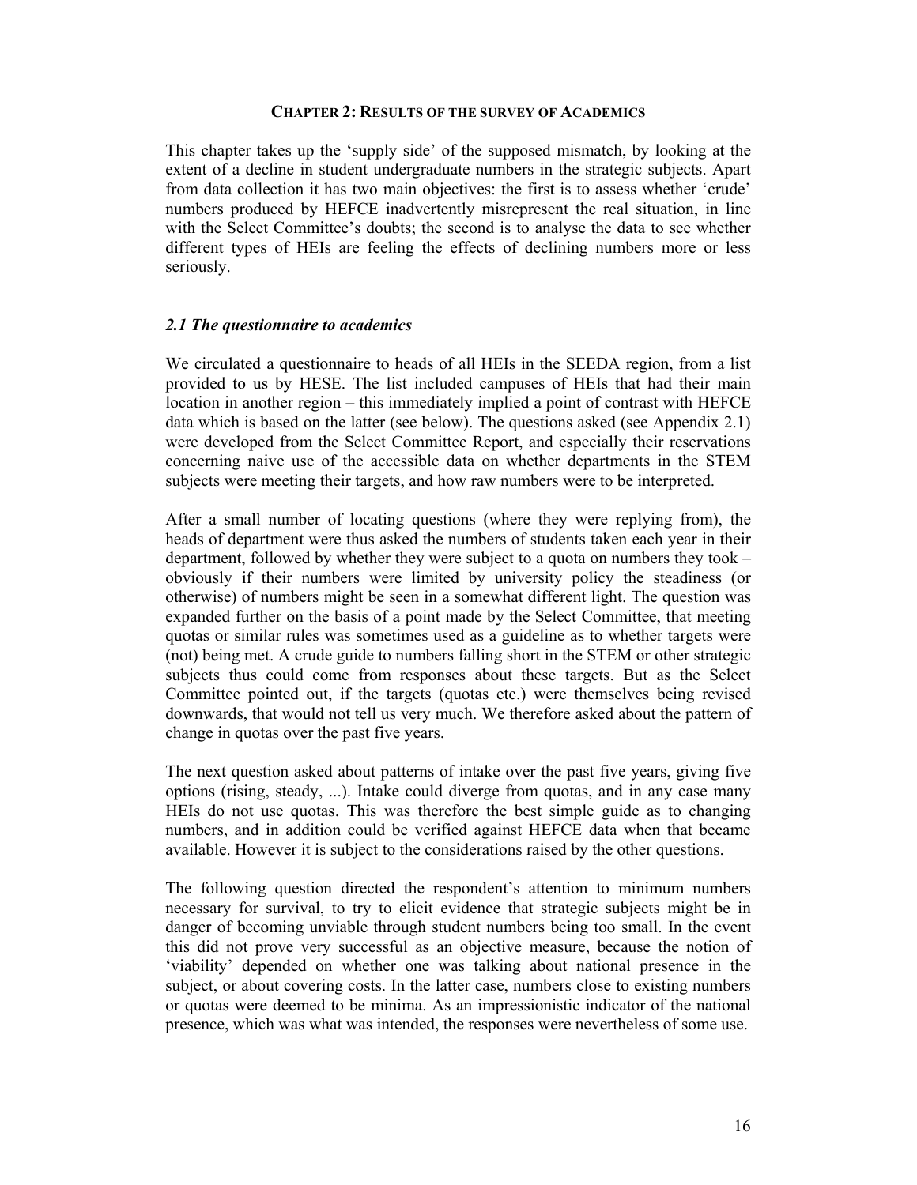## CHAPTER 2: RESULTS OF THE SURVEY OF ACADEMICS

This chapter takes up the 'supply side' of the supposed mismatch, by looking at the extent of a decline in student undergraduate numbers in the strategic subjects. Apart from data collection it has two main objectives: the first is to assess whether 'crude' numbers produced by HEFCE inadvertently misrepresent the real situation, in line with the Select Committee's doubts; the second is to analyse the data to see whether different types of HEIs are feeling the effects of declining numbers more or less seriously.

### *2.1 The questionnaire to academics*

We circulated a questionnaire to heads of all HEIs in the SEEDA region, from a list provided to us by HESE. The list included campuses of HEIs that had their main location in another region – this immediately implied a point of contrast with HEFCE data which is based on the latter (see below). The questions asked (see Appendix 2.1) were developed from the Select Committee Report, and especially their reservations concerning naive use of the accessible data on whether departments in the STEM subjects were meeting their targets, and how raw numbers were to be interpreted.

After a small number of locating questions (where they were replying from), the heads of department were thus asked the numbers of students taken each year in their department, followed by whether they were subject to a quota on numbers they took – obviously if their numbers were limited by university policy the steadiness (or otherwise) of numbers might be seen in a somewhat different light. The question was expanded further on the basis of a point made by the Select Committee, that meeting quotas or similar rules was sometimes used as a guideline as to whether targets were (not) being met. A crude guide to numbers falling short in the STEM or other strategic subjects thus could come from responses about these targets. But as the Select Committee pointed out, if the targets (quotas etc.) were themselves being revised downwards, that would not tell us very much. We therefore asked about the pattern of change in quotas over the past five years.

The next question asked about patterns of intake over the past five years, giving five options (rising, steady, ...). Intake could diverge from quotas, and in any case many HEIs do not use quotas. This was therefore the best simple guide as to changing numbers, and in addition could be verified against HEFCE data when that became available. However it is subject to the considerations raised by the other questions.

The following question directed the respondent's attention to minimum numbers necessary for survival, to try to elicit evidence that strategic subjects might be in danger of becoming unviable through student numbers being too small. In the event this did not prove very successful as an objective measure, because the notion of 'viability' depended on whether one was talking about national presence in the subject, or about covering costs. In the latter case, numbers close to existing numbers or quotas were deemed to be minima. As an impressionistic indicator of the national presence, which was what was intended, the responses were nevertheless of some use.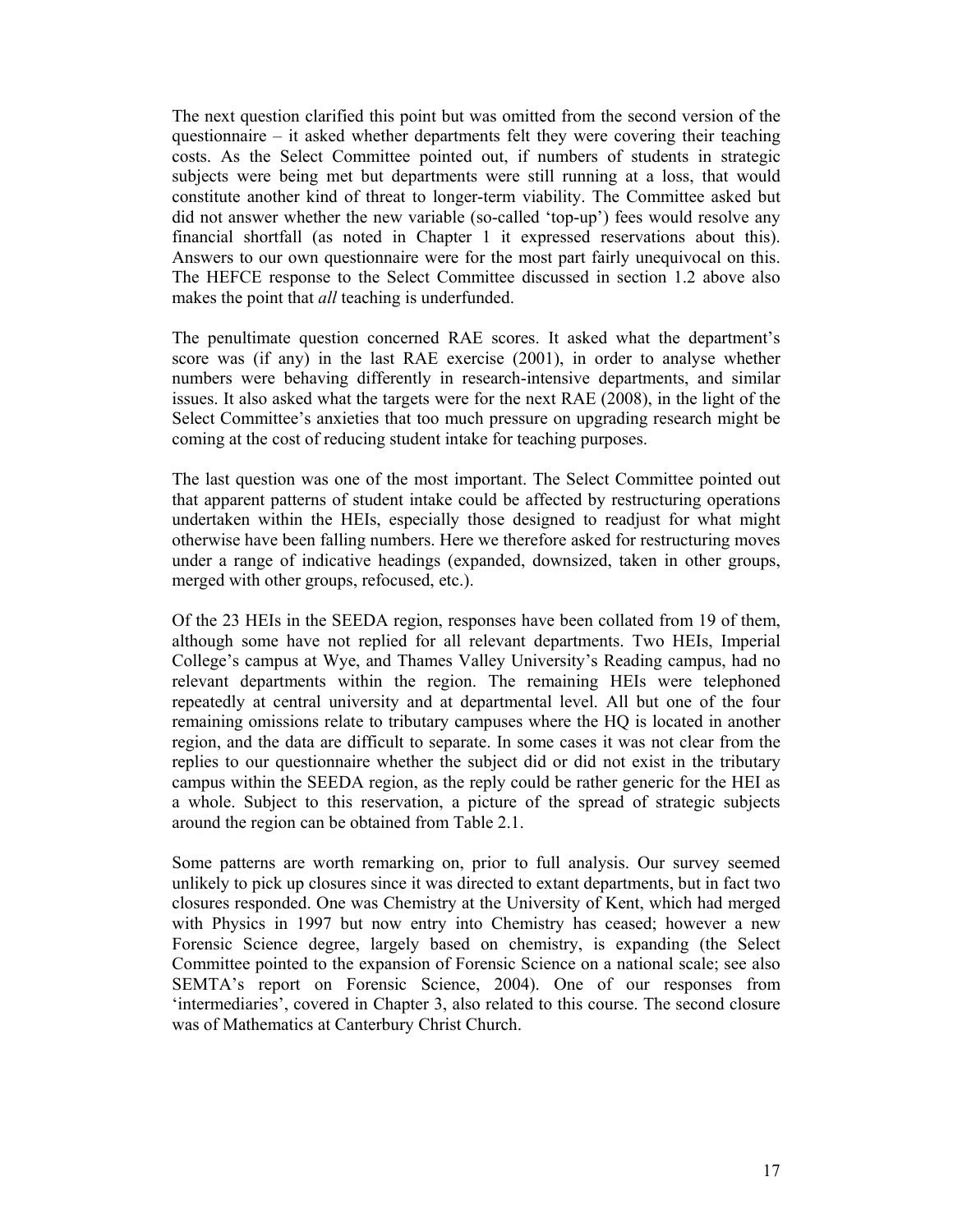The next question clarified this point but was omitted from the second version of the questionnaire – it asked whether departments felt they were covering their teaching costs. As the Select Committee pointed out, if numbers of students in strategic subjects were being met but departments were still running at a loss, that would constitute another kind of threat to longer-term viability. The Committee asked but did not answer whether the new variable (so-called 'top-up') fees would resolve any financial shortfall (as noted in Chapter 1 it expressed reservations about this). Answers to our own questionnaire were for the most part fairly unequivocal on this. The HEFCE response to the Select Committee discussed in section 1.2 above also makes the point that *all* teaching is underfunded.

The penultimate question concerned RAE scores. It asked what the department's score was (if any) in the last RAE exercise (2001), in order to analyse whether numbers were behaving differently in research-intensive departments, and similar issues. It also asked what the targets were for the next RAE (2008), in the light of the Select Committee's anxieties that too much pressure on upgrading research might be coming at the cost of reducing student intake for teaching purposes.

The last question was one of the most important. The Select Committee pointed out that apparent patterns of student intake could be affected by restructuring operations undertaken within the HEIs, especially those designed to readjust for what might otherwise have been falling numbers. Here we therefore asked for restructuring moves under a range of indicative headings (expanded, downsized, taken in other groups, merged with other groups, refocused, etc.).

Of the 23 HEIs in the SEEDA region, responses have been collated from 19 of them, although some have not replied for all relevant departments. Two HEIs, Imperial College's campus at Wye, and Thames Valley University's Reading campus, had no relevant departments within the region. The remaining HEIs were telephoned repeatedly at central university and at departmental level. All but one of the four remaining omissions relate to tributary campuses where the HQ is located in another region, and the data are difficult to separate. In some cases it was not clear from the replies to our questionnaire whether the subject did or did not exist in the tributary campus within the SEEDA region, as the reply could be rather generic for the HEI as a whole. Subject to this reservation, a picture of the spread of strategic subjects around the region can be obtained from Table 2.1.

Some patterns are worth remarking on, prior to full analysis. Our survey seemed unlikely to pick up closures since it was directed to extant departments, but in fact two closures responded. One was Chemistry at the University of Kent, which had merged with Physics in 1997 but now entry into Chemistry has ceased; however a new Forensic Science degree, largely based on chemistry, is expanding (the Select Committee pointed to the expansion of Forensic Science on a national scale; see also SEMTA's report on Forensic Science, 2004). One of our responses from 'intermediaries', covered in Chapter 3, also related to this course. The second closure was of Mathematics at Canterbury Christ Church.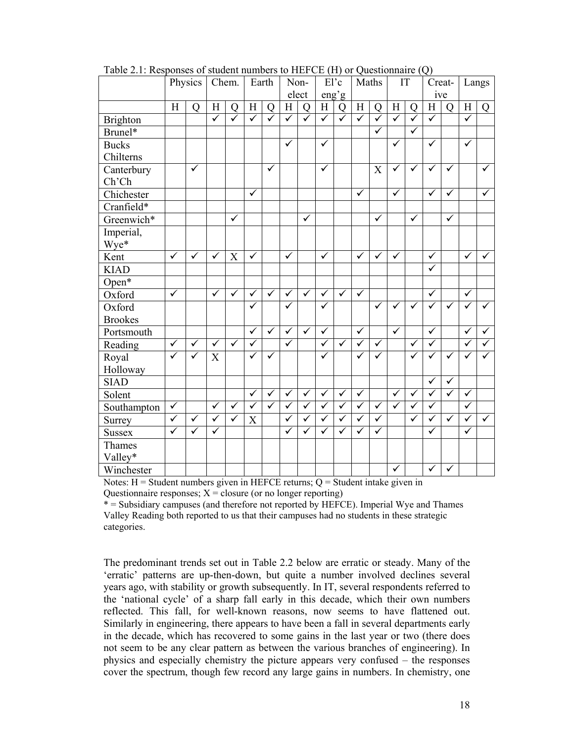Table 2.1: Responses of student numbers to HEFCE (H) or Questionnaire (Q)

| | Physics | | Chem. | | Earth | | Non-elect | | El'c eng'g | | Maths | | IT | | Creat-ive | | Langs | |
|---|---|---|---|---|---|---|---|---|---|---|---|---|---|---|---|---|---|---|
| | H | Q | H | Q | H | Q | H | Q | H | Q | H | Q | H | Q | H | Q | H | Q |
| Brighton | | | ✓ | ✓ | ✓ | ✓ | ✓ | ✓ | ✓ | ✓ | ✓ | ✓ | ✓ | ✓ | ✓ | | ✓ | |
| Brunel* | | | | | | | | | | | | ✓ | | ✓ | | | | |
| Bucks Chilterns | | | | | | | ✓ | | ✓ | | | | ✓ | | ✓ | | ✓ | |
| Canterbury Ch'Ch | | ✓ | | | | ✓ | | | ✓ | | | X | ✓ | ✓ | ✓ | ✓ | | ✓ |
| Chichester | | | | | ✓ | | | | | | ✓ | | ✓ | | ✓ | ✓ | | ✓ |
| Cranfield* | | | | | | | | | | | | | | | | | | |
| Greenwich* | | | | ✓ | | | | ✓ | | | | ✓ | | ✓ | | ✓ | | |
| Imperial, Wye* | | | | | | | | | | | | | | | | | | |
| Kent | ✓ | ✓ | ✓ | X | ✓ | | ✓ | | ✓ | | ✓ | ✓ | ✓ | | ✓ | | ✓ | ✓ |
| KIAD | | | | | | | | | | | | | | | ✓ | | | |
| Open* | | | | | | | | | | | | | | | | | | |
| Oxford | ✓ | | ✓ | ✓ | ✓ | ✓ | ✓ | ✓ | ✓ | ✓ | ✓ | | | | ✓ | | ✓ | |
| Oxford Brookes | | | | | ✓ | | ✓ | | ✓ | | | ✓ | ✓ | ✓ | ✓ | ✓ | ✓ | ✓ |
| Portsmouth | | | | | ✓ | ✓ | ✓ | ✓ | ✓ | | ✓ | | ✓ | | ✓ | | ✓ | ✓ |
| Reading | ✓ | ✓ | ✓ | ✓ | ✓ | | ✓ | | ✓ | ✓ | ✓ | ✓ | | ✓ | ✓ | | ✓ | ✓ |
| Royal Holloway | ✓ | ✓ | X | | ✓ | ✓ | | | ✓ | | ✓ | ✓ | | ✓ | ✓ | ✓ | ✓ | ✓ |
| SIAD | | | | | | | | | | | | | | | ✓ | ✓ | | |
| Solent | | | | | ✓ | ✓ | ✓ | ✓ | ✓ | ✓ | ✓ | | ✓ | ✓ | ✓ | ✓ | ✓ | |
| Southampton | ✓ | | ✓ | ✓ | ✓ | ✓ | ✓ | ✓ | ✓ | ✓ | ✓ | ✓ | ✓ | ✓ | ✓ | | ✓ | |
| Surrey | ✓ | ✓ | ✓ | ✓ | X | | ✓ | ✓ | ✓ | ✓ | ✓ | ✓ | | ✓ | ✓ | ✓ | ✓ | ✓ |
| Sussex | ✓ | ✓ | ✓ | | | | ✓ | ✓ | ✓ | ✓ | ✓ | ✓ | | | ✓ | | ✓ | |
| Thames Valley* | | | | | | | | | | | | | | | | | | |
| Winchester | | | | | | | | | | | | | ✓ | | ✓ | ✓ | | |

Notes: H = Student numbers given in HEFCE returns; Q = Student intake given in Questionnaire responses; X = closure (or no longer reporting)
* = Subsidiary campuses (and therefore not reported by HEFCE). Imperial Wye and Thames Valley Reading both reported to us that their campuses had no students in these strategic categories.

The predominant trends set out in Table 2.2 below are erratic or steady. Many of the 'erratic' patterns are up-then-down, but quite a number involved declines several years ago, with stability or growth subsequently. In IT, several respondents referred to the 'national cycle' of a sharp fall early in this decade, which their own numbers reflected. This fall, for well-known reasons, now seems to have flattened out. Similarly in engineering, there appears to have been a fall in several departments early in the decade, which has recovered to some gains in the last year or two (there does not seem to be any clear pattern as between the various branches of engineering). In physics and especially chemistry the picture appears very confused – the responses cover the spectrum, though few record any large gains in numbers. In chemistry, one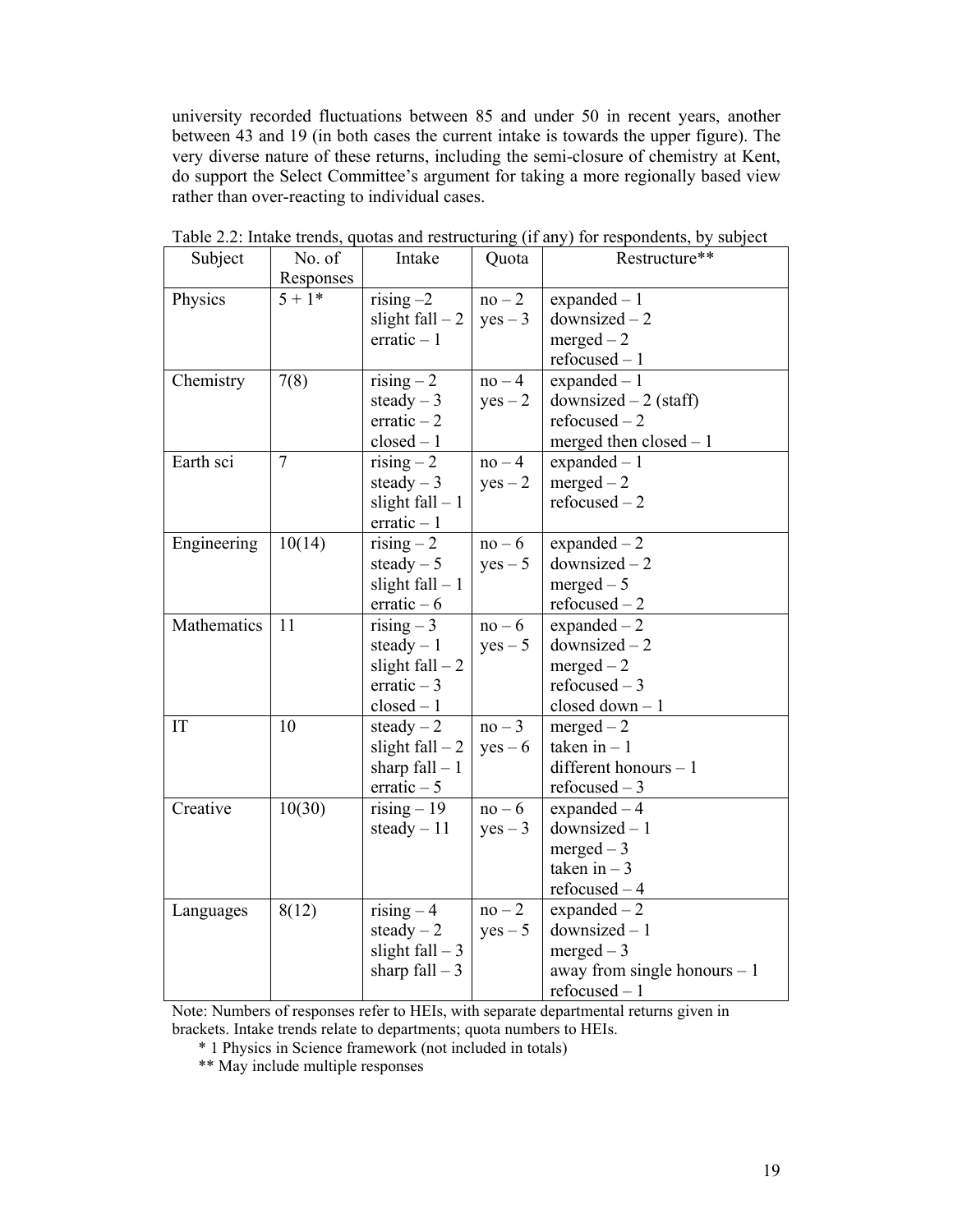university recorded fluctuations between 85 and under 50 in recent years, another between 43 and 19 (in both cases the current intake is towards the upper figure). The very diverse nature of these returns, including the semi-closure of chemistry at Kent, do support the Select Committee's argument for taking a more regionally based view rather than over-reacting to individual cases.

Table 2.2: Intake trends, quotas and restructuring (if any) for respondents, by subject

| Subject | No. of Responses | Intake | Quota | Restructure** |
|---|---|---|---|---|
| Physics | 5 + 1* | rising –2<br>slight fall – 2<br>erratic – 1 | no – 2<br>yes – 3 | expanded – 1<br>downsized – 2<br>merged – 2<br>refocused – 1 |
| Chemistry | 7(8) | rising – 2<br>steady – 3<br>erratic – 2<br>closed – 1 | no – 4<br>yes – 2 | expanded – 1<br>downsized – 2 (staff)<br>refocused – 2<br>merged then closed – 1 |
| Earth sci | 7 | rising – 2<br>steady – 3<br>slight fall – 1<br>erratic – 1 | no – 4<br>yes – 2 | expanded – 1<br>merged – 2<br>refocused – 2 |
| Engineering | 10(14) | rising – 2<br>steady – 5<br>slight fall – 1<br>erratic – 6 | no – 6<br>yes – 5 | expanded – 2<br>downsized – 2<br>merged – 5<br>refocused – 2 |
| Mathematics | 11 | rising – 3<br>steady – 1<br>slight fall – 2<br>erratic – 3<br>closed – 1 | no – 6<br>yes – 5 | expanded – 2<br>downsized – 2<br>merged – 2<br>refocused – 3<br>closed down – 1 |
| IT | 10 | steady – 2<br>slight fall – 2<br>sharp fall – 1<br>erratic – 5 | no – 3<br>yes – 6 | merged – 2<br>taken in – 1<br>different honours – 1<br>refocused – 3 |
| Creative | 10(30) | rising – 19<br>steady – 11 | no – 6<br>yes – 3 | expanded – 4<br>downsized – 1<br>merged – 3<br>taken in – 3<br>refocused – 4 |
| Languages | 8(12) | rising – 4<br>steady – 2<br>slight fall – 3<br>sharp fall – 3 | no – 2<br>yes – 5 | expanded – 2<br>downsized – 1<br>merged – 3<br>away from single honours – 1<br>refocused – 1 |

Note: Numbers of responses refer to HEIs, with separate departmental returns given in brackets. Intake trends relate to departments; quota numbers to HEIs.

\* 1 Physics in Science framework (not included in totals)

\** May include multiple responses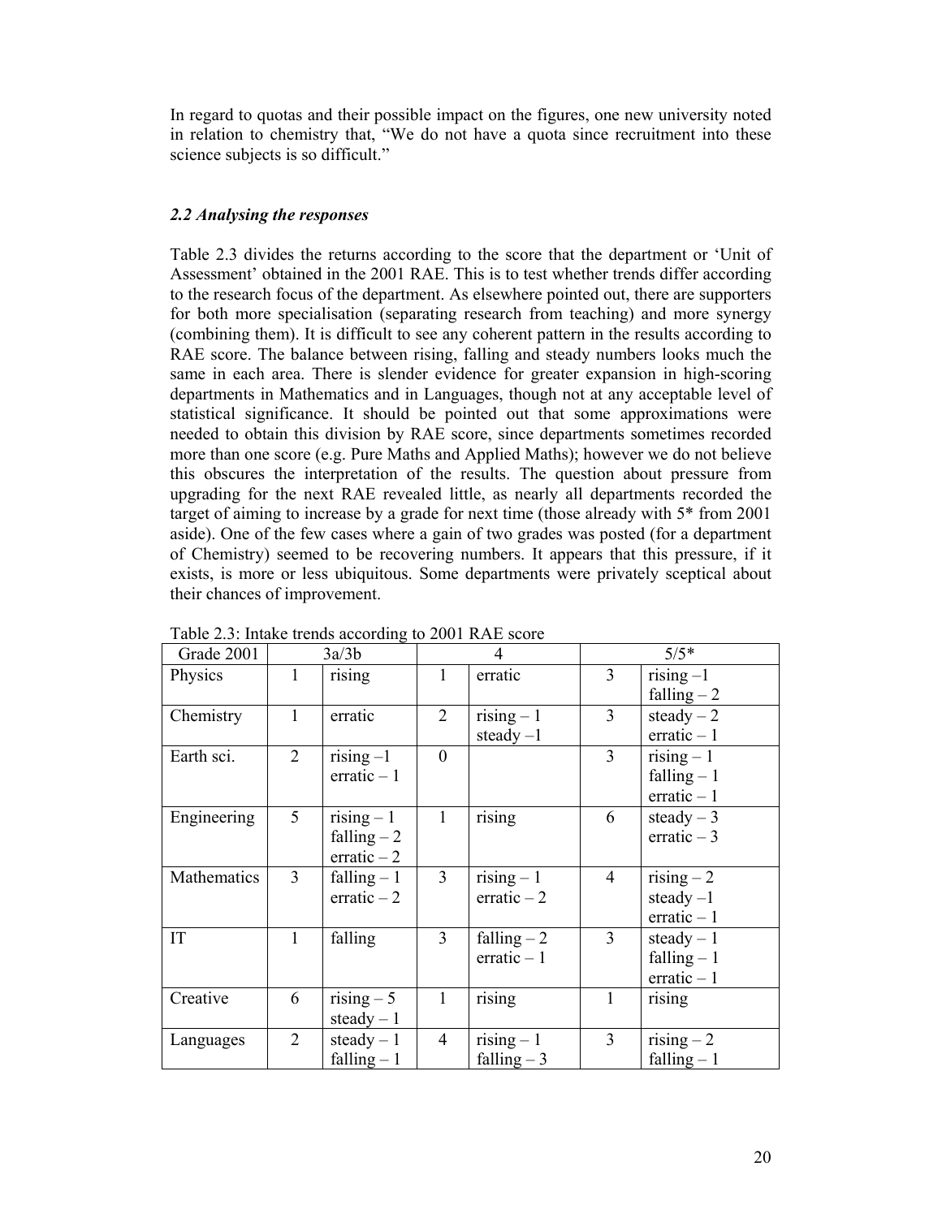In regard to quotas and their possible impact on the figures, one new university noted in relation to chemistry that, "We do not have a quota since recruitment into these science subjects is so difficult."

### *2.2 Analysing the responses*

Table 2.3 divides the returns according to the score that the department or 'Unit of Assessment' obtained in the 2001 RAE. This is to test whether trends differ according to the research focus of the department. As elsewhere pointed out, there are supporters for both more specialisation (separating research from teaching) and more synergy (combining them). It is difficult to see any coherent pattern in the results according to RAE score. The balance between rising, falling and steady numbers looks much the same in each area. There is slender evidence for greater expansion in high-scoring departments in Mathematics and in Languages, though not at any acceptable level of statistical significance. It should be pointed out that some approximations were needed to obtain this division by RAE score, since departments sometimes recorded more than one score (e.g. Pure Maths and Applied Maths); however we do not believe this obscures the interpretation of the results. The question about pressure from upgrading for the next RAE revealed little, as nearly all departments recorded the target of aiming to increase by a grade for next time (those already with 5* from 2001 aside). One of the few cases where a gain of two grades was posted (for a department of Chemistry) seemed to be recovering numbers. It appears that this pressure, if it exists, is more or less ubiquitous. Some departments were privately sceptical about their chances of improvement.

Table 2.3: Intake trends according to 2001 RAE score

| Grade 2001 | 3a/3b | | 4 | | 5/5* | |
|---|---|---|---|---|---|---|
| Physics | 1 | rising | 1 | erratic | 3 | rising –1<br>falling – 2 |
| Chemistry | 1 | erratic | 2 | rising – 1<br>steady –1 | 3 | steady – 2<br>erratic – 1 |
| Earth sci. | 2 | rising –1<br>erratic – 1 | 0 | | 3 | rising – 1<br>falling – 1<br>erratic – 1 |
| Engineering | 5 | rising – 1<br>falling – 2<br>erratic – 2 | 1 | rising | 6 | steady – 3<br>erratic – 3 |
| Mathematics | 3 | falling – 1<br>erratic – 2 | 3 | rising – 1<br>erratic – 2 | 4 | rising – 2<br>steady –1<br>erratic – 1 |
| IT | 1 | falling | 3 | falling – 2<br>erratic – 1 | 3 | steady – 1<br>falling – 1<br>erratic – 1 |
| Creative | 6 | rising – 5<br>steady – 1 | 1 | rising | 1 | rising |
| Languages | 2 | steady – 1<br>falling – 1 | 4 | rising – 1<br>falling – 3 | 3 | rising – 2<br>falling – 1 |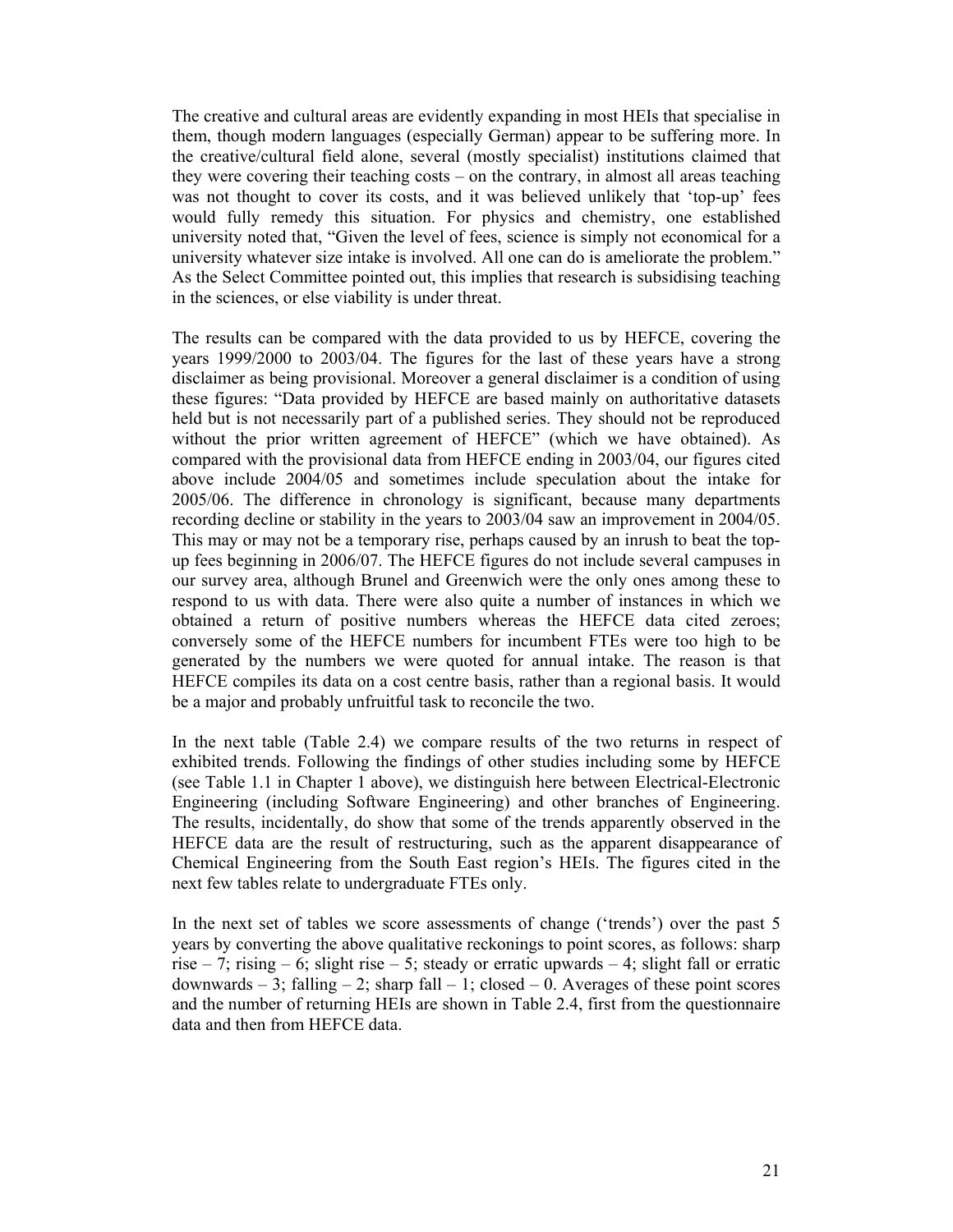The creative and cultural areas are evidently expanding in most HEIs that specialise in them, though modern languages (especially German) appear to be suffering more. In the creative/cultural field alone, several (mostly specialist) institutions claimed that they were covering their teaching costs – on the contrary, in almost all areas teaching was not thought to cover its costs, and it was believed unlikely that 'top-up' fees would fully remedy this situation. For physics and chemistry, one established university noted that, "Given the level of fees, science is simply not economical for a university whatever size intake is involved. All one can do is ameliorate the problem." As the Select Committee pointed out, this implies that research is subsidising teaching in the sciences, or else viability is under threat.

The results can be compared with the data provided to us by HEFCE, covering the years 1999/2000 to 2003/04. The figures for the last of these years have a strong disclaimer as being provisional. Moreover a general disclaimer is a condition of using these figures: "Data provided by HEFCE are based mainly on authoritative datasets held but is not necessarily part of a published series. They should not be reproduced without the prior written agreement of HEFCE" (which we have obtained). As compared with the provisional data from HEFCE ending in 2003/04, our figures cited above include 2004/05 and sometimes include speculation about the intake for 2005/06. The difference in chronology is significant, because many departments recording decline or stability in the years to 2003/04 saw an improvement in 2004/05. This may or may not be a temporary rise, perhaps caused by an inrush to beat the top-up fees beginning in 2006/07. The HEFCE figures do not include several campuses in our survey area, although Brunel and Greenwich were the only ones among these to respond to us with data. There were also quite a number of instances in which we obtained a return of positive numbers whereas the HEFCE data cited zeroes; conversely some of the HEFCE numbers for incumbent FTEs were too high to be generated by the numbers we were quoted for annual intake. The reason is that HEFCE compiles its data on a cost centre basis, rather than a regional basis. It would be a major and probably unfruitful task to reconcile the two.

In the next table (Table 2.4) we compare results of the two returns in respect of exhibited trends. Following the findings of other studies including some by HEFCE (see Table 1.1 in Chapter 1 above), we distinguish here between Electrical-Electronic Engineering (including Software Engineering) and other branches of Engineering. The results, incidentally, do show that some of the trends apparently observed in the HEFCE data are the result of restructuring, such as the apparent disappearance of Chemical Engineering from the South East region's HEIs. The figures cited in the next few tables relate to undergraduate FTEs only.

In the next set of tables we score assessments of change ('trends') over the past 5 years by converting the above qualitative reckonings to point scores, as follows: sharp rise – 7; rising – 6; slight rise – 5; steady or erratic upwards – 4; slight fall or erratic downwards – 3; falling – 2; sharp fall – 1; closed – 0. Averages of these point scores and the number of returning HEIs are shown in Table 2.4, first from the questionnaire data and then from HEFCE data.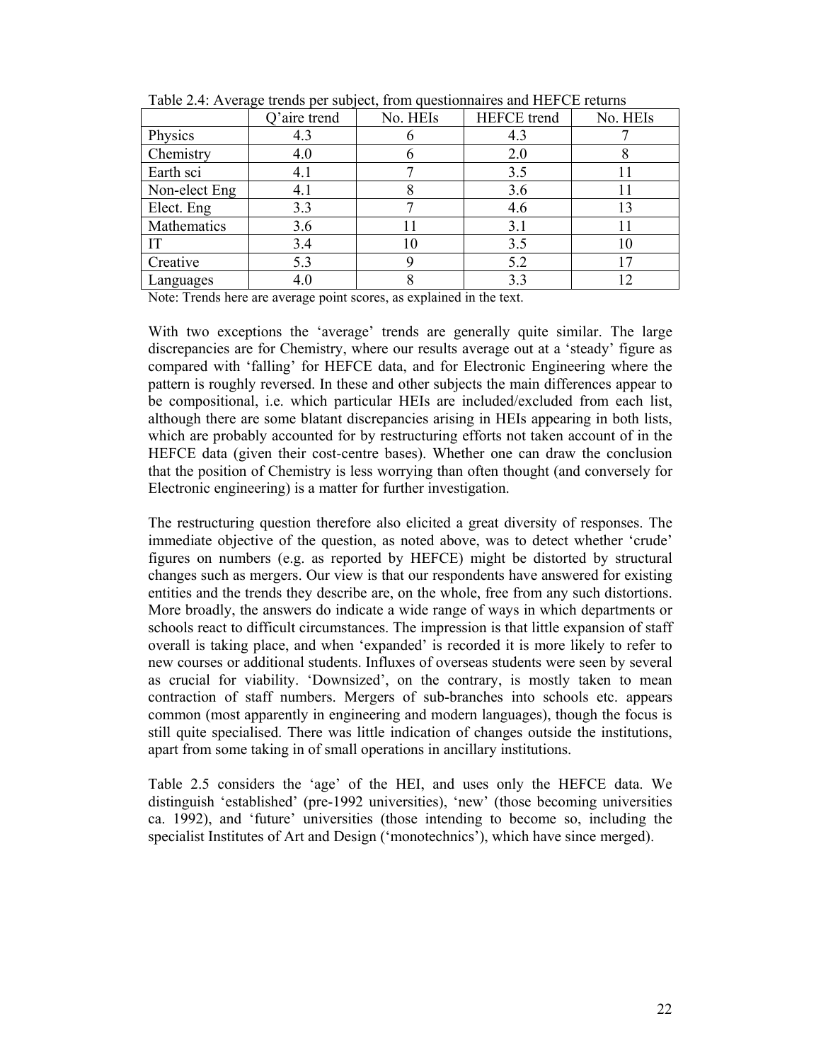Table 2.4: Average trends per subject, from questionnaires and HEFCE returns

| | Q'aire trend | No. HEIs | HEFCE trend | No. HEIs |
|---|---|---|---|---|
| Physics | 4.3 | 6 | 4.3 | 7 |
| Chemistry | 4.0 | 6 | 2.0 | 8 |
| Earth sci | 4.1 | 7 | 3.5 | 11 |
| Non-elect Eng | 4.1 | 8 | 3.6 | 11 |
| Elect. Eng | 3.3 | 7 | 4.6 | 13 |
| Mathematics | 3.6 | 11 | 3.1 | 11 |
| IT | 3.4 | 10 | 3.5 | 10 |
| Creative | 5.3 | 9 | 5.2 | 17 |
| Languages | 4.0 | 8 | 3.3 | 12 |

Note: Trends here are average point scores, as explained in the text.

With two exceptions the 'average' trends are generally quite similar. The large discrepancies are for Chemistry, where our results average out at a 'steady' figure as compared with 'falling' for HEFCE data, and for Electronic Engineering where the pattern is roughly reversed. In these and other subjects the main differences appear to be compositional, i.e. which particular HEIs are included/excluded from each list, although there are some blatant discrepancies arising in HEIs appearing in both lists, which are probably accounted for by restructuring efforts not taken account of in the HEFCE data (given their cost-centre bases). Whether one can draw the conclusion that the position of Chemistry is less worrying than often thought (and conversely for Electronic engineering) is a matter for further investigation.

The restructuring question therefore also elicited a great diversity of responses. The immediate objective of the question, as noted above, was to detect whether 'crude' figures on numbers (e.g. as reported by HEFCE) might be distorted by structural changes such as mergers. Our view is that our respondents have answered for existing entities and the trends they describe are, on the whole, free from any such distortions. More broadly, the answers do indicate a wide range of ways in which departments or schools react to difficult circumstances. The impression is that little expansion of staff overall is taking place, and when 'expanded' is recorded it is more likely to refer to new courses or additional students. Influxes of overseas students were seen by several as crucial for viability. 'Downsized', on the contrary, is mostly taken to mean contraction of staff numbers. Mergers of sub-branches into schools etc. appears common (most apparently in engineering and modern languages), though the focus is still quite specialised. There was little indication of changes outside the institutions, apart from some taking in of small operations in ancillary institutions.

Table 2.5 considers the 'age' of the HEI, and uses only the HEFCE data. We distinguish 'established' (pre-1992 universities), 'new' (those becoming universities ca. 1992), and 'future' universities (those intending to become so, including the specialist Institutes of Art and Design ('monotechnics'), which have since merged).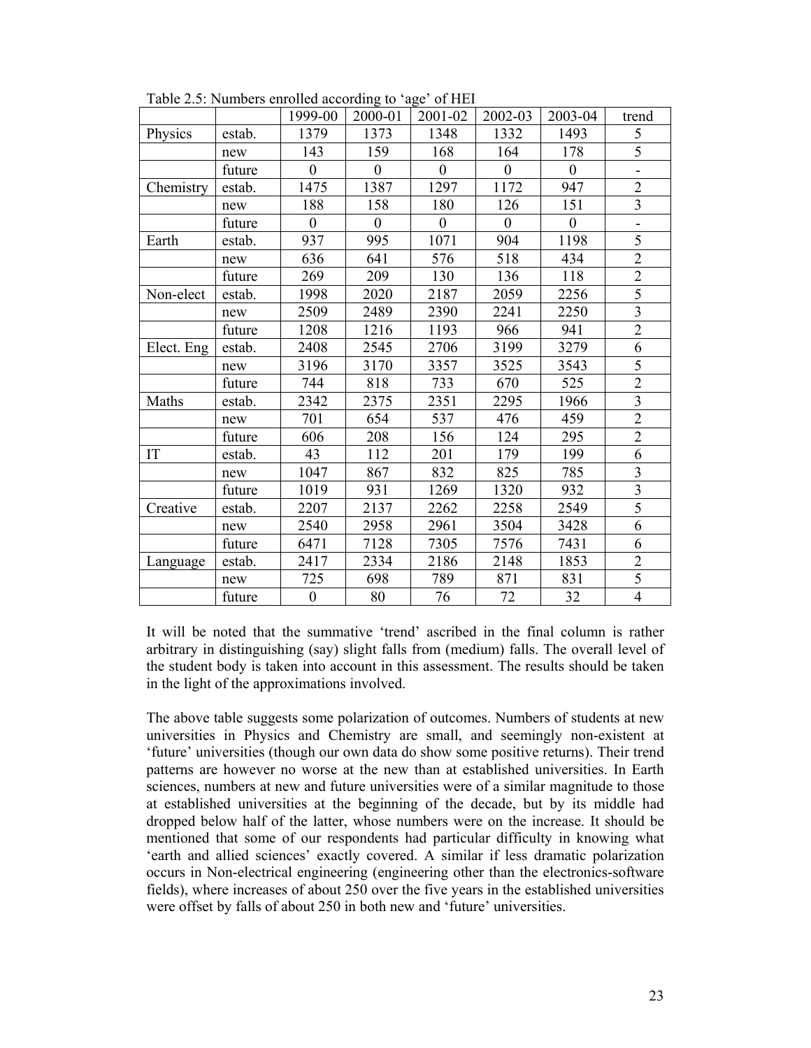Table 2.5: Numbers enrolled according to 'age' of HEI

| | | 1999-00 | 2000-01 | 2001-02 | 2002-03 | 2003-04 | trend |
|---|---|---|---|---|---|---|---|
| Physics | estab. | 1379 | 1373 | 1348 | 1332 | 1493 | 5 |
| | new | 143 | 159 | 168 | 164 | 178 | 5 |
| | future | 0 | 0 | 0 | 0 | 0 | - |
| Chemistry | estab. | 1475 | 1387 | 1297 | 1172 | 947 | 2 |
| | new | 188 | 158 | 180 | 126 | 151 | 3 |
| | future | 0 | 0 | 0 | 0 | 0 | - |
| Earth | estab. | 937 | 995 | 1071 | 904 | 1198 | 5 |
| | new | 636 | 641 | 576 | 518 | 434 | 2 |
| | future | 269 | 209 | 130 | 136 | 118 | 2 |
| Non-elect | estab. | 1998 | 2020 | 2187 | 2059 | 2256 | 5 |
| | new | 2509 | 2489 | 2390 | 2241 | 2250 | 3 |
| | future | 1208 | 1216 | 1193 | 966 | 941 | 2 |
| Elect. Eng | estab. | 2408 | 2545 | 2706 | 3199 | 3279 | 6 |
| | new | 3196 | 3170 | 3357 | 3525 | 3543 | 5 |
| | future | 744 | 818 | 733 | 670 | 525 | 2 |
| Maths | estab. | 2342 | 2375 | 2351 | 2295 | 1966 | 3 |
| | new | 701 | 654 | 537 | 476 | 459 | 2 |
| | future | 606 | 208 | 156 | 124 | 295 | 2 |
| IT | estab. | 43 | 112 | 201 | 179 | 199 | 6 |
| | new | 1047 | 867 | 832 | 825 | 785 | 3 |
| | future | 1019 | 931 | 1269 | 1320 | 932 | 3 |
| Creative | estab. | 2207 | 2137 | 2262 | 2258 | 2549 | 5 |
| | new | 2540 | 2958 | 2961 | 3504 | 3428 | 6 |
| | future | 6471 | 7128 | 7305 | 7576 | 7431 | 6 |
| Language | estab. | 2417 | 2334 | 2186 | 2148 | 1853 | 2 |
| | new | 725 | 698 | 789 | 871 | 831 | 5 |
| | future | 0 | 80 | 76 | 72 | 32 | 4 |

It will be noted that the summative 'trend' ascribed in the final column is rather arbitrary in distinguishing (say) slight falls from (medium) falls. The overall level of the student body is taken into account in this assessment. The results should be taken in the light of the approximations involved.

The above table suggests some polarization of outcomes. Numbers of students at new universities in Physics and Chemistry are small, and seemingly non-existent at 'future' universities (though our own data do show some positive returns). Their trend patterns are however no worse at the new than at established universities. In Earth sciences, numbers at new and future universities were of a similar magnitude to those at established universities at the beginning of the decade, but by its middle had dropped below half of the latter, whose numbers were on the increase. It should be mentioned that some of our respondents had particular difficulty in knowing what 'earth and allied sciences' exactly covered. A similar if less dramatic polarization occurs in Non-electrical engineering (engineering other than the electronics-software fields), where increases of about 250 over the five years in the established universities were offset by falls of about 250 in both new and 'future' universities.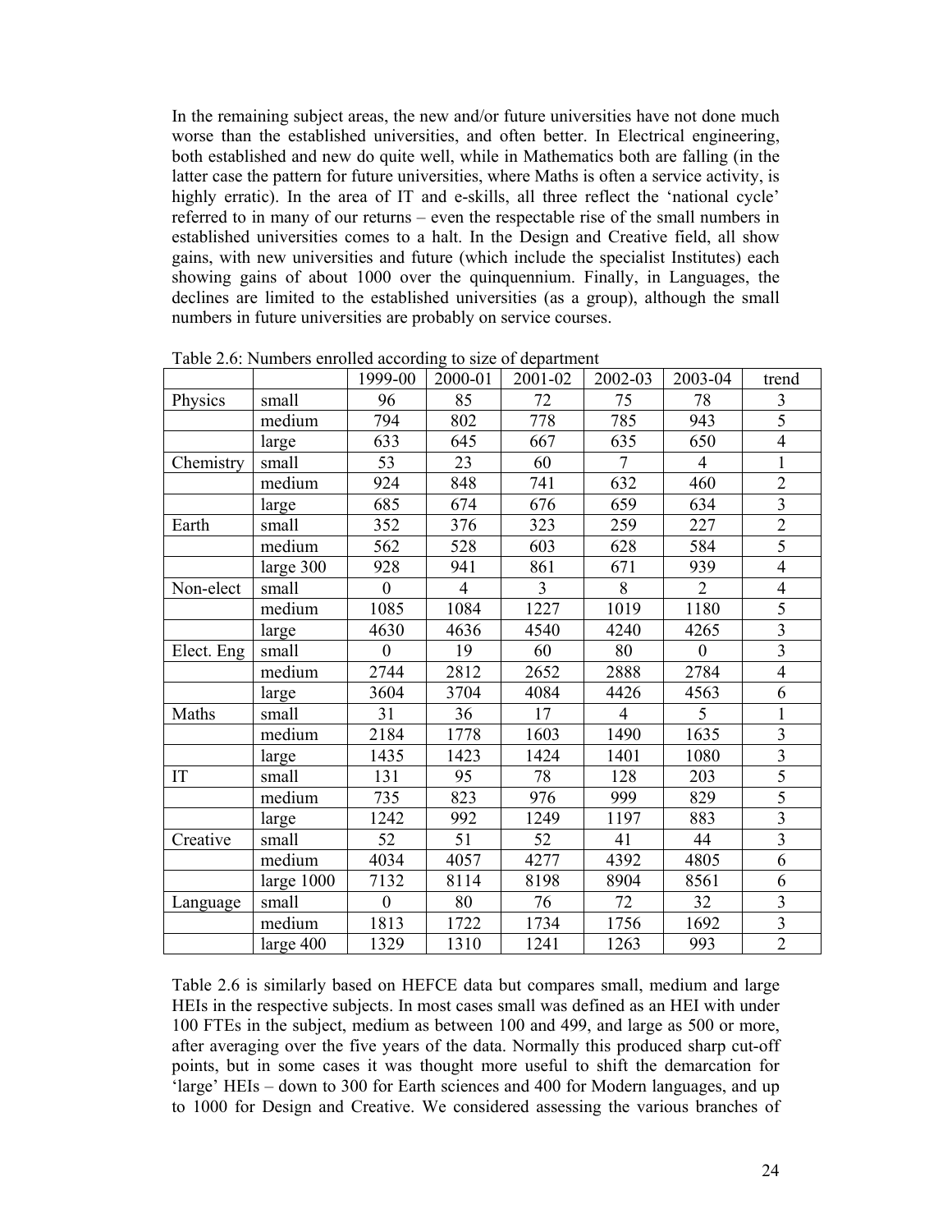In the remaining subject areas, the new and/or future universities have not done much worse than the established universities, and often better. In Electrical engineering, both established and new do quite well, while in Mathematics both are falling (in the latter case the pattern for future universities, where Maths is often a service activity, is highly erratic). In the area of IT and e-skills, all three reflect the 'national cycle' referred to in many of our returns – even the respectable rise of the small numbers in established universities comes to a halt. In the Design and Creative field, all show gains, with new universities and future (which include the specialist Institutes) each showing gains of about 1000 over the quinquennium. Finally, in Languages, the declines are limited to the established universities (as a group), although the small numbers in future universities are probably on service courses.

Table 2.6: Numbers enrolled according to size of department

| | | 1999-00 | 2000-01 | 2001-02 | 2002-03 | 2003-04 | trend |
|---|---|---|---|---|---|---|---|
| Physics | small | 96 | 85 | 72 | 75 | 78 | 3 |
| | medium | 794 | 802 | 778 | 785 | 943 | 5 |
| | large | 633 | 645 | 667 | 635 | 650 | 4 |
| Chemistry | small | 53 | 23 | 60 | 7 | 4 | 1 |
| | medium | 924 | 848 | 741 | 632 | 460 | 2 |
| | large | 685 | 674 | 676 | 659 | 634 | 3 |
| Earth | small | 352 | 376 | 323 | 259 | 227 | 2 |
| | medium | 562 | 528 | 603 | 628 | 584 | 5 |
| | large 300 | 928 | 941 | 861 | 671 | 939 | 4 |
| Non-elect | small | 0 | 4 | 3 | 8 | 2 | 4 |
| | medium | 1085 | 1084 | 1227 | 1019 | 1180 | 5 |
| | large | 4630 | 4636 | 4540 | 4240 | 4265 | 3 |
| Elect. Eng | small | 0 | 19 | 60 | 80 | 0 | 3 |
| | medium | 2744 | 2812 | 2652 | 2888 | 2784 | 4 |
| | large | 3604 | 3704 | 4084 | 4426 | 4563 | 6 |
| Maths | small | 31 | 36 | 17 | 4 | 5 | 1 |
| | medium | 2184 | 1778 | 1603 | 1490 | 1635 | 3 |
| | large | 1435 | 1423 | 1424 | 1401 | 1080 | 3 |
| IT | small | 131 | 95 | 78 | 128 | 203 | 5 |
| | medium | 735 | 823 | 976 | 999 | 829 | 5 |
| | large | 1242 | 992 | 1249 | 1197 | 883 | 3 |
| Creative | small | 52 | 51 | 52 | 41 | 44 | 3 |
| | medium | 4034 | 4057 | 4277 | 4392 | 4805 | 6 |
| | large 1000 | 7132 | 8114 | 8198 | 8904 | 8561 | 6 |
| Language | small | 0 | 80 | 76 | 72 | 32 | 3 |
| | medium | 1813 | 1722 | 1734 | 1756 | 1692 | 3 |
| | large 400 | 1329 | 1310 | 1241 | 1263 | 993 | 2 |

Table 2.6 is similarly based on HEFCE data but compares small, medium and large HEIs in the respective subjects. In most cases small was defined as an HEI with under 100 FTEs in the subject, medium as between 100 and 499, and large as 500 or more, after averaging over the five years of the data. Normally this produced sharp cut-off points, but in some cases it was thought more useful to shift the demarcation for 'large' HEIs – down to 300 for Earth sciences and 400 for Modern languages, and up to 1000 for Design and Creative. We considered assessing the various branches of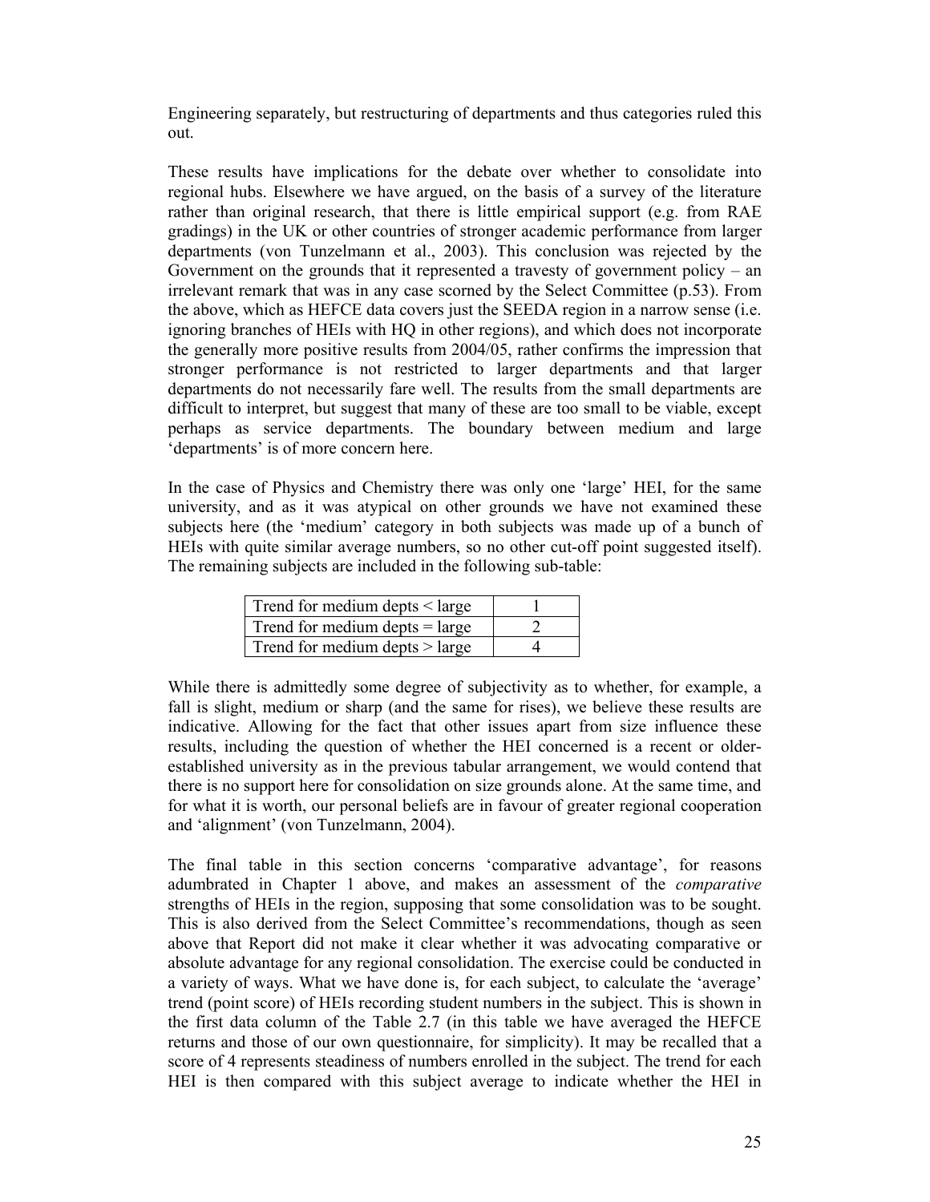Engineering separately, but restructuring of departments and thus categories ruled this out.

These results have implications for the debate over whether to consolidate into regional hubs. Elsewhere we have argued, on the basis of a survey of the literature rather than original research, that there is little empirical support (e.g. from RAE gradings) in the UK or other countries of stronger academic performance from larger departments (von Tunzelmann et al., 2003). This conclusion was rejected by the Government on the grounds that it represented a travesty of government policy – an irrelevant remark that was in any case scorned by the Select Committee (p.53). From the above, which as HEFCE data covers just the SEEDA region in a narrow sense (i.e. ignoring branches of HEIs with HQ in other regions), and which does not incorporate the generally more positive results from 2004/05, rather confirms the impression that stronger performance is not restricted to larger departments and that larger departments do not necessarily fare well. The results from the small departments are difficult to interpret, but suggest that many of these are too small to be viable, except perhaps as service departments. The boundary between medium and large 'departments' is of more concern here.

In the case of Physics and Chemistry there was only one 'large' HEI, for the same university, and as it was atypical on other grounds we have not examined these subjects here (the 'medium' category in both subjects was made up of a bunch of HEIs with quite similar average numbers, so no other cut-off point suggested itself). The remaining subjects are included in the following sub-table:

| | |
|---|---|
| Trend for medium depts < large | 1 |
| Trend for medium depts = large | 2 |
| Trend for medium depts > large | 4 |

While there is admittedly some degree of subjectivity as to whether, for example, a fall is slight, medium or sharp (and the same for rises), we believe these results are indicative. Allowing for the fact that other issues apart from size influence these results, including the question of whether the HEI concerned is a recent or older-established university as in the previous tabular arrangement, we would contend that there is no support here for consolidation on size grounds alone. At the same time, and for what it is worth, our personal beliefs are in favour of greater regional cooperation and 'alignment' (von Tunzelmann, 2004).

The final table in this section concerns 'comparative advantage', for reasons adumbrated in Chapter 1 above, and makes an assessment of the *comparative* strengths of HEIs in the region, supposing that some consolidation was to be sought. This is also derived from the Select Committee's recommendations, though as seen above that Report did not make it clear whether it was advocating comparative or absolute advantage for any regional consolidation. The exercise could be conducted in a variety of ways. What we have done is, for each subject, to calculate the 'average' trend (point score) of HEIs recording student numbers in the subject. This is shown in the first data column of the Table 2.7 (in this table we have averaged the HEFCE returns and those of our own questionnaire, for simplicity). It may be recalled that a score of 4 represents steadiness of numbers enrolled in the subject. The trend for each HEI is then compared with this subject average to indicate whether the HEI in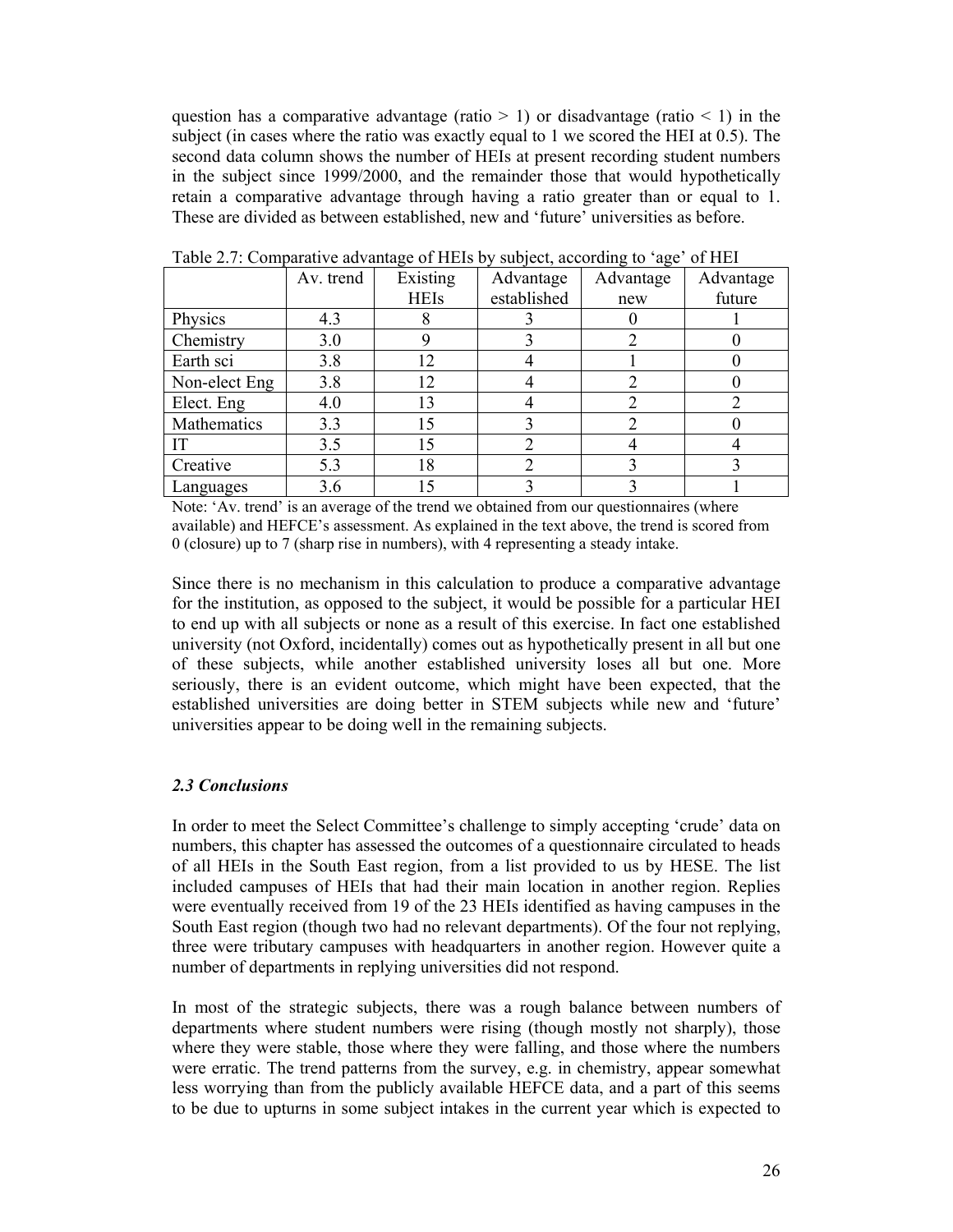question has a comparative advantage (ratio > 1) or disadvantage (ratio < 1) in the subject (in cases where the ratio was exactly equal to 1 we scored the HEI at 0.5). The second data column shows the number of HEIs at present recording student numbers in the subject since 1999/2000, and the remainder those that would hypothetically retain a comparative advantage through having a ratio greater than or equal to 1. These are divided as between established, new and 'future' universities as before.

Table 2.7: Comparative advantage of HEIs by subject, according to 'age' of HEI

| | Av. trend | Existing HEIs | Advantage established | Advantage new | Advantage future |
|---|---|---|---|---|---|
| Physics | 4.3 | 8 | 3 | 0 | 1 |
| Chemistry | 3.0 | 9 | 3 | 2 | 0 |
| Earth sci | 3.8 | 12 | 4 | 1 | 0 |
| Non-elect Eng | 3.8 | 12 | 4 | 2 | 0 |
| Elect. Eng | 4.0 | 13 | 4 | 2 | 2 |
| Mathematics | 3.3 | 15 | 3 | 2 | 0 |
| IT | 3.5 | 15 | 2 | 4 | 4 |
| Creative | 5.3 | 18 | 2 | 3 | 3 |
| Languages | 3.6 | 15 | 3 | 3 | 1 |

Note: 'Av. trend' is an average of the trend we obtained from our questionnaires (where available) and HEFCE's assessment. As explained in the text above, the trend is scored from 0 (closure) up to 7 (sharp rise in numbers), with 4 representing a steady intake.

Since there is no mechanism in this calculation to produce a comparative advantage for the institution, as opposed to the subject, it would be possible for a particular HEI to end up with all subjects or none as a result of this exercise. In fact one established university (not Oxford, incidentally) comes out as hypothetically present in all but one of these subjects, while another established university loses all but one. More seriously, there is an evident outcome, which might have been expected, that the established universities are doing better in STEM subjects while new and 'future' universities appear to be doing well in the remaining subjects.

### *2.3 Conclusions*

In order to meet the Select Committee's challenge to simply accepting 'crude' data on numbers, this chapter has assessed the outcomes of a questionnaire circulated to heads of all HEIs in the South East region, from a list provided to us by HESE. The list included campuses of HEIs that had their main location in another region. Replies were eventually received from 19 of the 23 HEIs identified as having campuses in the South East region (though two had no relevant departments). Of the four not replying, three were tributary campuses with headquarters in another region. However quite a number of departments in replying universities did not respond.

In most of the strategic subjects, there was a rough balance between numbers of departments where student numbers were rising (though mostly not sharply), those where they were stable, those where they were falling, and those where the numbers were erratic. The trend patterns from the survey, e.g. in chemistry, appear somewhat less worrying than from the publicly available HEFCE data, and a part of this seems to be due to upturns in some subject intakes in the current year which is expected to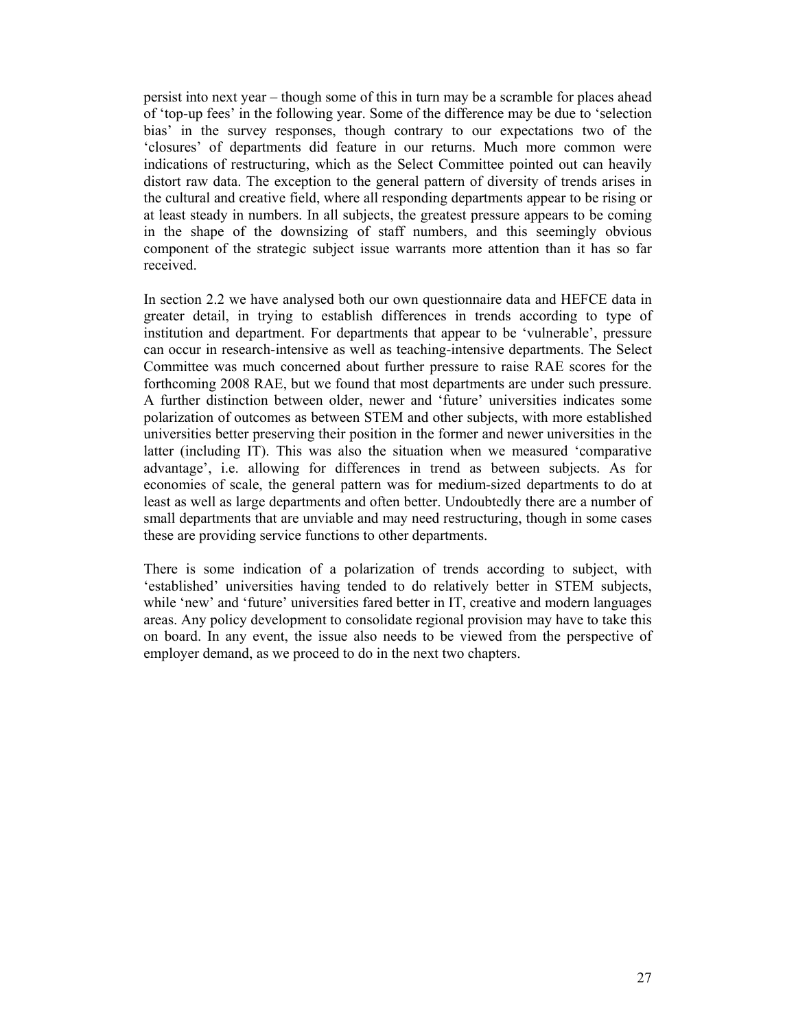persist into next year – though some of this in turn may be a scramble for places ahead of 'top-up fees' in the following year. Some of the difference may be due to 'selection bias' in the survey responses, though contrary to our expectations two of the 'closures' of departments did feature in our returns. Much more common were indications of restructuring, which as the Select Committee pointed out can heavily distort raw data. The exception to the general pattern of diversity of trends arises in the cultural and creative field, where all responding departments appear to be rising or at least steady in numbers. In all subjects, the greatest pressure appears to be coming in the shape of the downsizing of staff numbers, and this seemingly obvious component of the strategic subject issue warrants more attention than it has so far received.

In section 2.2 we have analysed both our own questionnaire data and HEFCE data in greater detail, in trying to establish differences in trends according to type of institution and department. For departments that appear to be 'vulnerable', pressure can occur in research-intensive as well as teaching-intensive departments. The Select Committee was much concerned about further pressure to raise RAE scores for the forthcoming 2008 RAE, but we found that most departments are under such pressure. A further distinction between older, newer and 'future' universities indicates some polarization of outcomes as between STEM and other subjects, with more established universities better preserving their position in the former and newer universities in the latter (including IT). This was also the situation when we measured 'comparative advantage', i.e. allowing for differences in trend as between subjects. As for economies of scale, the general pattern was for medium-sized departments to do at least as well as large departments and often better. Undoubtedly there are a number of small departments that are unviable and may need restructuring, though in some cases these are providing service functions to other departments.

There is some indication of a polarization of trends according to subject, with 'established' universities having tended to do relatively better in STEM subjects, while 'new' and 'future' universities fared better in IT, creative and modern languages areas. Any policy development to consolidate regional provision may have to take this on board. In any event, the issue also needs to be viewed from the perspective of employer demand, as we proceed to do in the next two chapters.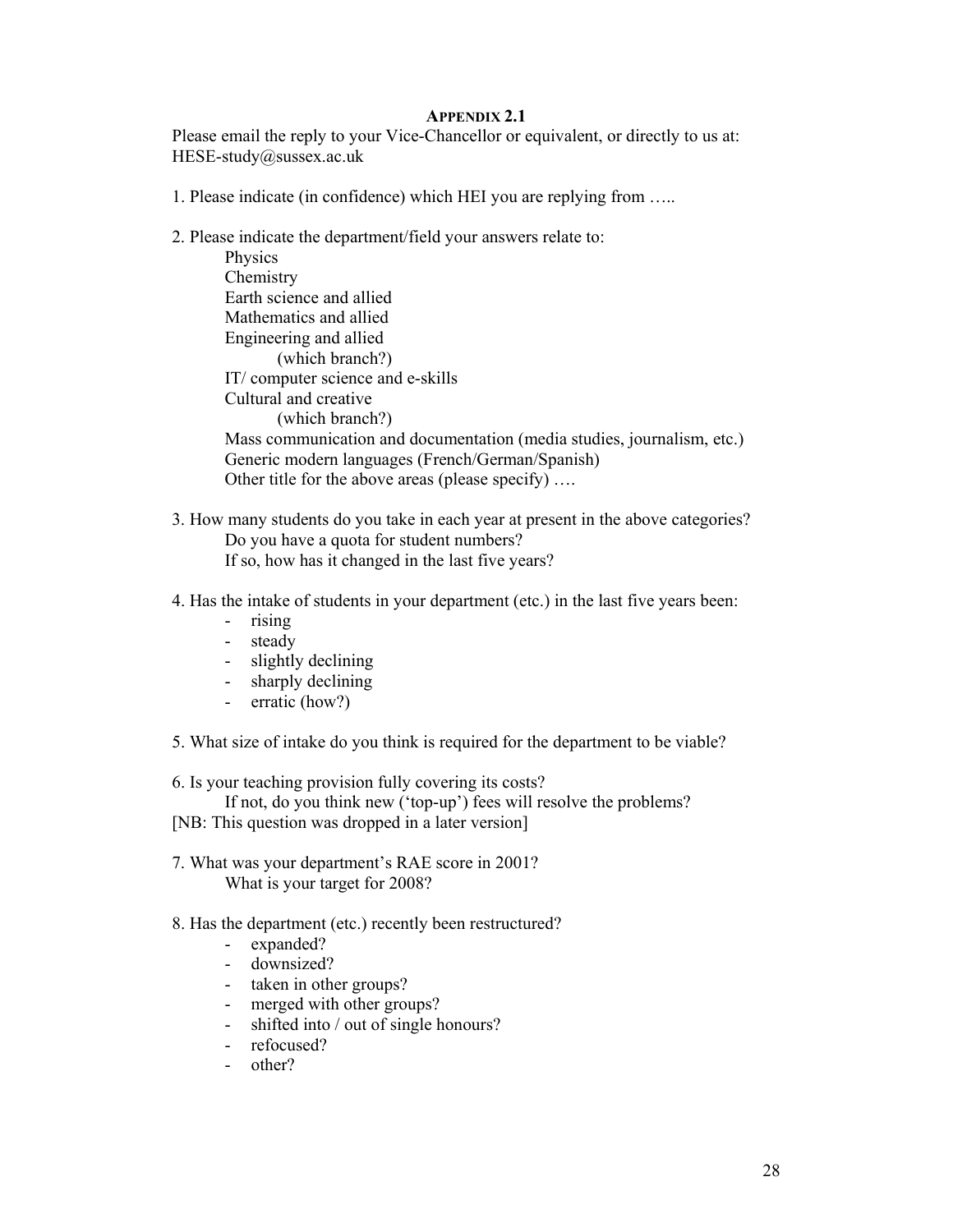## Appendix 2.1

Please email the reply to your Vice-Chancellor or equivalent, or directly to us at: HESE-study@sussex.ac.uk

1. Please indicate (in confidence) which HEI you are replying from …..

2. Please indicate the department/field your answers relate to:

   Physics
   Chemistry
   Earth science and allied
   Mathematics and allied
   Engineering and allied
   (which branch?)
   IT/ computer science and e-skills
   Cultural and creative
   (which branch?)
   Mass communication and documentation (media studies, journalism, etc.)
   Generic modern languages (French/German/Spanish)
   Other title for the above areas (please specify) ….

3. How many students do you take in each year at present in the above categories?
   Do you have a quota for student numbers?
   If so, how has it changed in the last five years?

4. Has the intake of students in your department (etc.) in the last five years been:
   - rising
   - steady
   - slightly declining
   - sharply declining
   - erratic (how?)

5. What size of intake do you think is required for the department to be viable?

6. Is your teaching provision fully covering its costs?
   If not, do you think new ('top-up') fees will resolve the problems?

[NB: This question was dropped in a later version]

7. What was your department's RAE score in 2001?
   What is your target for 2008?

8. Has the department (etc.) recently been restructured?
   - expanded?
   - downsized?
   - taken in other groups?
   - merged with other groups?
   - shifted into / out of single honours?
   - refocused?
   - other?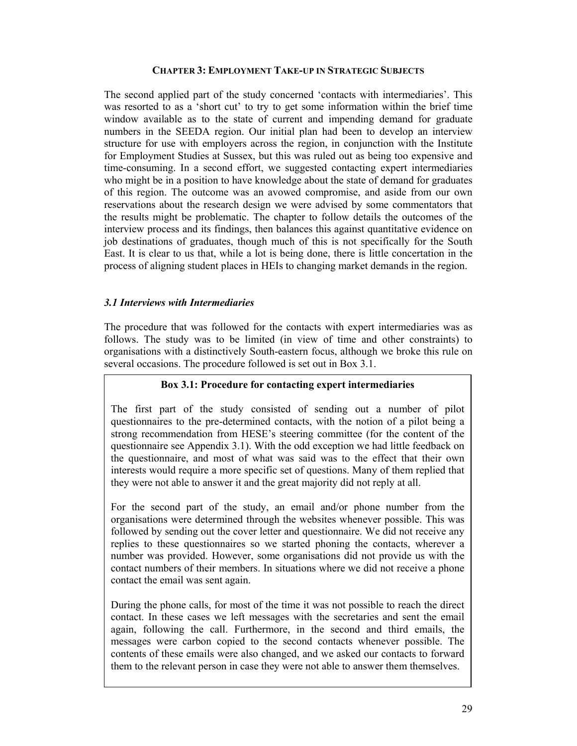# Chapter 3: Employment Take-up in Strategic Subjects

The second applied part of the study concerned 'contacts with intermediaries'. This was resorted to as a 'short cut' to try to get some information within the brief time window available as to the state of current and impending demand for graduate numbers in the SEEDA region. Our initial plan had been to develop an interview structure for use with employers across the region, in conjunction with the Institute for Employment Studies at Sussex, but this was ruled out as being too expensive and time-consuming. In a second effort, we suggested contacting expert intermediaries who might be in a position to have knowledge about the state of demand for graduates of this region. The outcome was an avowed compromise, and aside from our own reservations about the research design we were advised by some commentators that the results might be problematic. The chapter to follow details the outcomes of the interview process and its findings, then balances this against quantitative evidence on job destinations of graduates, though much of this is not specifically for the South East. It is clear to us that, while a lot is being done, there is little concertation in the process of aligning student places in HEIs to changing market demands in the region.

### *3.1 Interviews with Intermediaries*

The procedure that was followed for the contacts with expert intermediaries was as follows. The study was to be limited (in view of time and other constraints) to organisations with a distinctively South-eastern focus, although we broke this rule on several occasions. The procedure followed is set out in Box 3.1.

**Box 3.1: Procedure for contacting expert intermediaries**

The first part of the study consisted of sending out a number of pilot questionnaires to the pre-determined contacts, with the notion of a pilot being a strong recommendation from HESE's steering committee (for the content of the questionnaire see Appendix 3.1). With the odd exception we had little feedback on the questionnaire, and most of what was said was to the effect that their own interests would require a more specific set of questions. Many of them replied that they were not able to answer it and the great majority did not reply at all.

For the second part of the study, an email and/or phone number from the organisations were determined through the websites whenever possible. This was followed by sending out the cover letter and questionnaire. We did not receive any replies to these questionnaires so we started phoning the contacts, wherever a number was provided. However, some organisations did not provide us with the contact numbers of their members. In situations where we did not receive a phone contact the email was sent again.

During the phone calls, for most of the time it was not possible to reach the direct contact. In these cases we left messages with the secretaries and sent the email again, following the call. Furthermore, in the second and third emails, the messages were carbon copied to the second contacts whenever possible. The contents of these emails were also changed, and we asked our contacts to forward them to the relevant person in case they were not able to answer them themselves.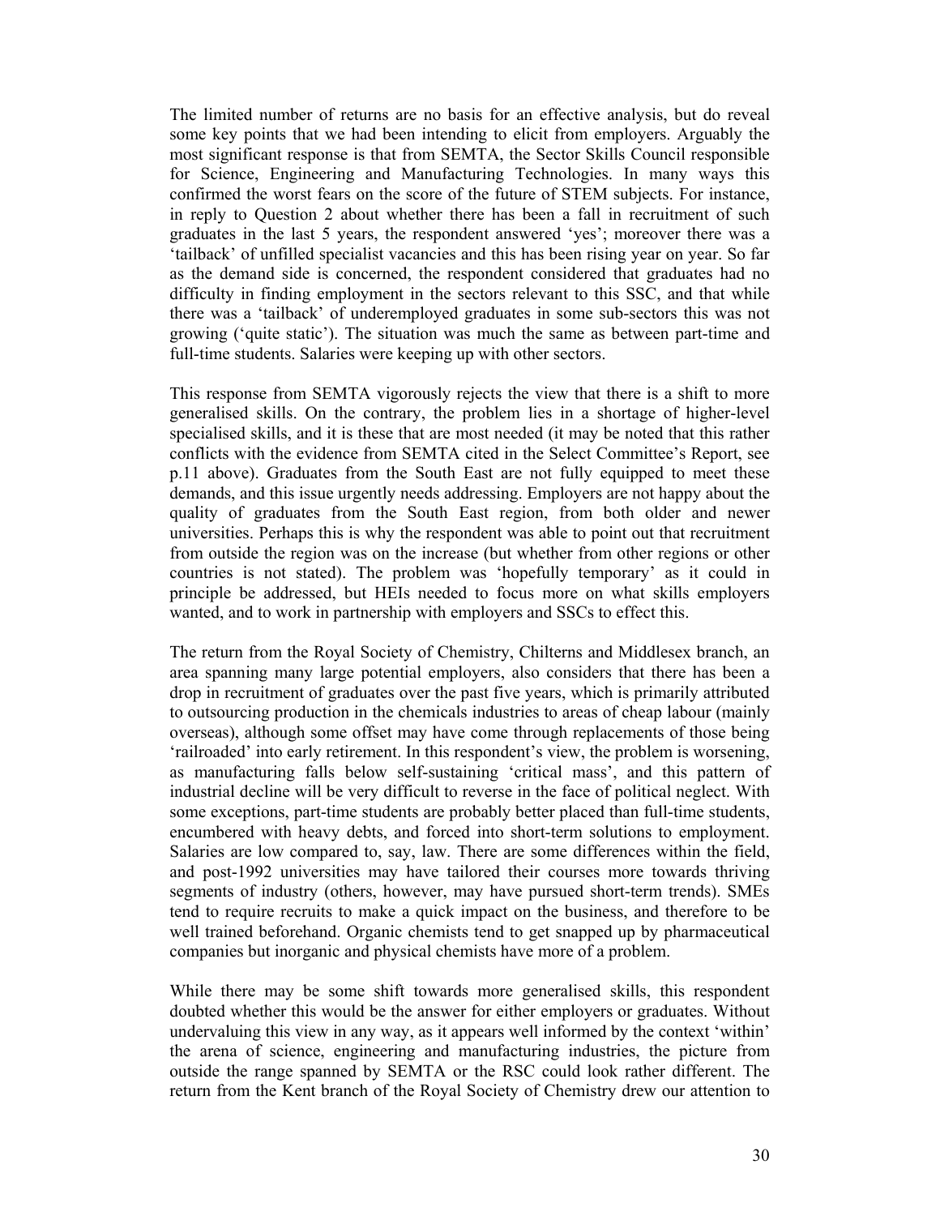The limited number of returns are no basis for an effective analysis, but do reveal some key points that we had been intending to elicit from employers. Arguably the most significant response is that from SEMTA, the Sector Skills Council responsible for Science, Engineering and Manufacturing Technologies. In many ways this confirmed the worst fears on the score of the future of STEM subjects. For instance, in reply to Question 2 about whether there has been a fall in recruitment of such graduates in the last 5 years, the respondent answered 'yes'; moreover there was a 'tailback' of unfilled specialist vacancies and this has been rising year on year. So far as the demand side is concerned, the respondent considered that graduates had no difficulty in finding employment in the sectors relevant to this SSC, and that while there was a 'tailback' of underemployed graduates in some sub-sectors this was not growing ('quite static'). The situation was much the same as between part-time and full-time students. Salaries were keeping up with other sectors.

This response from SEMTA vigorously rejects the view that there is a shift to more generalised skills. On the contrary, the problem lies in a shortage of higher-level specialised skills, and it is these that are most needed (it may be noted that this rather conflicts with the evidence from SEMTA cited in the Select Committee's Report, see p.11 above). Graduates from the South East are not fully equipped to meet these demands, and this issue urgently needs addressing. Employers are not happy about the quality of graduates from the South East region, from both older and newer universities. Perhaps this is why the respondent was able to point out that recruitment from outside the region was on the increase (but whether from other regions or other countries is not stated). The problem was 'hopefully temporary' as it could in principle be addressed, but HEIs needed to focus more on what skills employers wanted, and to work in partnership with employers and SSCs to effect this.

The return from the Royal Society of Chemistry, Chilterns and Middlesex branch, an area spanning many large potential employers, also considers that there has been a drop in recruitment of graduates over the past five years, which is primarily attributed to outsourcing production in the chemicals industries to areas of cheap labour (mainly overseas), although some offset may have come through replacements of those being 'railroaded' into early retirement. In this respondent's view, the problem is worsening, as manufacturing falls below self-sustaining 'critical mass', and this pattern of industrial decline will be very difficult to reverse in the face of political neglect. With some exceptions, part-time students are probably better placed than full-time students, encumbered with heavy debts, and forced into short-term solutions to employment. Salaries are low compared to, say, law. There are some differences within the field, and post-1992 universities may have tailored their courses more towards thriving segments of industry (others, however, may have pursued short-term trends). SMEs tend to require recruits to make a quick impact on the business, and therefore to be well trained beforehand. Organic chemists tend to get snapped up by pharmaceutical companies but inorganic and physical chemists have more of a problem.

While there may be some shift towards more generalised skills, this respondent doubted whether this would be the answer for either employers or graduates. Without undervaluing this view in any way, as it appears well informed by the context 'within' the arena of science, engineering and manufacturing industries, the picture from outside the range spanned by SEMTA or the RSC could look rather different. The return from the Kent branch of the Royal Society of Chemistry drew our attention to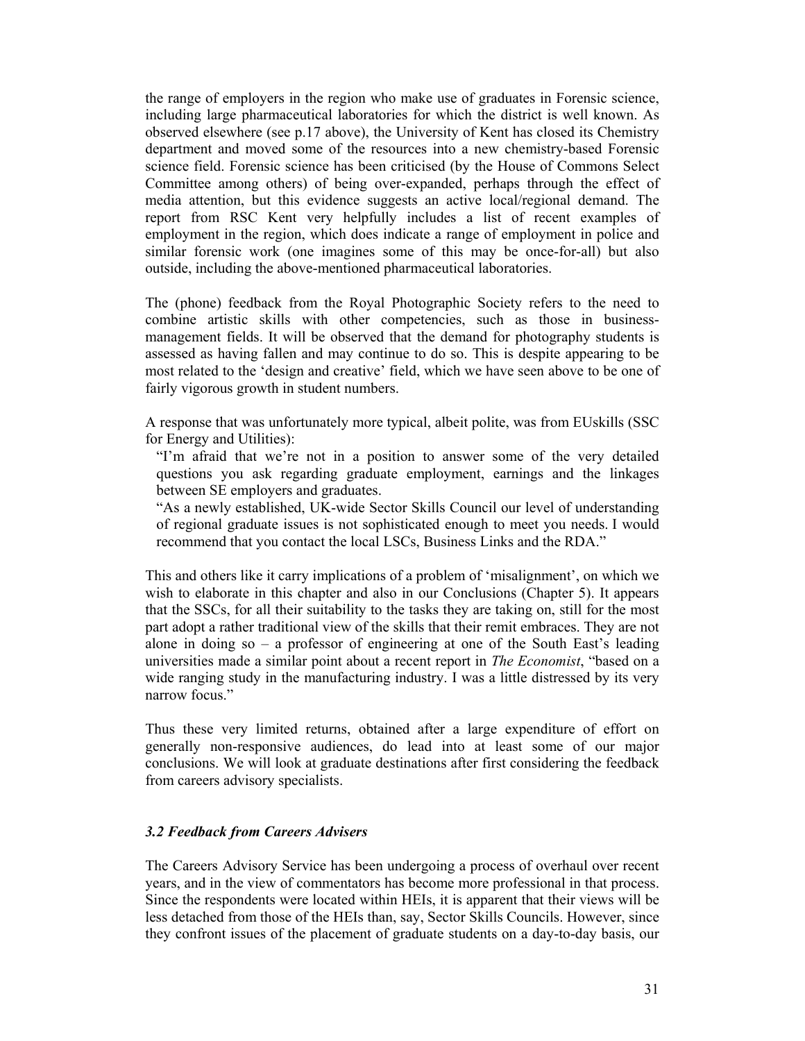the range of employers in the region who make use of graduates in Forensic science, including large pharmaceutical laboratories for which the district is well known. As observed elsewhere (see p.17 above), the University of Kent has closed its Chemistry department and moved some of the resources into a new chemistry-based Forensic science field. Forensic science has been criticised (by the House of Commons Select Committee among others) of being over-expanded, perhaps through the effect of media attention, but this evidence suggests an active local/regional demand. The report from RSC Kent very helpfully includes a list of recent examples of employment in the region, which does indicate a range of employment in police and similar forensic work (one imagines some of this may be once-for-all) but also outside, including the above-mentioned pharmaceutical laboratories.

The (phone) feedback from the Royal Photographic Society refers to the need to combine artistic skills with other competencies, such as those in business-management fields. It will be observed that the demand for photography students is assessed as having fallen and may continue to do so. This is despite appearing to be most related to the 'design and creative' field, which we have seen above to be one of fairly vigorous growth in student numbers.

A response that was unfortunately more typical, albeit polite, was from EUskills (SSC for Energy and Utilities):

> "I'm afraid that we're not in a position to answer some of the very detailed questions you ask regarding graduate employment, earnings and the linkages between SE employers and graduates.
>
> "As a newly established, UK-wide Sector Skills Council our level of understanding of regional graduate issues is not sophisticated enough to meet you needs. I would recommend that you contact the local LSCs, Business Links and the RDA."

This and others like it carry implications of a problem of 'misalignment', on which we wish to elaborate in this chapter and also in our Conclusions (Chapter 5). It appears that the SSCs, for all their suitability to the tasks they are taking on, still for the most part adopt a rather traditional view of the skills that their remit embraces. They are not alone in doing so – a professor of engineering at one of the South East's leading universities made a similar point about a recent report in *The Economist*, "based on a wide ranging study in the manufacturing industry. I was a little distressed by its very narrow focus."

Thus these very limited returns, obtained after a large expenditure of effort on generally non-responsive audiences, do lead into at least some of our major conclusions. We will look at graduate destinations after first considering the feedback from careers advisory specialists.

### *3.2 Feedback from Careers Advisers*

The Careers Advisory Service has been undergoing a process of overhaul over recent years, and in the view of commentators has become more professional in that process. Since the respondents were located within HEIs, it is apparent that their views will be less detached from those of the HEIs than, say, Sector Skills Councils. However, since they confront issues of the placement of graduate students on a day-to-day basis, our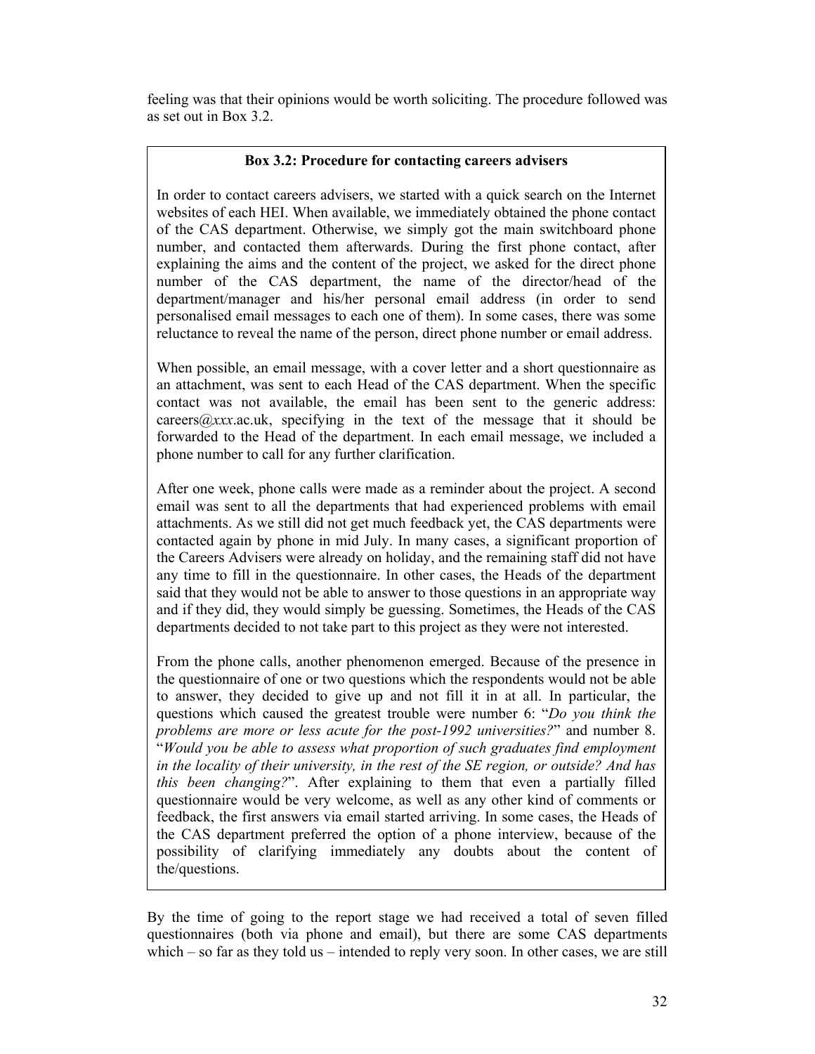feeling was that their opinions would be worth soliciting. The procedure followed was as set out in Box 3.2.

> **Box 3.2: Procedure for contacting careers advisers**
>
> In order to contact careers advisers, we started with a quick search on the Internet websites of each HEI. When available, we immediately obtained the phone contact of the CAS department. Otherwise, we simply got the main switchboard phone number, and contacted them afterwards. During the first phone contact, after explaining the aims and the content of the project, we asked for the direct phone number of the CAS department, the name of the director/head of the department/manager and his/her personal email address (in order to send personalised email messages to each one of them). In some cases, there was some reluctance to reveal the name of the person, direct phone number or email address.
>
> When possible, an email message, with a cover letter and a short questionnaire as an attachment, was sent to each Head of the CAS department. When the specific contact was not available, the email has been sent to the generic address: careers@*xxx*.ac.uk, specifying in the text of the message that it should be forwarded to the Head of the department. In each email message, we included a phone number to call for any further clarification.
>
> After one week, phone calls were made as a reminder about the project. A second email was sent to all the departments that had experienced problems with email attachments. As we still did not get much feedback yet, the CAS departments were contacted again by phone in mid July. In many cases, a significant proportion of the Careers Advisers were already on holiday, and the remaining staff did not have any time to fill in the questionnaire. In other cases, the Heads of the department said that they would not be able to answer to those questions in an appropriate way and if they did, they would simply be guessing. Sometimes, the Heads of the CAS departments decided to not take part to this project as they were not interested.
>
> From the phone calls, another phenomenon emerged. Because of the presence in the questionnaire of one or two questions which the respondents would not be able to answer, they decided to give up and not fill it in at all. In particular, the questions which caused the greatest trouble were number 6: "*Do you think the problems are more or less acute for the post-1992 universities?*" and number 8. "*Would you be able to assess what proportion of such graduates find employment in the locality of their university, in the rest of the SE region, or outside? And has this been changing?*". After explaining to them that even a partially filled questionnaire would be very welcome, as well as any other kind of comments or feedback, the first answers via email started arriving. In some cases, the Heads of the CAS department preferred the option of a phone interview, because of the possibility of clarifying immediately any doubts about the content of the/questions.

By the time of going to the report stage we had received a total of seven filled questionnaires (both via phone and email), but there are some CAS departments which – so far as they told us – intended to reply very soon. In other cases, we are still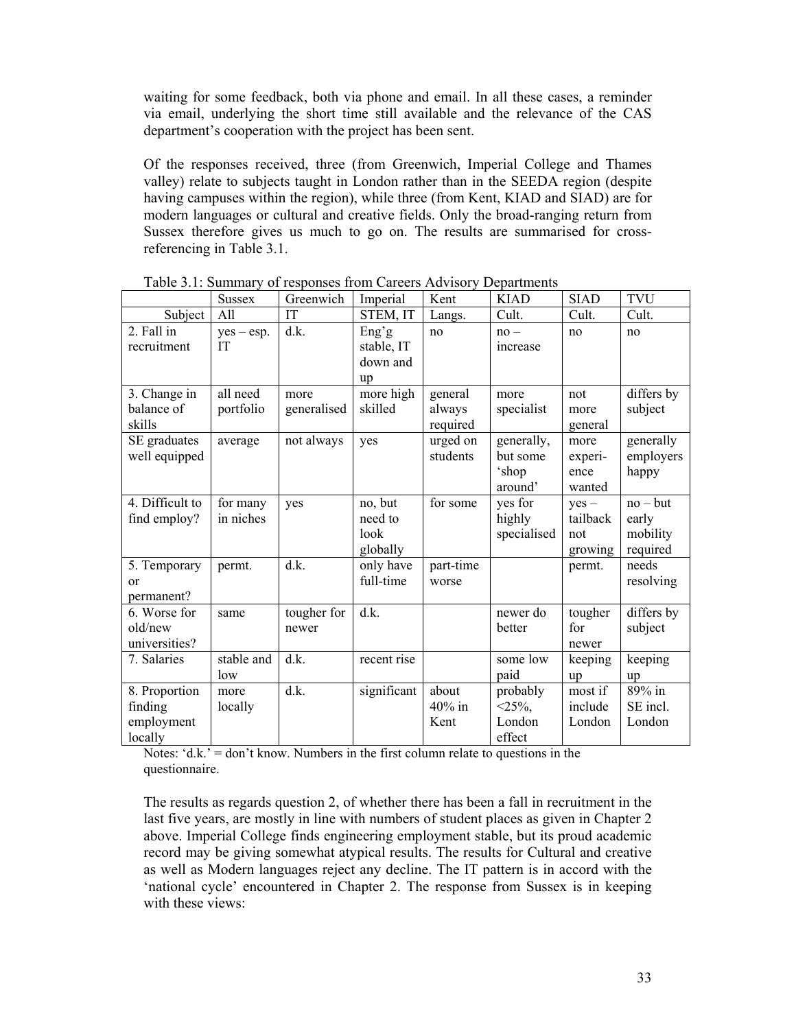waiting for some feedback, both via phone and email. In all these cases, a reminder via email, underlying the short time still available and the relevance of the CAS department's cooperation with the project has been sent.

Of the responses received, three (from Greenwich, Imperial College and Thames valley) relate to subjects taught in London rather than in the SEEDA region (despite having campuses within the region), while three (from Kent, KIAD and SIAD) are for modern languages or cultural and creative fields. Only the broad-ranging return from Sussex therefore gives us much to go on. The results are summarised for cross-referencing in Table 3.1.

Table 3.1: Summary of responses from Careers Advisory Departments

| | Sussex | Greenwich | Imperial | Kent | KIAD | SIAD | TVU |
|---|---|---|---|---|---|---|---|
| Subject | All | IT | STEM, IT | Langs. | Cult. | Cult. | Cult. |
| 2. Fall in recruitment | yes – esp. IT | d.k. | Eng'g stable, IT down and up | no | no – increase | no | no |
| 3. Change in balance of skills | all need portfolio | more generalised | more high skilled | general always required | more specialist | not more general | differs by subject |
| SE graduates well equipped | average | not always | yes | urged on students | generally, but some 'shop around' | more experi-ence wanted | generally employers happy |
| 4. Difficult to find employ? | for many in niches | yes | no, but need to look globally | for some | yes for highly specialised | yes – tailback not growing | no – but early mobility required |
| 5. Temporary or permanent? | permt. | d.k. | only have full-time | part-time worse | | permt. | needs resolving |
| 6. Worse for old/new universities? | same | tougher for newer | d.k. | | newer do better | tougher for newer | differs by subject |
| 7. Salaries | stable and low | d.k. | recent rise | | some low paid | keeping up | keeping up |
| 8. Proportion finding employment locally | more locally | d.k. | significant | about 40% in Kent | probably <25%, London effect | most if include London | 89% in SE incl. London |

Notes: 'd.k.' = don't know. Numbers in the first column relate to questions in the questionnaire.

The results as regards question 2, of whether there has been a fall in recruitment in the last five years, are mostly in line with numbers of student places as given in Chapter 2 above. Imperial College finds engineering employment stable, but its proud academic record may be giving somewhat atypical results. The results for Cultural and creative as well as Modern languages reject any decline. The IT pattern is in accord with the 'national cycle' encountered in Chapter 2. The response from Sussex is in keeping with these views: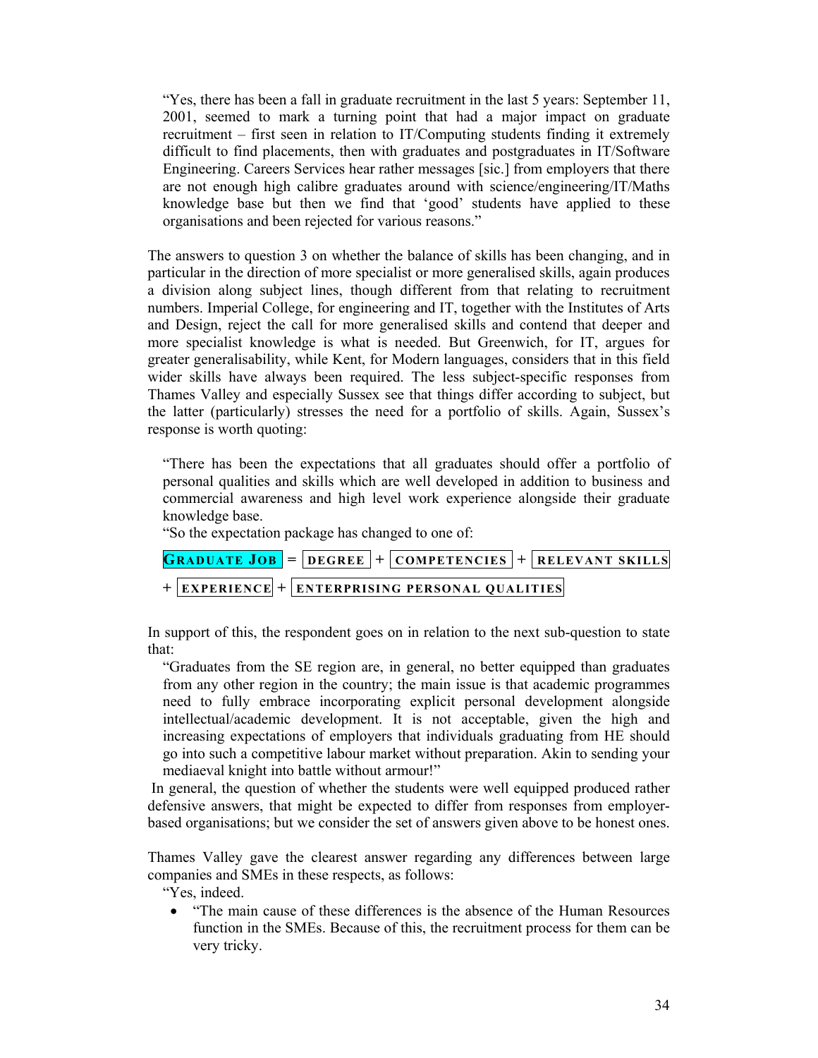> "Yes, there has been a fall in graduate recruitment in the last 5 years: September 11, 2001, seemed to mark a turning point that had a major impact on graduate recruitment – first seen in relation to IT/Computing students finding it extremely difficult to find placements, then with graduates and postgraduates in IT/Software Engineering. Careers Services hear rather messages [sic.] from employers that there are not enough high calibre graduates around with science/engineering/IT/Maths knowledge base but then we find that 'good' students have applied to these organisations and been rejected for various reasons."

The answers to question 3 on whether the balance of skills has been changing, and in particular in the direction of more specialist or more generalised skills, again produces a division along subject lines, though different from that relating to recruitment numbers. Imperial College, for engineering and IT, together with the Institutes of Arts and Design, reject the call for more generalised skills and contend that deeper and more specialist knowledge is what is needed. But Greenwich, for IT, argues for greater generalisability, while Kent, for Modern languages, considers that in this field wider skills have always been required. The less subject-specific responses from Thames Valley and especially Sussex see that things differ according to subject, but the latter (particularly) stresses the need for a portfolio of skills. Again, Sussex's response is worth quoting:

> "There has been the expectations that all graduates should offer a portfolio of personal qualities and skills which are well developed in addition to business and commercial awareness and high level work experience alongside their graduate knowledge base.
>
> "So the expectation package has changed to one of:
>
> **GRADUATE JOB** = **DEGREE** + **COMPETENCIES** + **RELEVANT SKILLS** + **EXPERIENCE** + **ENTERPRISING PERSONAL QUALITIES**

In support of this, the respondent goes on in relation to the next sub-question to state that:

> "Graduates from the SE region are, in general, no better equipped than graduates from any other region in the country; the main issue is that academic programmes need to fully embrace incorporating explicit personal development alongside intellectual/academic development. It is not acceptable, given the high and increasing expectations of employers that individuals graduating from HE should go into such a competitive labour market without preparation. Akin to sending your mediaeval knight into battle without armour!"

In general, the question of whether the students were well equipped produced rather defensive answers, that might be expected to differ from responses from employer-based organisations; but we consider the set of answers given above to be honest ones.

Thames Valley gave the clearest answer regarding any differences between large companies and SMEs in these respects, as follows:

> "Yes, indeed.
>
> - "The main cause of these differences is the absence of the Human Resources function in the SMEs. Because of this, the recruitment process for them can be very tricky.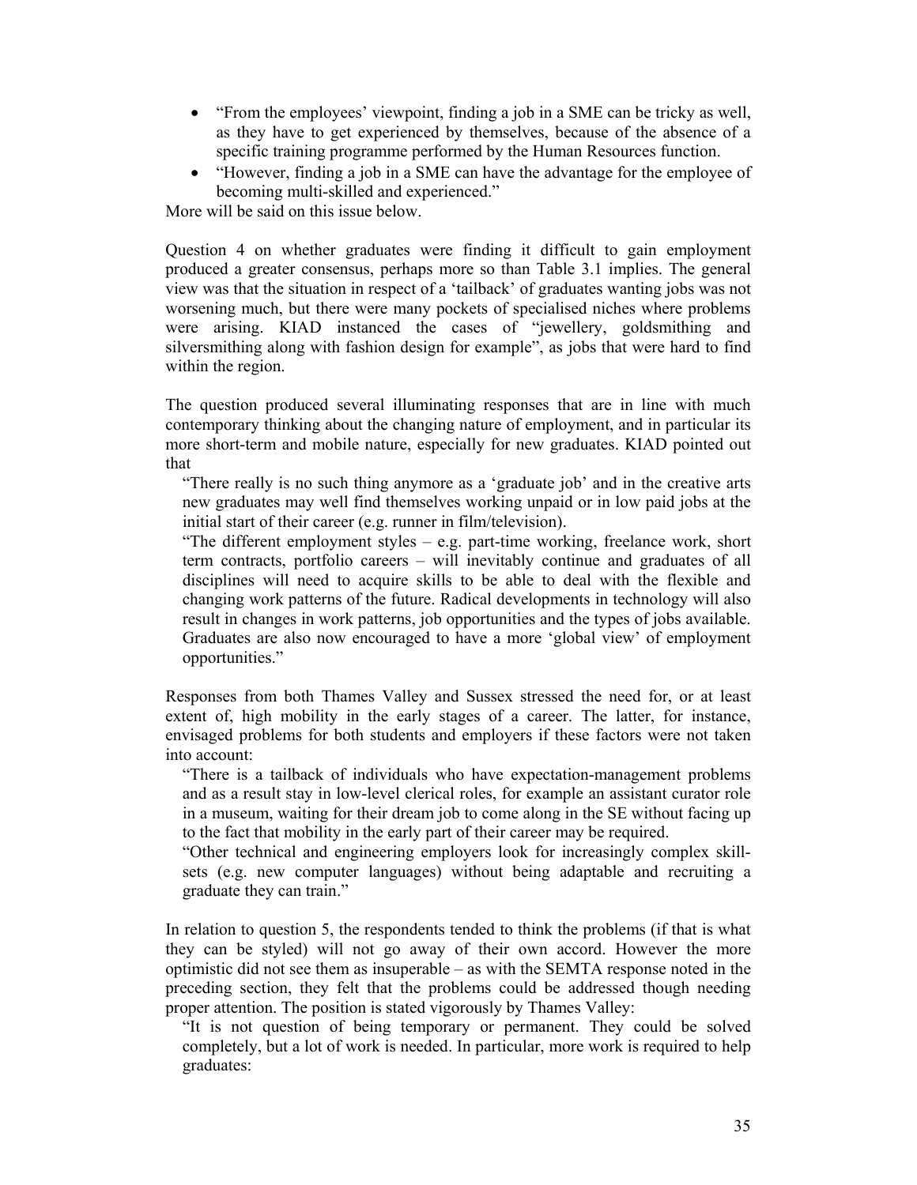- "From the employees' viewpoint, finding a job in a SME can be tricky as well, as they have to get experienced by themselves, because of the absence of a specific training programme performed by the Human Resources function.
- "However, finding a job in a SME can have the advantage for the employee of becoming multi-skilled and experienced."

More will be said on this issue below.

Question 4 on whether graduates were finding it difficult to gain employment produced a greater consensus, perhaps more so than Table 3.1 implies. The general view was that the situation in respect of a 'tailback' of graduates wanting jobs was not worsening much, but there were many pockets of specialised niches where problems were arising. KIAD instanced the cases of "jewellery, goldsmithing and silversmithing along with fashion design for example", as jobs that were hard to find within the region.

The question produced several illuminating responses that are in line with much contemporary thinking about the changing nature of employment, and in particular its more short-term and mobile nature, especially for new graduates. KIAD pointed out that

> "There really is no such thing anymore as a 'graduate job' and in the creative arts new graduates may well find themselves working unpaid or in low paid jobs at the initial start of their career (e.g. runner in film/television).
>
> "The different employment styles – e.g. part-time working, freelance work, short term contracts, portfolio careers – will inevitably continue and graduates of all disciplines will need to acquire skills to be able to deal with the flexible and changing work patterns of the future. Radical developments in technology will also result in changes in work patterns, job opportunities and the types of jobs available. Graduates are also now encouraged to have a more 'global view' of employment opportunities."

Responses from both Thames Valley and Sussex stressed the need for, or at least extent of, high mobility in the early stages of a career. The latter, for instance, envisaged problems for both students and employers if these factors were not taken into account:

> "There is a tailback of individuals who have expectation-management problems and as a result stay in low-level clerical roles, for example an assistant curator role in a museum, waiting for their dream job to come along in the SE without facing up to the fact that mobility in the early part of their career may be required.
>
> "Other technical and engineering employers look for increasingly complex skill-sets (e.g. new computer languages) without being adaptable and recruiting a graduate they can train."

In relation to question 5, the respondents tended to think the problems (if that is what they can be styled) will not go away of their own accord. However the more optimistic did not see them as insuperable – as with the SEMTA response noted in the preceding section, they felt that the problems could be addressed though needing proper attention. The position is stated vigorously by Thames Valley:

> "It is not question of being temporary or permanent. They could be solved completely, but a lot of work is needed. In particular, more work is required to help graduates: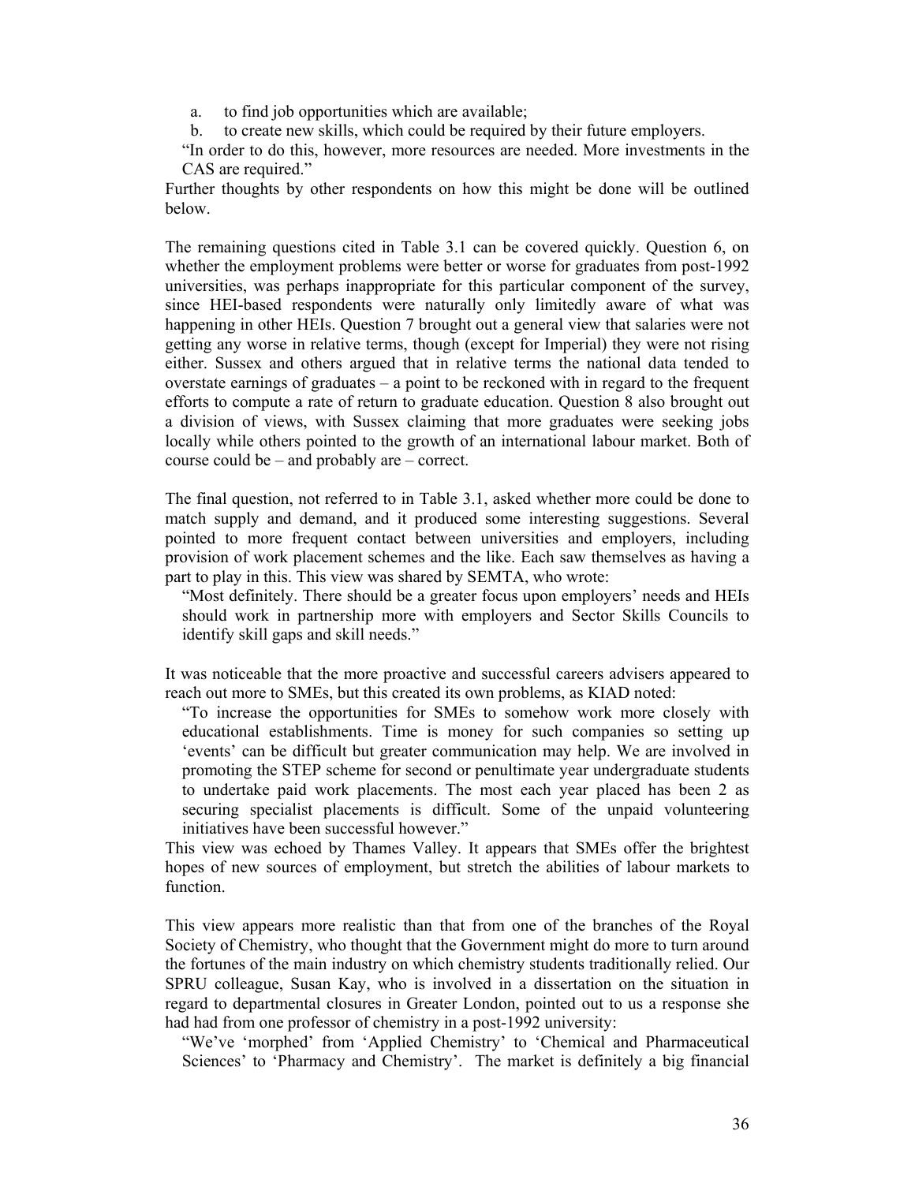a. to find job opportunities which are available;
b. to create new skills, which could be required by their future employers.

"In order to do this, however, more resources are needed. More investments in the CAS are required."

Further thoughts by other respondents on how this might be done will be outlined below.

The remaining questions cited in Table 3.1 can be covered quickly. Question 6, on whether the employment problems were better or worse for graduates from post-1992 universities, was perhaps inappropriate for this particular component of the survey, since HEI-based respondents were naturally only limitedly aware of what was happening in other HEIs. Question 7 brought out a general view that salaries were not getting any worse in relative terms, though (except for Imperial) they were not rising either. Sussex and others argued that in relative terms the national data tended to overstate earnings of graduates – a point to be reckoned with in regard to the frequent efforts to compute a rate of return to graduate education. Question 8 also brought out a division of views, with Sussex claiming that more graduates were seeking jobs locally while others pointed to the growth of an international labour market. Both of course could be – and probably are – correct.

The final question, not referred to in Table 3.1, asked whether more could be done to match supply and demand, and it produced some interesting suggestions. Several pointed to more frequent contact between universities and employers, including provision of work placement schemes and the like. Each saw themselves as having a part to play in this. This view was shared by SEMTA, who wrote:

> "Most definitely. There should be a greater focus upon employers' needs and HEIs should work in partnership more with employers and Sector Skills Councils to identify skill gaps and skill needs."

It was noticeable that the more proactive and successful careers advisers appeared to reach out more to SMEs, but this created its own problems, as KIAD noted:

> "To increase the opportunities for SMEs to somehow work more closely with educational establishments. Time is money for such companies so setting up 'events' can be difficult but greater communication may help. We are involved in promoting the STEP scheme for second or penultimate year undergraduate students to undertake paid work placements. The most each year placed has been 2 as securing specialist placements is difficult. Some of the unpaid volunteering initiatives have been successful however."

This view was echoed by Thames Valley. It appears that SMEs offer the brightest hopes of new sources of employment, but stretch the abilities of labour markets to function.

This view appears more realistic than that from one of the branches of the Royal Society of Chemistry, who thought that the Government might do more to turn around the fortunes of the main industry on which chemistry students traditionally relied. Our SPRU colleague, Susan Kay, who is involved in a dissertation on the situation in regard to departmental closures in Greater London, pointed out to us a response she had had from one professor of chemistry in a post-1992 university:

> "We've 'morphed' from 'Applied Chemistry' to 'Chemical and Pharmaceutical Sciences' to 'Pharmacy and Chemistry'. The market is definitely a big financial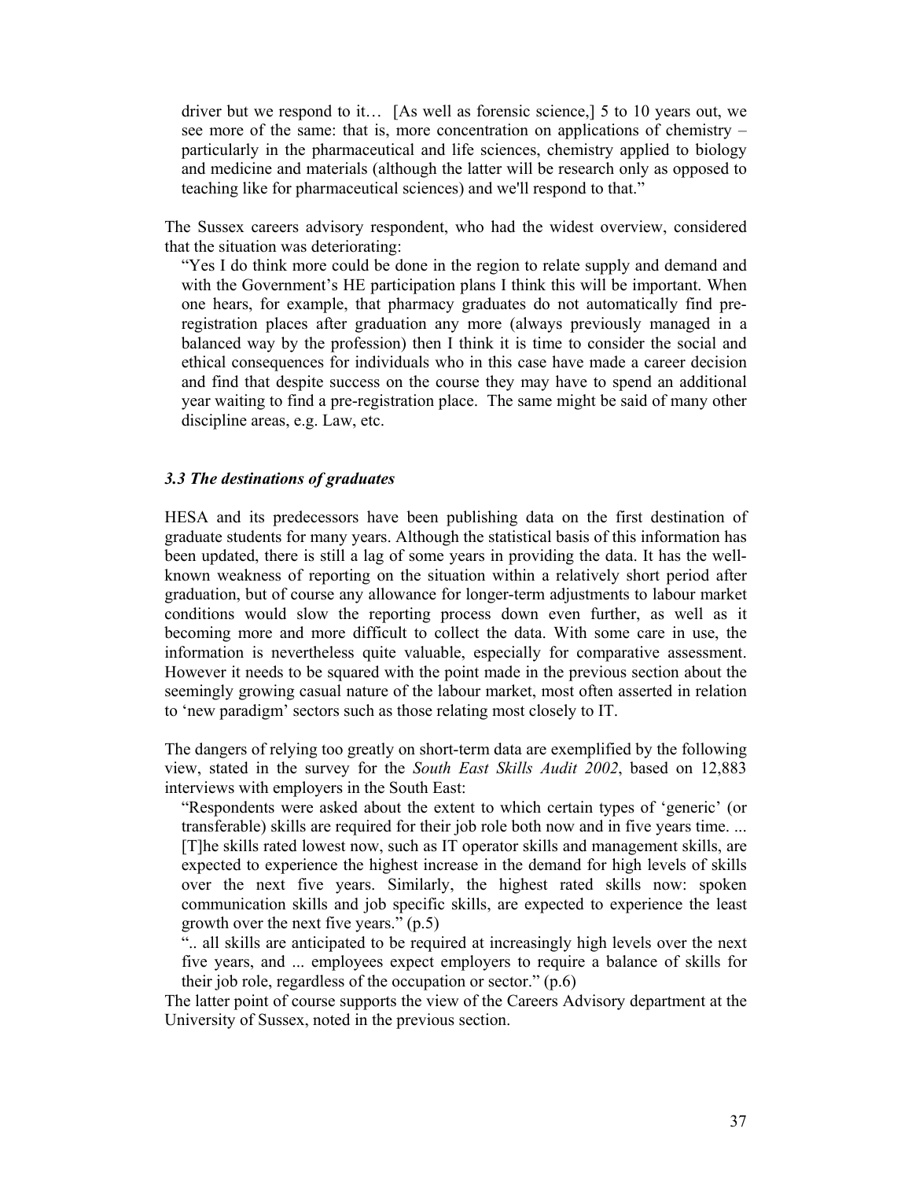> driver but we respond to it… [As well as forensic science,] 5 to 10 years out, we see more of the same: that is, more concentration on applications of chemistry – particularly in the pharmaceutical and life sciences, chemistry applied to biology and medicine and materials (although the latter will be research only as opposed to teaching like for pharmaceutical sciences) and we'll respond to that."

The Sussex careers advisory respondent, who had the widest overview, considered that the situation was deteriorating:

> "Yes I do think more could be done in the region to relate supply and demand and with the Government's HE participation plans I think this will be important. When one hears, for example, that pharmacy graduates do not automatically find pre-registration places after graduation any more (always previously managed in a balanced way by the profession) then I think it is time to consider the social and ethical consequences for individuals who in this case have made a career decision and find that despite success on the course they may have to spend an additional year waiting to find a pre-registration place. The same might be said of many other discipline areas, e.g. Law, etc.

### *3.3 The destinations of graduates*

HESA and its predecessors have been publishing data on the first destination of graduate students for many years. Although the statistical basis of this information has been updated, there is still a lag of some years in providing the data. It has the well-known weakness of reporting on the situation within a relatively short period after graduation, but of course any allowance for longer-term adjustments to labour market conditions would slow the reporting process down even further, as well as it becoming more and more difficult to collect the data. With some care in use, the information is nevertheless quite valuable, especially for comparative assessment. However it needs to be squared with the point made in the previous section about the seemingly growing casual nature of the labour market, most often asserted in relation to 'new paradigm' sectors such as those relating most closely to IT.

The dangers of relying too greatly on short-term data are exemplified by the following view, stated in the survey for the *South East Skills Audit 2002*, based on 12,883 interviews with employers in the South East:

> "Respondents were asked about the extent to which certain types of 'generic' (or transferable) skills are required for their job role both now and in five years time. ... [T]he skills rated lowest now, such as IT operator skills and management skills, are expected to experience the highest increase in the demand for high levels of skills over the next five years. Similarly, the highest rated skills now: spoken communication skills and job specific skills, are expected to experience the least growth over the next five years." (p.5)
>
> ".. all skills are anticipated to be required at increasingly high levels over the next five years, and ... employees expect employers to require a balance of skills for their job role, regardless of the occupation or sector." (p.6)

The latter point of course supports the view of the Careers Advisory department at the University of Sussex, noted in the previous section.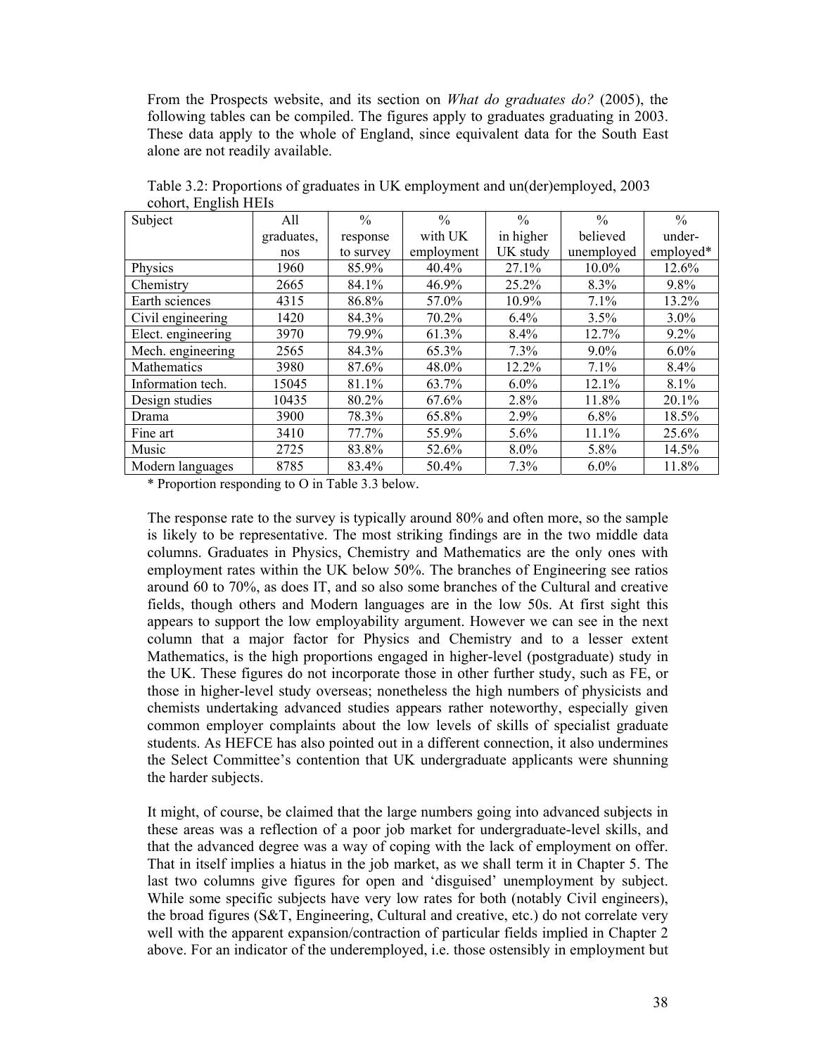From the Prospects website, and its section on *What do graduates do?* (2005), the following tables can be compiled. The figures apply to graduates graduating in 2003. These data apply to the whole of England, since equivalent data for the South East alone are not readily available.

Table 3.2: Proportions of graduates in UK employment and un(der)employed, 2003 cohort, English HEIs

| Subject | All graduates, nos | % response to survey | % with UK employment | % in higher UK study | % believed unemployed | % under-employed* |
|---|---|---|---|---|---|---|
| Physics | 1960 | 85.9% | 40.4% | 27.1% | 10.0% | 12.6% |
| Chemistry | 2665 | 84.1% | 46.9% | 25.2% | 8.3% | 9.8% |
| Earth sciences | 4315 | 86.8% | 57.0% | 10.9% | 7.1% | 13.2% |
| Civil engineering | 1420 | 84.3% | 70.2% | 6.4% | 3.5% | 3.0% |
| Elect. engineering | 3970 | 79.9% | 61.3% | 8.4% | 12.7% | 9.2% |
| Mech. engineering | 2565 | 84.3% | 65.3% | 7.3% | 9.0% | 6.0% |
| Mathematics | 3980 | 87.6% | 48.0% | 12.2% | 7.1% | 8.4% |
| Information tech. | 15045 | 81.1% | 63.7% | 6.0% | 12.1% | 8.1% |
| Design studies | 10435 | 80.2% | 67.6% | 2.8% | 11.8% | 20.1% |
| Drama | 3900 | 78.3% | 65.8% | 2.9% | 6.8% | 18.5% |
| Fine art | 3410 | 77.7% | 55.9% | 5.6% | 11.1% | 25.6% |
| Music | 2725 | 83.8% | 52.6% | 8.0% | 5.8% | 14.5% |
| Modern languages | 8785 | 83.4% | 50.4% | 7.3% | 6.0% | 11.8% |

* Proportion responding to O in Table 3.3 below.

The response rate to the survey is typically around 80% and often more, so the sample is likely to be representative. The most striking findings are in the two middle data columns. Graduates in Physics, Chemistry and Mathematics are the only ones with employment rates within the UK below 50%. The branches of Engineering see ratios around 60 to 70%, as does IT, and so also some branches of the Cultural and creative fields, though others and Modern languages are in the low 50s. At first sight this appears to support the low employability argument. However we can see in the next column that a major factor for Physics and Chemistry and to a lesser extent Mathematics, is the high proportions engaged in higher-level (postgraduate) study in the UK. These figures do not incorporate those in other further study, such as FE, or those in higher-level study overseas; nonetheless the high numbers of physicists and chemists undertaking advanced studies appears rather noteworthy, especially given common employer complaints about the low levels of skills of specialist graduate students. As HEFCE has also pointed out in a different connection, it also undermines the Select Committee's contention that UK undergraduate applicants were shunning the harder subjects.

It might, of course, be claimed that the large numbers going into advanced subjects in these areas was a reflection of a poor job market for undergraduate-level skills, and that the advanced degree was a way of coping with the lack of employment on offer. That in itself implies a hiatus in the job market, as we shall term it in Chapter 5. The last two columns give figures for open and 'disguised' unemployment by subject. While some specific subjects have very low rates for both (notably Civil engineers), the broad figures (S&T, Engineering, Cultural and creative, etc.) do not correlate very well with the apparent expansion/contraction of particular fields implied in Chapter 2 above. For an indicator of the underemployed, i.e. those ostensibly in employment but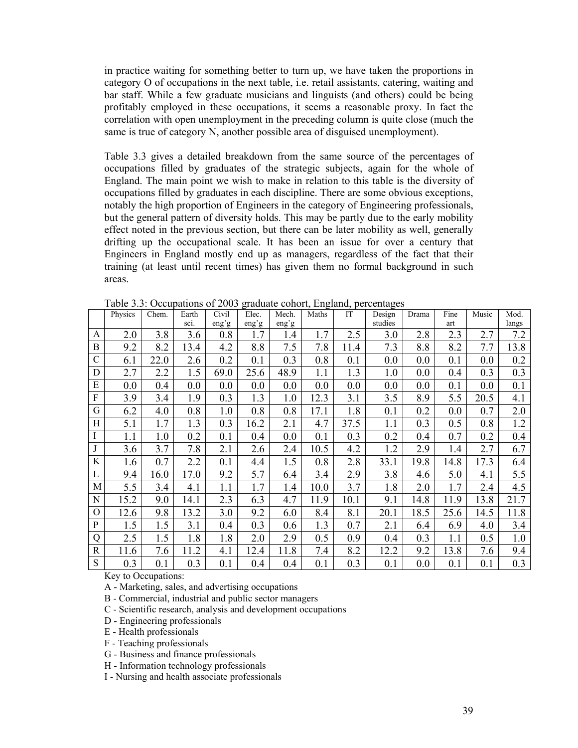in practice waiting for something better to turn up, we have taken the proportions in category O of occupations in the next table, i.e. retail assistants, catering, waiting and bar staff. While a few graduate musicians and linguists (and others) could be being profitably employed in these occupations, it seems a reasonable proxy. In fact the correlation with open unemployment in the preceding column is quite close (much the same is true of category N, another possible area of disguised unemployment).

Table 3.3 gives a detailed breakdown from the same source of the percentages of occupations filled by graduates of the strategic subjects, again for the whole of England. The main point we wish to make in relation to this table is the diversity of occupations filled by graduates in each discipline. There are some obvious exceptions, notably the high proportion of Engineers in the category of Engineering professionals, but the general pattern of diversity holds. This may be partly due to the early mobility effect noted in the previous section, but there can be later mobility as well, generally drifting up the occupational scale. It has been an issue for over a century that Engineers in England mostly end up as managers, regardless of the fact that their training (at least until recent times) has given them no formal background in such areas.

Table 3.3: Occupations of 2003 graduate cohort, England, percentages

| | Physics | Chem. | Earth sci. | Civil eng'g | Elec. eng'g | Mech. eng'g | Maths | IT | Design studies | Drama | Fine art | Music | Mod. langs |
|---|---|---|---|---|---|---|---|---|---|---|---|---|---|
| A | 2.0 | 3.8 | 3.6 | 0.8 | 1.7 | 1.4 | 1.7 | 2.5 | 3.0 | 2.8 | 2.3 | 2.7 | 7.2 |
| B | 9.2 | 8.2 | 13.4 | 4.2 | 8.8 | 7.5 | 7.8 | 11.4 | 7.3 | 8.8 | 8.2 | 7.7 | 13.8 |
| C | 6.1 | 22.0 | 2.6 | 0.2 | 0.1 | 0.3 | 0.8 | 0.1 | 0.0 | 0.0 | 0.1 | 0.0 | 0.2 |
| D | 2.7 | 2.2 | 1.5 | 69.0 | 25.6 | 48.9 | 1.1 | 1.3 | 1.0 | 0.0 | 0.4 | 0.3 | 0.3 |
| E | 0.0 | 0.4 | 0.0 | 0.0 | 0.0 | 0.0 | 0.0 | 0.0 | 0.0 | 0.0 | 0.1 | 0.0 | 0.1 |
| F | 3.9 | 3.4 | 1.9 | 0.3 | 1.3 | 1.0 | 12.3 | 3.1 | 3.5 | 8.9 | 5.5 | 20.5 | 4.1 |
| G | 6.2 | 4.0 | 0.8 | 1.0 | 0.8 | 0.8 | 17.1 | 1.8 | 0.1 | 0.2 | 0.0 | 0.7 | 2.0 |
| H | 5.1 | 1.7 | 1.3 | 0.3 | 16.2 | 2.1 | 4.7 | 37.5 | 1.1 | 0.3 | 0.5 | 0.8 | 1.2 |
| I | 1.1 | 1.0 | 0.2 | 0.1 | 0.4 | 0.0 | 0.1 | 0.3 | 0.2 | 0.4 | 0.7 | 0.2 | 0.4 |
| J | 3.6 | 3.7 | 7.8 | 2.1 | 2.6 | 2.4 | 10.5 | 4.2 | 1.2 | 2.9 | 1.4 | 2.7 | 6.7 |
| K | 1.6 | 0.7 | 2.2 | 0.1 | 4.4 | 1.5 | 0.8 | 2.8 | 33.1 | 19.8 | 14.8 | 17.3 | 6.4 |
| L | 9.4 | 16.0 | 17.0 | 9.2 | 5.7 | 6.4 | 3.4 | 2.9 | 3.8 | 4.6 | 5.0 | 4.1 | 5.5 |
| M | 5.5 | 3.4 | 4.1 | 1.1 | 1.7 | 1.4 | 10.0 | 3.7 | 1.8 | 2.0 | 1.7 | 2.4 | 4.5 |
| N | 15.2 | 9.0 | 14.1 | 2.3 | 6.3 | 4.7 | 11.9 | 10.1 | 9.1 | 14.8 | 11.9 | 13.8 | 21.7 |
| O | 12.6 | 9.8 | 13.2 | 3.0 | 9.2 | 6.0 | 8.4 | 8.1 | 20.1 | 18.5 | 25.6 | 14.5 | 11.8 |
| P | 1.5 | 1.5 | 3.1 | 0.4 | 0.3 | 0.6 | 1.3 | 0.7 | 2.1 | 6.4 | 6.9 | 4.0 | 3.4 |
| Q | 2.5 | 1.5 | 1.8 | 1.8 | 2.0 | 2.9 | 0.5 | 0.9 | 0.4 | 0.3 | 1.1 | 0.5 | 1.0 |
| R | 11.6 | 7.6 | 11.2 | 4.1 | 12.4 | 11.8 | 7.4 | 8.2 | 12.2 | 9.2 | 13.8 | 7.6 | 9.4 |
| S | 0.3 | 0.1 | 0.3 | 0.1 | 0.4 | 0.4 | 0.1 | 0.3 | 0.1 | 0.0 | 0.1 | 0.1 | 0.3 |

Key to Occupations:

A - Marketing, sales, and advertising occupations
B - Commercial, industrial and public sector managers
C - Scientific research, analysis and development occupations
D - Engineering professionals
E - Health professionals
F - Teaching professionals
G - Business and finance professionals
H - Information technology professionals
I - Nursing and health associate professionals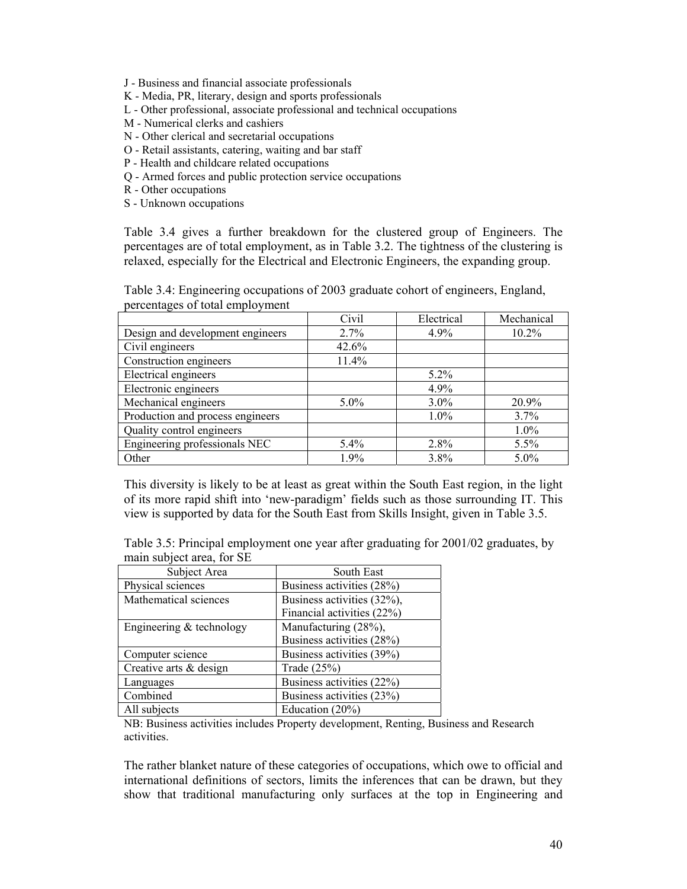J - Business and financial associate professionals
K - Media, PR, literary, design and sports professionals
L - Other professional, associate professional and technical occupations
M - Numerical clerks and cashiers
N - Other clerical and secretarial occupations
O - Retail assistants, catering, waiting and bar staff
P - Health and childcare related occupations
Q - Armed forces and public protection service occupations
R - Other occupations
S - Unknown occupations

Table 3.4 gives a further breakdown for the clustered group of Engineers. The percentages are of total employment, as in Table 3.2. The tightness of the clustering is relaxed, especially for the Electrical and Electronic Engineers, the expanding group.

Table 3.4: Engineering occupations of 2003 graduate cohort of engineers, England, percentages of total employment

| | Civil | Electrical | Mechanical |
|---|---|---|---|
| Design and development engineers | 2.7% | 4.9% | 10.2% |
| Civil engineers | 42.6% | | |
| Construction engineers | 11.4% | | |
| Electrical engineers | | 5.2% | |
| Electronic engineers | | 4.9% | |
| Mechanical engineers | 5.0% | 3.0% | 20.9% |
| Production and process engineers | | 1.0% | 3.7% |
| Quality control engineers | | | 1.0% |
| Engineering professionals NEC | 5.4% | 2.8% | 5.5% |
| Other | 1.9% | 3.8% | 5.0% |

This diversity is likely to be at least as great within the South East region, in the light of its more rapid shift into 'new-paradigm' fields such as those surrounding IT. This view is supported by data for the South East from Skills Insight, given in Table 3.5.

Table 3.5: Principal employment one year after graduating for 2001/02 graduates, by main subject area, for SE

| Subject Area | South East |
|---|---|
| Physical sciences | Business activities (28%) |
| Mathematical sciences | Business activities (32%), Financial activities (22%) |
| Engineering & technology | Manufacturing (28%), Business activities (28%) |
| Computer science | Business activities (39%) |
| Creative arts & design | Trade (25%) |
| Languages | Business activities (22%) |
| Combined | Business activities (23%) |
| All subjects | Education (20%) |

NB: Business activities includes Property development, Renting, Business and Research activities.

The rather blanket nature of these categories of occupations, which owe to official and international definitions of sectors, limits the inferences that can be drawn, but they show that traditional manufacturing only surfaces at the top in Engineering and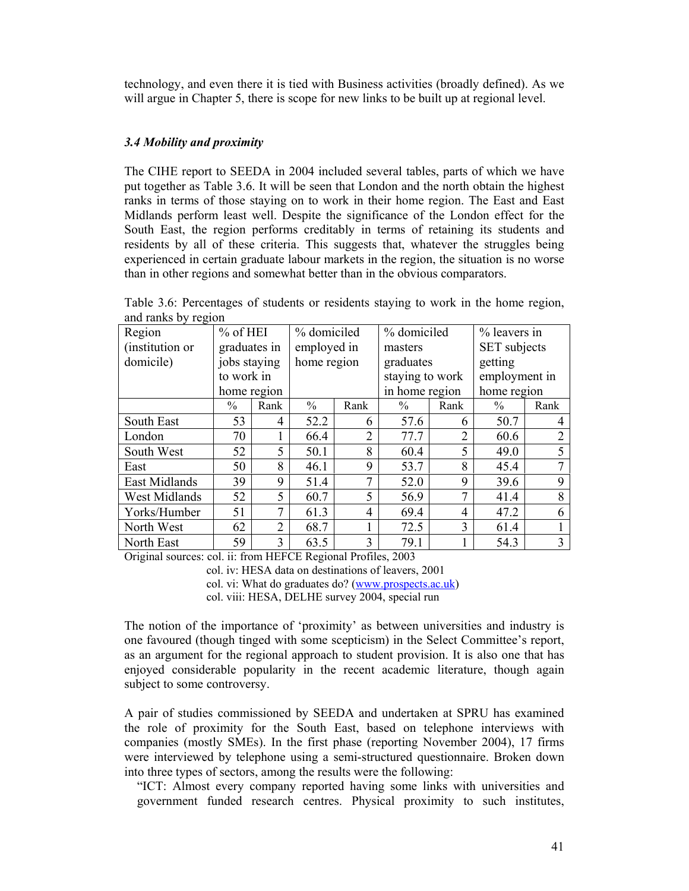technology, and even there it is tied with Business activities (broadly defined). As we will argue in Chapter 5, there is scope for new links to be built up at regional level.

### *3.4 Mobility and proximity*

The CIHE report to SEEDA in 2004 included several tables, parts of which we have put together as Table 3.6. It will be seen that London and the north obtain the highest ranks in terms of those staying on to work in their home region. The East and East Midlands perform least well. Despite the significance of the London effect for the South East, the region performs creditably in terms of retaining its students and residents by all of these criteria. This suggests that, whatever the struggles being experienced in certain graduate labour markets in the region, the situation is no worse than in other regions and somewhat better than in the obvious comparators.

Table 3.6: Percentages of students or residents staying to work in the home region, and ranks by region

| Region (institution or domicile) | % of HEI graduates in jobs staying to work in home region | | % domiciled employed in home region | | % domiciled masters graduates staying to work in home region | | % leavers in SET subjects getting employment in home region | |
|---|---|---|---|---|---|---|---|---|
| | % | Rank | % | Rank | % | Rank | % | Rank |
| South East | 53 | 4 | 52.2 | 6 | 57.6 | 6 | 50.7 | 4 |
| London | 70 | 1 | 66.4 | 2 | 77.7 | 2 | 60.6 | 2 |
| South West | 52 | 5 | 50.1 | 8 | 60.4 | 5 | 49.0 | 5 |
| East | 50 | 8 | 46.1 | 9 | 53.7 | 8 | 45.4 | 7 |
| East Midlands | 39 | 9 | 51.4 | 7 | 52.0 | 9 | 39.6 | 9 |
| West Midlands | 52 | 5 | 60.7 | 5 | 56.9 | 7 | 41.4 | 8 |
| Yorks/Humber | 51 | 7 | 61.3 | 4 | 69.4 | 4 | 47.2 | 6 |
| North West | 62 | 2 | 68.7 | 1 | 72.5 | 3 | 61.4 | 1 |
| North East | 59 | 3 | 63.5 | 3 | 79.1 | 1 | 54.3 | 3 |

Original sources: col. ii: from HEFCE Regional Profiles, 2003
col. iv: HESA data on destinations of leavers, 2001
col. vi: What do graduates do? (www.prospects.ac.uk)
col. viii: HESA, DELHE survey 2004, special run

The notion of the importance of 'proximity' as between universities and industry is one favoured (though tinged with some scepticism) in the Select Committee's report, as an argument for the regional approach to student provision. It is also one that has enjoyed considerable popularity in the recent academic literature, though again subject to some controversy.

A pair of studies commissioned by SEEDA and undertaken at SPRU has examined the role of proximity for the South East, based on telephone interviews with companies (mostly SMEs). In the first phase (reporting November 2004), 17 firms were interviewed by telephone using a semi-structured questionnaire. Broken down into three types of sectors, among the results were the following:

"ICT: Almost every company reported having some links with universities and government funded research centres. Physical proximity to such institutes,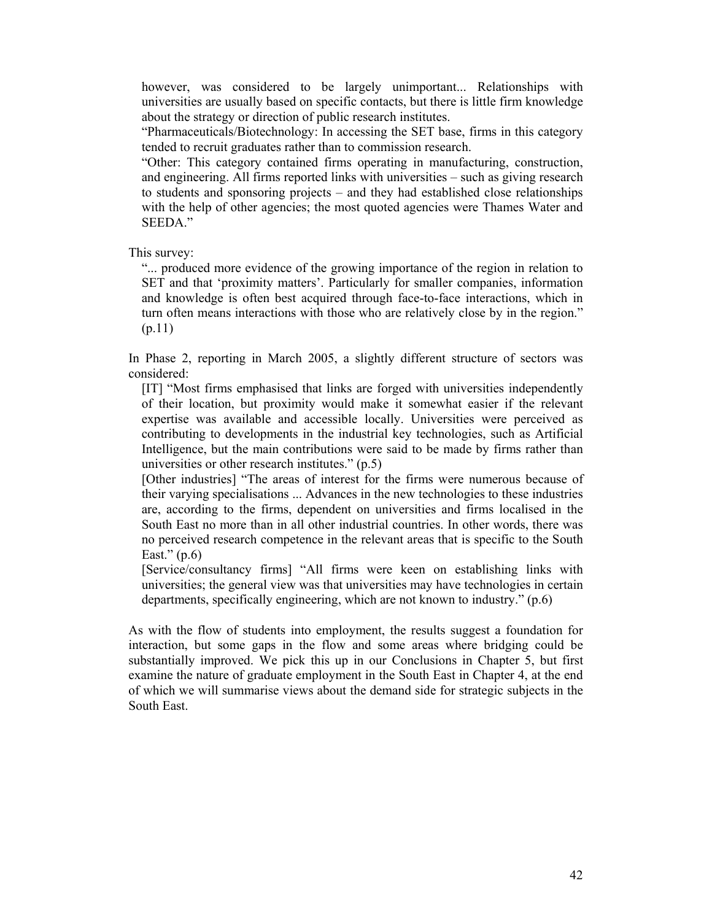> however, was considered to be largely unimportant... Relationships with universities are usually based on specific contacts, but there is little firm knowledge about the strategy or direction of public research institutes.
>
> "Pharmaceuticals/Biotechnology: In accessing the SET base, firms in this category tended to recruit graduates rather than to commission research.
>
> "Other: This category contained firms operating in manufacturing, construction, and engineering. All firms reported links with universities – such as giving research to students and sponsoring projects – and they had established close relationships with the help of other agencies; the most quoted agencies were Thames Water and SEEDA."

This survey:

> "... produced more evidence of the growing importance of the region in relation to SET and that 'proximity matters'. Particularly for smaller companies, information and knowledge is often best acquired through face-to-face interactions, which in turn often means interactions with those who are relatively close by in the region." (p.11)

In Phase 2, reporting in March 2005, a slightly different structure of sectors was considered:

> [IT] "Most firms emphasised that links are forged with universities independently of their location, but proximity would make it somewhat easier if the relevant expertise was available and accessible locally. Universities were perceived as contributing to developments in the industrial key technologies, such as Artificial Intelligence, but the main contributions were said to be made by firms rather than universities or other research institutes." (p.5)
>
> [Other industries] "The areas of interest for the firms were numerous because of their varying specialisations ... Advances in the new technologies to these industries are, according to the firms, dependent on universities and firms localised in the South East no more than in all other industrial countries. In other words, there was no perceived research competence in the relevant areas that is specific to the South East." (p.6)
>
> [Service/consultancy firms] "All firms were keen on establishing links with universities; the general view was that universities may have technologies in certain departments, specifically engineering, which are not known to industry." (p.6)

As with the flow of students into employment, the results suggest a foundation for interaction, but some gaps in the flow and some areas where bridging could be substantially improved. We pick this up in our Conclusions in Chapter 5, but first examine the nature of graduate employment in the South East in Chapter 4, at the end of which we will summarise views about the demand side for strategic subjects in the South East.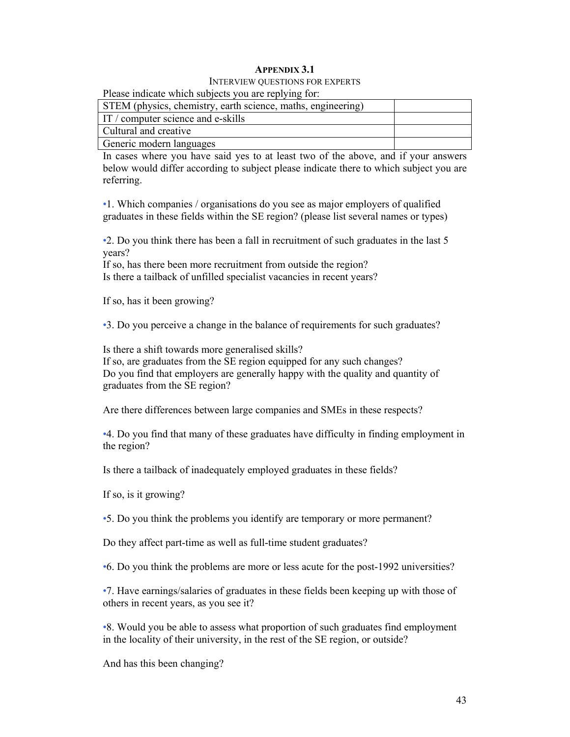## APPENDIX 3.1

### INTERVIEW QUESTIONS FOR EXPERTS

Please indicate which subjects you are replying for:

| | |
|---|---|
| STEM (physics, chemistry, earth science, maths, engineering) | |
| IT / computer science and e-skills | |
| Cultural and creative | |
| Generic modern languages | |

In cases where you have said yes to at least two of the above, and if your answers below would differ according to subject please indicate there to which subject you are referring.

•1. Which companies / organisations do you see as major employers of qualified graduates in these fields within the SE region? (please list several names or types)

•2. Do you think there has been a fall in recruitment of such graduates in the last 5 years?
If so, has there been more recruitment from outside the region?
Is there a tailback of unfilled specialist vacancies in recent years?

If so, has it been growing?

•3. Do you perceive a change in the balance of requirements for such graduates?

Is there a shift towards more generalised skills?
If so, are graduates from the SE region equipped for any such changes?
Do you find that employers are generally happy with the quality and quantity of graduates from the SE region?

Are there differences between large companies and SMEs in these respects?

•4. Do you find that many of these graduates have difficulty in finding employment in the region?

Is there a tailback of inadequately employed graduates in these fields?

If so, is it growing?

•5. Do you think the problems you identify are temporary or more permanent?

Do they affect part-time as well as full-time student graduates?

•6. Do you think the problems are more or less acute for the post-1992 universities?

•7. Have earnings/salaries of graduates in these fields been keeping up with those of others in recent years, as you see it?

•8. Would you be able to assess what proportion of such graduates find employment in the locality of their university, in the rest of the SE region, or outside?

And has this been changing?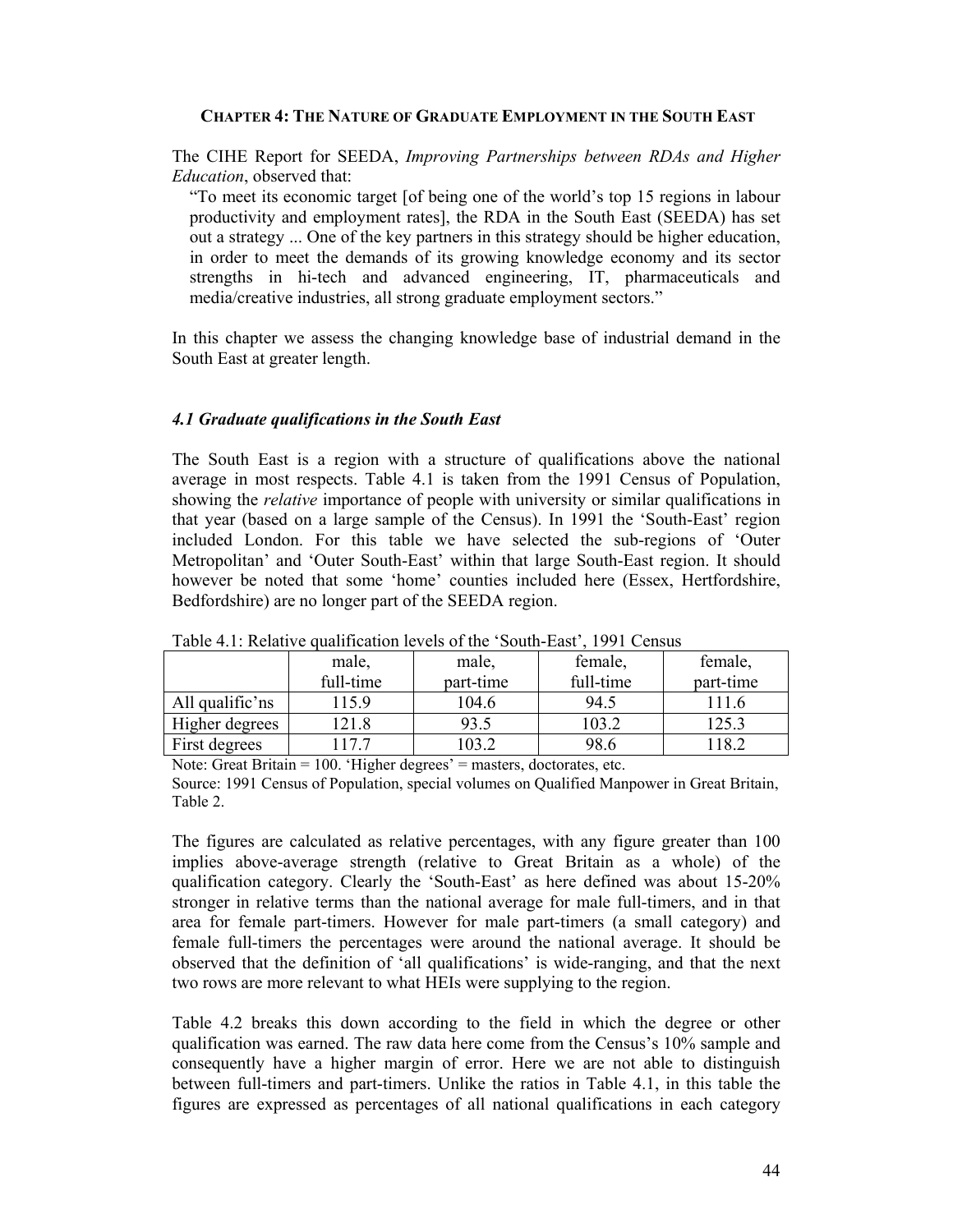## CHAPTER 4: THE NATURE OF GRADUATE EMPLOYMENT IN THE SOUTH EAST

The CIHE Report for SEEDA, *Improving Partnerships between RDAs and Higher Education*, observed that:

> "To meet its economic target [of being one of the world's top 15 regions in labour productivity and employment rates], the RDA in the South East (SEEDA) has set out a strategy ... One of the key partners in this strategy should be higher education, in order to meet the demands of its growing knowledge economy and its sector strengths in hi-tech and advanced engineering, IT, pharmaceuticals and media/creative industries, all strong graduate employment sectors."

In this chapter we assess the changing knowledge base of industrial demand in the South East at greater length.

### *4.1 Graduate qualifications in the South East*

The South East is a region with a structure of qualifications above the national average in most respects. Table 4.1 is taken from the 1991 Census of Population, showing the *relative* importance of people with university or similar qualifications in that year (based on a large sample of the Census). In 1991 the 'South-East' region included London. For this table we have selected the sub-regions of 'Outer Metropolitan' and 'Outer South-East' within that large South-East region. It should however be noted that some 'home' counties included here (Essex, Hertfordshire, Bedfordshire) are no longer part of the SEEDA region.

Table 4.1: Relative qualification levels of the 'South-East', 1991 Census

| | male, full-time | male, part-time | female, full-time | female, part-time |
|---|---|---|---|---|
| All qualific'ns | 115.9 | 104.6 | 94.5 | 111.6 |
| Higher degrees | 121.8 | 93.5 | 103.2 | 125.3 |
| First degrees | 117.7 | 103.2 | 98.6 | 118.2 |

Note: Great Britain = 100. 'Higher degrees' = masters, doctorates, etc.

Source: 1991 Census of Population, special volumes on Qualified Manpower in Great Britain, Table 2.

The figures are calculated as relative percentages, with any figure greater than 100 implies above-average strength (relative to Great Britain as a whole) of the qualification category. Clearly the 'South-East' as here defined was about 15-20% stronger in relative terms than the national average for male full-timers, and in that area for female part-timers. However for male part-timers (a small category) and female full-timers the percentages were around the national average. It should be observed that the definition of 'all qualifications' is wide-ranging, and that the next two rows are more relevant to what HEIs were supplying to the region.

Table 4.2 breaks this down according to the field in which the degree or other qualification was earned. The raw data here come from the Census's 10% sample and consequently have a higher margin of error. Here we are not able to distinguish between full-timers and part-timers. Unlike the ratios in Table 4.1, in this table the figures are expressed as percentages of all national qualifications in each category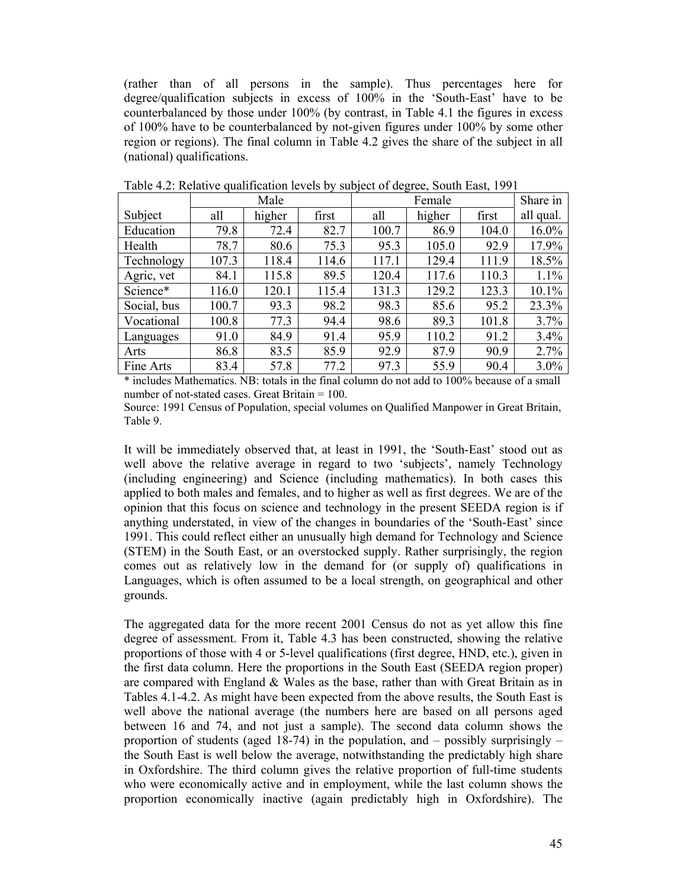(rather than of all persons in the sample). Thus percentages here for degree/qualification subjects in excess of 100% in the 'South-East' have to be counterbalanced by those under 100% (by contrast, in Table 4.1 the figures in excess of 100% have to be counterbalanced by not-given figures under 100% by some other region or regions). The final column in Table 4.2 gives the share of the subject in all (national) qualifications.

Table 4.2: Relative qualification levels by subject of degree, South East, 1991

| | Male | | | Female | | | Share in |
|---|---|---|---|---|---|---|---|
| Subject | all | higher | first | all | higher | first | all qual. |
| Education | 79.8 | 72.4 | 82.7 | 100.7 | 86.9 | 104.0 | 16.0% |
| Health | 78.7 | 80.6 | 75.3 | 95.3 | 105.0 | 92.9 | 17.9% |
| Technology | 107.3 | 118.4 | 114.6 | 117.1 | 129.4 | 111.9 | 18.5% |
| Agric, vet | 84.1 | 115.8 | 89.5 | 120.4 | 117.6 | 110.3 | 1.1% |
| Science* | 116.0 | 120.1 | 115.4 | 131.3 | 129.2 | 123.3 | 10.1% |
| Social, bus | 100.7 | 93.3 | 98.2 | 98.3 | 85.6 | 95.2 | 23.3% |
| Vocational | 100.8 | 77.3 | 94.4 | 98.6 | 89.3 | 101.8 | 3.7% |
| Languages | 91.0 | 84.9 | 91.4 | 95.9 | 110.2 | 91.2 | 3.4% |
| Arts | 86.8 | 83.5 | 85.9 | 92.9 | 87.9 | 90.9 | 2.7% |
| Fine Arts | 83.4 | 57.8 | 77.2 | 97.3 | 55.9 | 90.4 | 3.0% |

\* includes Mathematics. NB: totals in the final column do not add to 100% because of a small number of not-stated cases. Great Britain = 100.

Source: 1991 Census of Population, special volumes on Qualified Manpower in Great Britain, Table 9.

It will be immediately observed that, at least in 1991, the 'South-East' stood out as well above the relative average in regard to two 'subjects', namely Technology (including engineering) and Science (including mathematics). In both cases this applied to both males and females, and to higher as well as first degrees. We are of the opinion that this focus on science and technology in the present SEEDA region is if anything understated, in view of the changes in boundaries of the 'South-East' since 1991. This could reflect either an unusually high demand for Technology and Science (STEM) in the South East, or an overstocked supply. Rather surprisingly, the region comes out as relatively low in the demand for (or supply of) qualifications in Languages, which is often assumed to be a local strength, on geographical and other grounds.

The aggregated data for the more recent 2001 Census do not as yet allow this fine degree of assessment. From it, Table 4.3 has been constructed, showing the relative proportions of those with 4 or 5-level qualifications (first degree, HND, etc.), given in the first data column. Here the proportions in the South East (SEEDA region proper) are compared with England & Wales as the base, rather than with Great Britain as in Tables 4.1-4.2. As might have been expected from the above results, the South East is well above the national average (the numbers here are based on all persons aged between 16 and 74, and not just a sample). The second data column shows the proportion of students (aged 18-74) in the population, and – possibly surprisingly – the South East is well below the average, notwithstanding the predictably high share in Oxfordshire. The third column gives the relative proportion of full-time students who were economically active and in employment, while the last column shows the proportion economically inactive (again predictably high in Oxfordshire). The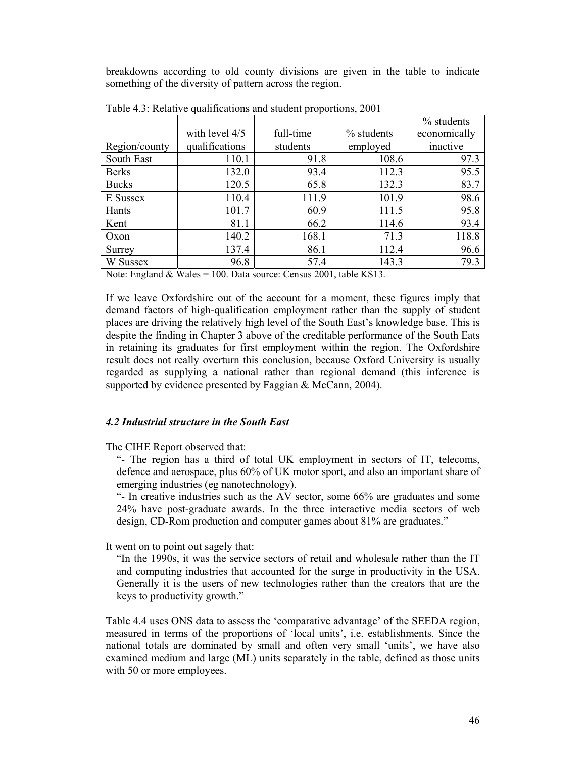breakdowns according to old county divisions are given in the table to indicate something of the diversity of pattern across the region.

Table 4.3: Relative qualifications and student proportions, 2001

| Region/county | with level 4/5 qualifications | full-time students | % students employed | % students economically inactive |
|---|---|---|---|---|
| South East | 110.1 | 91.8 | 108.6 | 97.3 |
| Berks | 132.0 | 93.4 | 112.3 | 95.5 |
| Bucks | 120.5 | 65.8 | 132.3 | 83.7 |
| E Sussex | 110.4 | 111.9 | 101.9 | 98.6 |
| Hants | 101.7 | 60.9 | 111.5 | 95.8 |
| Kent | 81.1 | 66.2 | 114.6 | 93.4 |
| Oxon | 140.2 | 168.1 | 71.3 | 118.8 |
| Surrey | 137.4 | 86.1 | 112.4 | 96.6 |
| W Sussex | 96.8 | 57.4 | 143.3 | 79.3 |

Note: England & Wales = 100. Data source: Census 2001, table KS13.

If we leave Oxfordshire out of the account for a moment, these figures imply that demand factors of high-qualification employment rather than the supply of student places are driving the relatively high level of the South East's knowledge base. This is despite the finding in Chapter 3 above of the creditable performance of the South Eats in retaining its graduates for first employment within the region. The Oxfordshire result does not really overturn this conclusion, because Oxford University is usually regarded as supplying a national rather than regional demand (this inference is supported by evidence presented by Faggian & McCann, 2004).

### *4.2 Industrial structure in the South East*

The CIHE Report observed that:

> "- The region has a third of total UK employment in sectors of IT, telecoms, defence and aerospace, plus 60% of UK motor sport, and also an important share of emerging industries (eg nanotechnology).
>
> "- In creative industries such as the AV sector, some 66% are graduates and some 24% have post-graduate awards. In the three interactive media sectors of web design, CD-Rom production and computer games about 81% are graduates."

It went on to point out sagely that:

> "In the 1990s, it was the service sectors of retail and wholesale rather than the IT and computing industries that accounted for the surge in productivity in the USA. Generally it is the users of new technologies rather than the creators that are the keys to productivity growth."

Table 4.4 uses ONS data to assess the 'comparative advantage' of the SEEDA region, measured in terms of the proportions of 'local units', i.e. establishments. Since the national totals are dominated by small and often very small 'units', we have also examined medium and large (ML) units separately in the table, defined as those units with 50 or more employees.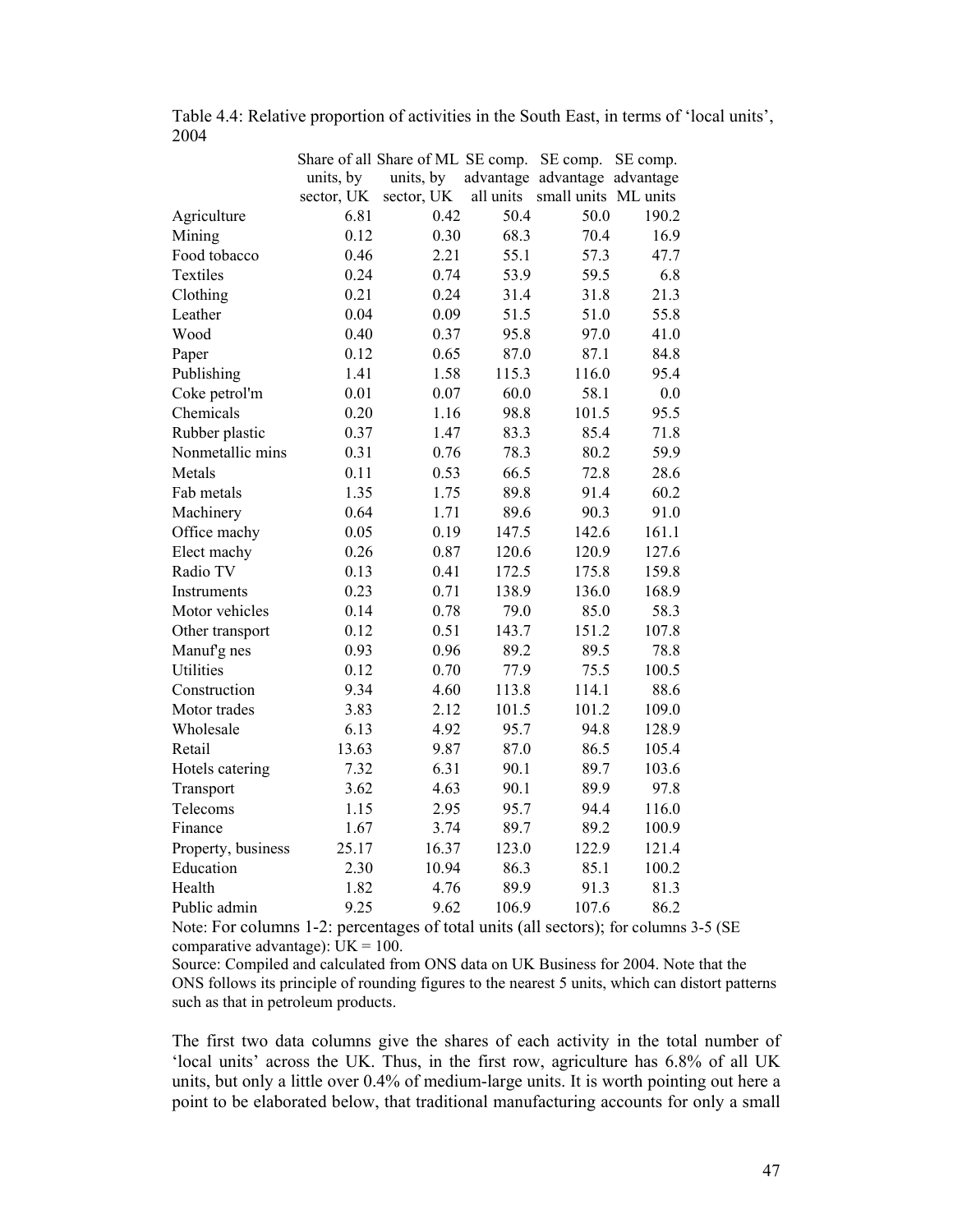Table 4.4: Relative proportion of activities in the South East, in terms of 'local units', 2004

| | Share of all units, by sector, UK | Share of ML units, by sector, UK | SE comp. advantage all units | SE comp. advantage small units | SE comp. advantage ML units |
|---|---|---|---|---|---|
| Agriculture | 6.81 | 0.42 | 50.4 | 50.0 | 190.2 |
| Mining | 0.12 | 0.30 | 68.3 | 70.4 | 16.9 |
| Food tobacco | 0.46 | 2.21 | 55.1 | 57.3 | 47.7 |
| Textiles | 0.24 | 0.74 | 53.9 | 59.5 | 6.8 |
| Clothing | 0.21 | 0.24 | 31.4 | 31.8 | 21.3 |
| Leather | 0.04 | 0.09 | 51.5 | 51.0 | 55.8 |
| Wood | 0.40 | 0.37 | 95.8 | 97.0 | 41.0 |
| Paper | 0.12 | 0.65 | 87.0 | 87.1 | 84.8 |
| Publishing | 1.41 | 1.58 | 115.3 | 116.0 | 95.4 |
| Coke petrol'm | 0.01 | 0.07 | 60.0 | 58.1 | 0.0 |
| Chemicals | 0.20 | 1.16 | 98.8 | 101.5 | 95.5 |
| Rubber plastic | 0.37 | 1.47 | 83.3 | 85.4 | 71.8 |
| Nonmetallic mins | 0.31 | 0.76 | 78.3 | 80.2 | 59.9 |
| Metals | 0.11 | 0.53 | 66.5 | 72.8 | 28.6 |
| Fab metals | 1.35 | 1.75 | 89.8 | 91.4 | 60.2 |
| Machinery | 0.64 | 1.71 | 89.6 | 90.3 | 91.0 |
| Office machy | 0.05 | 0.19 | 147.5 | 142.6 | 161.1 |
| Elect machy | 0.26 | 0.87 | 120.6 | 120.9 | 127.6 |
| Radio TV | 0.13 | 0.41 | 172.5 | 175.8 | 159.8 |
| Instruments | 0.23 | 0.71 | 138.9 | 136.0 | 168.9 |
| Motor vehicles | 0.14 | 0.78 | 79.0 | 85.0 | 58.3 |
| Other transport | 0.12 | 0.51 | 143.7 | 151.2 | 107.8 |
| Manuf'g nes | 0.93 | 0.96 | 89.2 | 89.5 | 78.8 |
| Utilities | 0.12 | 0.70 | 77.9 | 75.5 | 100.5 |
| Construction | 9.34 | 4.60 | 113.8 | 114.1 | 88.6 |
| Motor trades | 3.83 | 2.12 | 101.5 | 101.2 | 109.0 |
| Wholesale | 6.13 | 4.92 | 95.7 | 94.8 | 128.9 |
| Retail | 13.63 | 9.87 | 87.0 | 86.5 | 105.4 |
| Hotels catering | 7.32 | 6.31 | 90.1 | 89.7 | 103.6 |
| Transport | 3.62 | 4.63 | 90.1 | 89.9 | 97.8 |
| Telecoms | 1.15 | 2.95 | 95.7 | 94.4 | 116.0 |
| Finance | 1.67 | 3.74 | 89.7 | 89.2 | 100.9 |
| Property, business | 25.17 | 16.37 | 123.0 | 122.9 | 121.4 |
| Education | 2.30 | 10.94 | 86.3 | 85.1 | 100.2 |
| Health | 1.82 | 4.76 | 89.9 | 91.3 | 81.3 |
| Public admin | 9.25 | 9.62 | 106.9 | 107.6 | 86.2 |

Note: For columns 1-2: percentages of total units (all sectors); for columns 3-5 (SE comparative advantage): UK = 100.

Source: Compiled and calculated from ONS data on UK Business for 2004. Note that the ONS follows its principle of rounding figures to the nearest 5 units, which can distort patterns such as that in petroleum products.

The first two data columns give the shares of each activity in the total number of 'local units' across the UK. Thus, in the first row, agriculture has 6.8% of all UK units, but only a little over 0.4% of medium-large units. It is worth pointing out here a point to be elaborated below, that traditional manufacturing accounts for only a small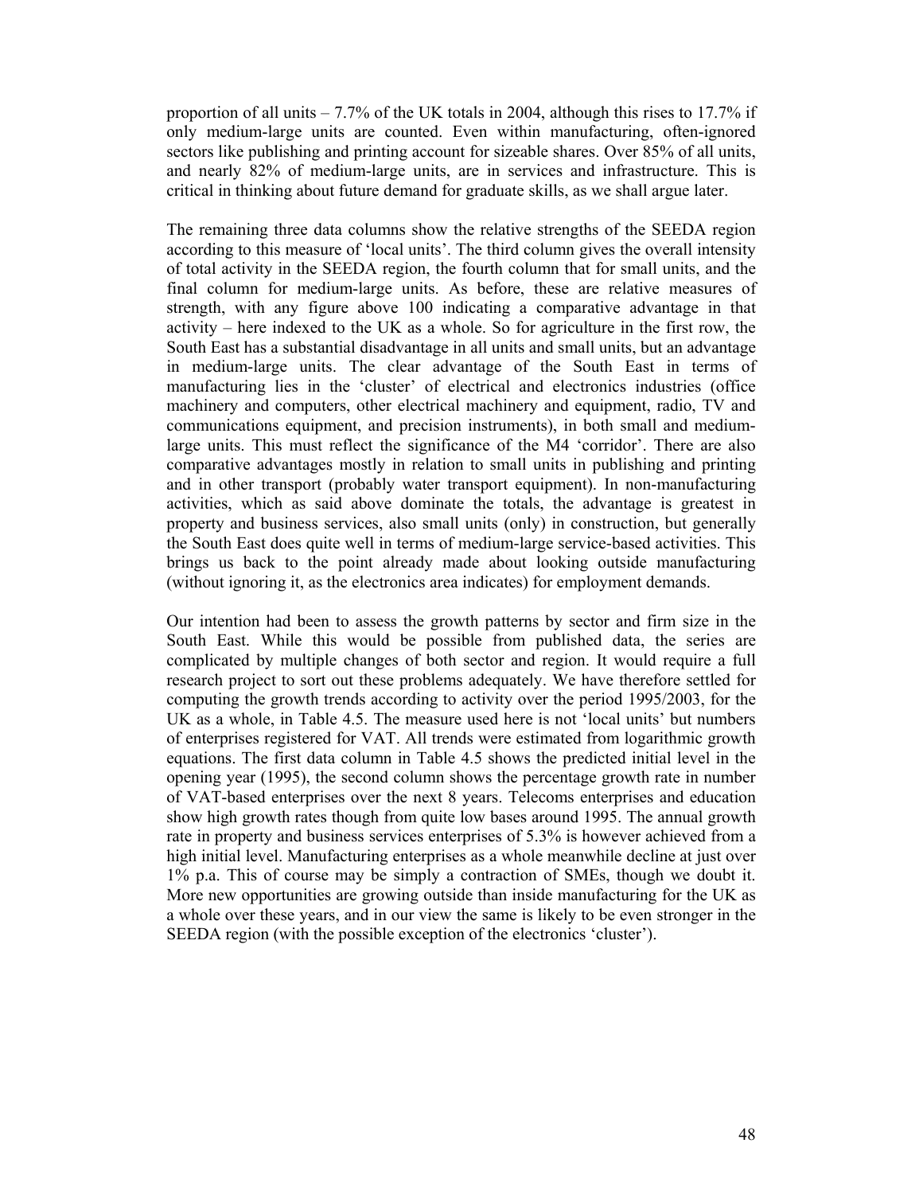proportion of all units – 7.7% of the UK totals in 2004, although this rises to 17.7% if only medium-large units are counted. Even within manufacturing, often-ignored sectors like publishing and printing account for sizeable shares. Over 85% of all units, and nearly 82% of medium-large units, are in services and infrastructure. This is critical in thinking about future demand for graduate skills, as we shall argue later.

The remaining three data columns show the relative strengths of the SEEDA region according to this measure of 'local units'. The third column gives the overall intensity of total activity in the SEEDA region, the fourth column that for small units, and the final column for medium-large units. As before, these are relative measures of strength, with any figure above 100 indicating a comparative advantage in that activity – here indexed to the UK as a whole. So for agriculture in the first row, the South East has a substantial disadvantage in all units and small units, but an advantage in medium-large units. The clear advantage of the South East in terms of manufacturing lies in the 'cluster' of electrical and electronics industries (office machinery and computers, other electrical machinery and equipment, radio, TV and communications equipment, and precision instruments), in both small and medium-large units. This must reflect the significance of the M4 'corridor'. There are also comparative advantages mostly in relation to small units in publishing and printing and in other transport (probably water transport equipment). In non-manufacturing activities, which as said above dominate the totals, the advantage is greatest in property and business services, also small units (only) in construction, but generally the South East does quite well in terms of medium-large service-based activities. This brings us back to the point already made about looking outside manufacturing (without ignoring it, as the electronics area indicates) for employment demands.

Our intention had been to assess the growth patterns by sector and firm size in the South East. While this would be possible from published data, the series are complicated by multiple changes of both sector and region. It would require a full research project to sort out these problems adequately. We have therefore settled for computing the growth trends according to activity over the period 1995/2003, for the UK as a whole, in Table 4.5. The measure used here is not 'local units' but numbers of enterprises registered for VAT. All trends were estimated from logarithmic growth equations. The first data column in Table 4.5 shows the predicted initial level in the opening year (1995), the second column shows the percentage growth rate in number of VAT-based enterprises over the next 8 years. Telecoms enterprises and education show high growth rates though from quite low bases around 1995. The annual growth rate in property and business services enterprises of 5.3% is however achieved from a high initial level. Manufacturing enterprises as a whole meanwhile decline at just over 1% p.a. This of course may be simply a contraction of SMEs, though we doubt it. More new opportunities are growing outside than inside manufacturing for the UK as a whole over these years, and in our view the same is likely to be even stronger in the SEEDA region (with the possible exception of the electronics 'cluster').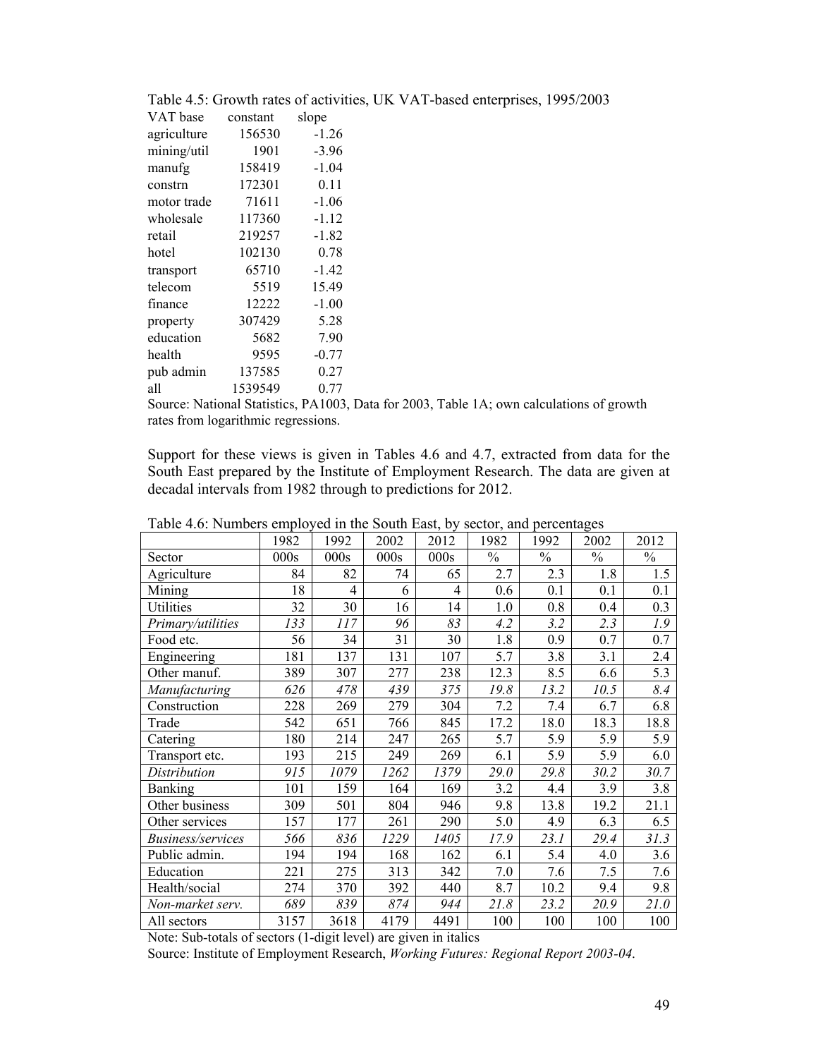Table 4.5: Growth rates of activities, UK VAT-based enterprises, 1995/2003

| VAT base | constant | slope |
|---|---|---|
| agriculture | 156530 | -1.26 |
| mining/util | 1901 | -3.96 |
| manufg | 158419 | -1.04 |
| constrn | 172301 | 0.11 |
| motor trade | 71611 | -1.06 |
| wholesale | 117360 | -1.12 |
| retail | 219257 | -1.82 |
| hotel | 102130 | 0.78 |
| transport | 65710 | -1.42 |
| telecom | 5519 | 15.49 |
| finance | 12222 | -1.00 |
| property | 307429 | 5.28 |
| education | 5682 | 7.90 |
| health | 9595 | -0.77 |
| pub admin | 137585 | 0.27 |
| all | 1539549 | 0.77 |

Source: National Statistics, PA1003, Data for 2003, Table 1A; own calculations of growth rates from logarithmic regressions.

Support for these views is given in Tables 4.6 and 4.7, extracted from data for the South East prepared by the Institute of Employment Research. The data are given at decadal intervals from 1982 through to predictions for 2012.

Table 4.6: Numbers employed in the South East, by sector, and percentages

| | 1982 | 1992 | 2002 | 2012 | 1982 | 1992 | 2002 | 2012 |
|---|---|---|---|---|---|---|---|---|
| Sector | 000s | 000s | 000s | 000s | % | % | % | % |
| Agriculture | 84 | 82 | 74 | 65 | 2.7 | 2.3 | 1.8 | 1.5 |
| Mining | 18 | 4 | 6 | 4 | 0.6 | 0.1 | 0.1 | 0.1 |
| Utilities | 32 | 30 | 16 | 14 | 1.0 | 0.8 | 0.4 | 0.3 |
| *Primary/utilities* | *133* | *117* | *96* | *83* | *4.2* | *3.2* | *2.3* | *1.9* |
| Food etc. | 56 | 34 | 31 | 30 | 1.8 | 0.9 | 0.7 | 0.7 |
| Engineering | 181 | 137 | 131 | 107 | 5.7 | 3.8 | 3.1 | 2.4 |
| Other manuf. | 389 | 307 | 277 | 238 | 12.3 | 8.5 | 6.6 | 5.3 |
| *Manufacturing* | *626* | *478* | *439* | *375* | *19.8* | *13.2* | *10.5* | *8.4* |
| Construction | 228 | 269 | 279 | 304 | 7.2 | 7.4 | 6.7 | 6.8 |
| Trade | 542 | 651 | 766 | 845 | 17.2 | 18.0 | 18.3 | 18.8 |
| Catering | 180 | 214 | 247 | 265 | 5.7 | 5.9 | 5.9 | 5.9 |
| Transport etc. | 193 | 215 | 249 | 269 | 6.1 | 5.9 | 5.9 | 6.0 |
| *Distribution* | *915* | *1079* | *1262* | *1379* | *29.0* | *29.8* | *30.2* | *30.7* |
| Banking | 101 | 159 | 164 | 169 | 3.2 | 4.4 | 3.9 | 3.8 |
| Other business | 309 | 501 | 804 | 946 | 9.8 | 13.8 | 19.2 | 21.1 |
| Other services | 157 | 177 | 261 | 290 | 5.0 | 4.9 | 6.3 | 6.5 |
| *Business/services* | *566* | *836* | *1229* | *1405* | *17.9* | *23.1* | *29.4* | *31.3* |
| Public admin. | 194 | 194 | 168 | 162 | 6.1 | 5.4 | 4.0 | 3.6 |
| Education | 221 | 275 | 313 | 342 | 7.0 | 7.6 | 7.5 | 7.6 |
| Health/social | 274 | 370 | 392 | 440 | 8.7 | 10.2 | 9.4 | 9.8 |
| *Non-market serv.* | *689* | *839* | *874* | *944* | *21.8* | *23.2* | *20.9* | *21.0* |
| All sectors | 3157 | 3618 | 4179 | 4491 | 100 | 100 | 100 | 100 |

Note: Sub-totals of sectors (1-digit level) are given in italics

Source: Institute of Employment Research, *Working Futures: Regional Report 2003-04*.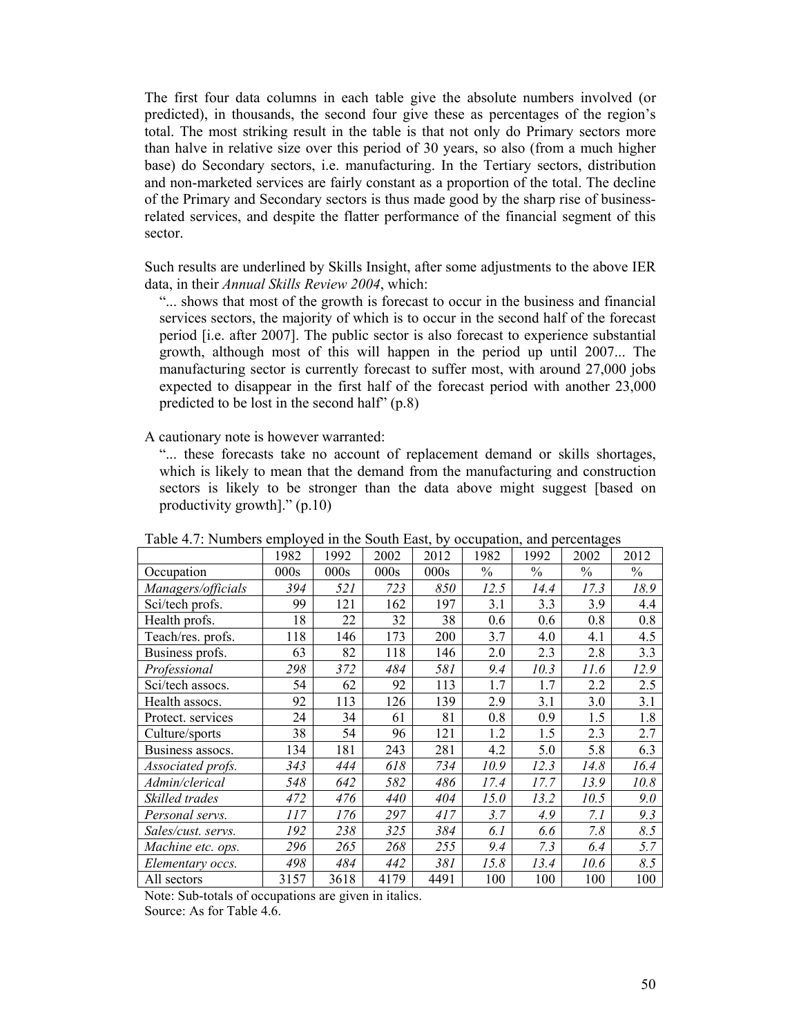The first four data columns in each table give the absolute numbers involved (or predicted), in thousands, the second four give these as percentages of the region's total. The most striking result in the table is that not only do Primary sectors more than halve in relative size over this period of 30 years, so also (from a much higher base) do Secondary sectors, i.e. manufacturing. In the Tertiary sectors, distribution and non-marketed services are fairly constant as a proportion of the total. The decline of the Primary and Secondary sectors is thus made good by the sharp rise of business-related services, and despite the flatter performance of the financial segment of this sector.

Such results are underlined by Skills Insight, after some adjustments to the above IER data, in their *Annual Skills Review 2004*, which:

> "... shows that most of the growth is forecast to occur in the business and financial services sectors, the majority of which is to occur in the second half of the forecast period [i.e. after 2007]. The public sector is also forecast to experience substantial growth, although most of this will happen in the period up until 2007... The manufacturing sector is currently forecast to suffer most, with around 27,000 jobs expected to disappear in the first half of the forecast period with another 23,000 predicted to be lost in the second half" (p.8)

A cautionary note is however warranted:

> "... these forecasts take no account of replacement demand or skills shortages, which is likely to mean that the demand from the manufacturing and construction sectors is likely to be stronger than the data above might suggest [based on productivity growth]." (p.10)

Table 4.7: Numbers employed in the South East, by occupation, and percentages

| | 1982 | 1992 | 2002 | 2012 | 1982 | 1992 | 2002 | 2012 |
|---|---|---|---|---|---|---|---|---|
| Occupation | 000s | 000s | 000s | 000s | % | % | % | % |
| *Managers/officials* | *394* | *521* | *723* | *850* | *12.5* | *14.4* | *17.3* | *18.9* |
| Sci/tech profs. | 99 | 121 | 162 | 197 | 3.1 | 3.3 | 3.9 | 4.4 |
| Health profs. | 18 | 22 | 32 | 38 | 0.6 | 0.6 | 0.8 | 0.8 |
| Teach/res. profs. | 118 | 146 | 173 | 200 | 3.7 | 4.0 | 4.1 | 4.5 |
| Business profs. | 63 | 82 | 118 | 146 | 2.0 | 2.3 | 2.8 | 3.3 |
| *Professional* | *298* | *372* | *484* | *581* | *9.4* | *10.3* | *11.6* | *12.9* |
| Sci/tech assocs. | 54 | 62 | 92 | 113 | 1.7 | 1.7 | 2.2 | 2.5 |
| Health assocs. | 92 | 113 | 126 | 139 | 2.9 | 3.1 | 3.0 | 3.1 |
| Protect. services | 24 | 34 | 61 | 81 | 0.8 | 0.9 | 1.5 | 1.8 |
| Culture/sports | 38 | 54 | 96 | 121 | 1.2 | 1.5 | 2.3 | 2.7 |
| Business assocs. | 134 | 181 | 243 | 281 | 4.2 | 5.0 | 5.8 | 6.3 |
| *Associated profs.* | *343* | *444* | *618* | *734* | *10.9* | *12.3* | *14.8* | *16.4* |
| *Admin/clerical* | *548* | *642* | *582* | *486* | *17.4* | *17.7* | *13.9* | *10.8* |
| *Skilled trades* | *472* | *476* | *440* | *404* | *15.0* | *13.2* | *10.5* | *9.0* |
| *Personal servs.* | *117* | *176* | *297* | *417* | *3.7* | *4.9* | *7.1* | *9.3* |
| *Sales/cust. servs.* | *192* | *238* | *325* | *384* | *6.1* | *6.6* | *7.8* | *8.5* |
| *Machine etc. ops.* | *296* | *265* | *268* | *255* | *9.4* | *7.3* | *6.4* | *5.7* |
| *Elementary occs.* | *498* | *484* | *442* | *381* | *15.8* | *13.4* | *10.6* | *8.5* |
| All sectors | 3157 | 3618 | 4179 | 4491 | 100 | 100 | 100 | 100 |

Note: Sub-totals of occupations are given in italics.
Source: As for Table 4.6.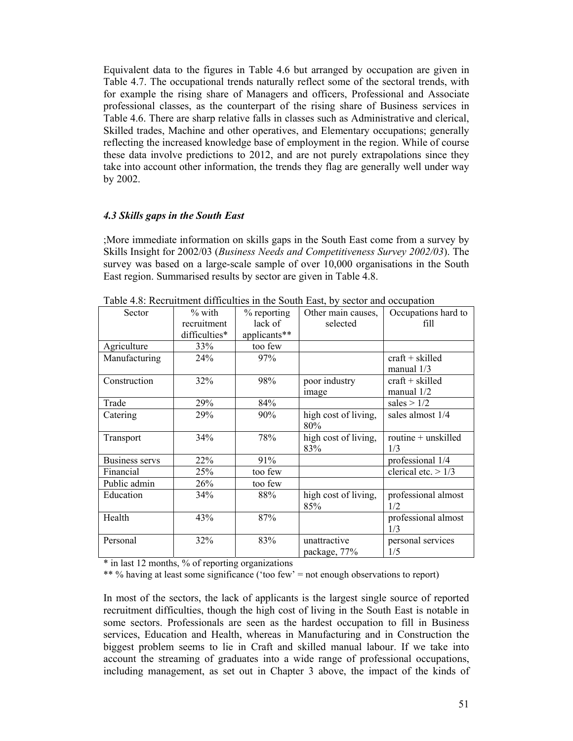Equivalent data to the figures in Table 4.6 but arranged by occupation are given in Table 4.7. The occupational trends naturally reflect some of the sectoral trends, with for example the rising share of Managers and officers, Professional and Associate professional classes, as the counterpart of the rising share of Business services in Table 4.6. There are sharp relative falls in classes such as Administrative and clerical, Skilled trades, Machine and other operatives, and Elementary occupations; generally reflecting the increased knowledge base of employment in the region. While of course these data involve predictions to 2012, and are not purely extrapolations since they take into account other information, the trends they flag are generally well under way by 2002.

### *4.3 Skills gaps in the South East*

;More immediate information on skills gaps in the South East come from a survey by Skills Insight for 2002/03 (*Business Needs and Competitiveness Survey 2002/03*). The survey was based on a large-scale sample of over 10,000 organisations in the South East region. Summarised results by sector are given in Table 4.8.

Table 4.8: Recruitment difficulties in the South East, by sector and occupation

| Sector | % with recruitment difficulties* | % reporting lack of applicants** | Other main causes, selected | Occupations hard to fill |
|---|---|---|---|---|
| Agriculture | 33% | too few | | |
| Manufacturing | 24% | 97% | | craft + skilled manual 1/3 |
| Construction | 32% | 98% | poor industry image | craft + skilled manual 1/2 |
| Trade | 29% | 84% | | sales > 1/2 |
| Catering | 29% | 90% | high cost of living, 80% | sales almost 1/4 |
| Transport | 34% | 78% | high cost of living, 83% | routine + unskilled 1/3 |
| Business servs | 22% | 91% | | professional 1/4 |
| Financial | 25% | too few | | clerical etc. > 1/3 |
| Public admin | 26% | too few | | |
| Education | 34% | 88% | high cost of living, 85% | professional almost 1/2 |
| Health | 43% | 87% | | professional almost 1/3 |
| Personal | 32% | 83% | unattractive package, 77% | personal services 1/5 |

\* in last 12 months, % of reporting organizations

\*\* % having at least some significance ('too few' = not enough observations to report)

In most of the sectors, the lack of applicants is the largest single source of reported recruitment difficulties, though the high cost of living in the South East is notable in some sectors. Professionals are seen as the hardest occupation to fill in Business services, Education and Health, whereas in Manufacturing and in Construction the biggest problem seems to lie in Craft and skilled manual labour. If we take into account the streaming of graduates into a wide range of professional occupations, including management, as set out in Chapter 3 above, the impact of the kinds of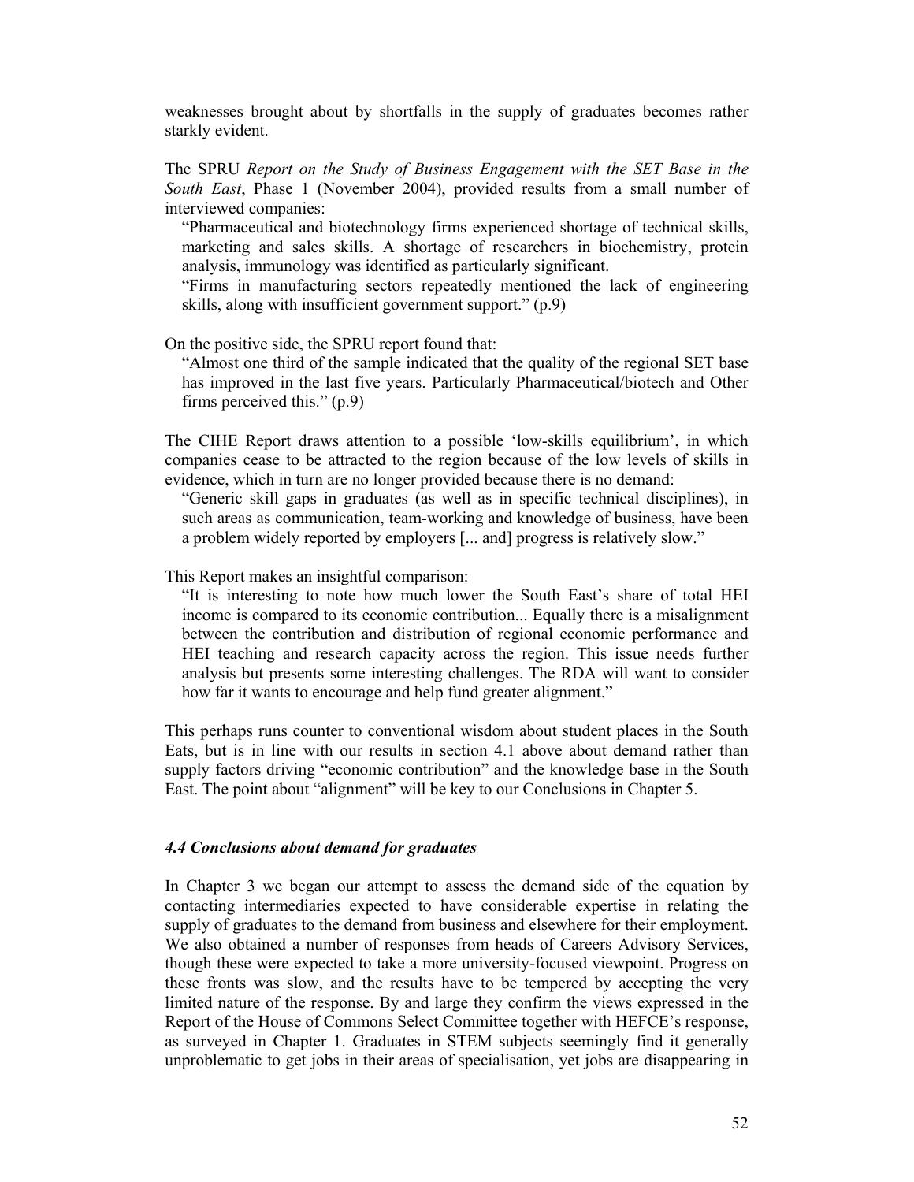weaknesses brought about by shortfalls in the supply of graduates becomes rather starkly evident.

The SPRU *Report on the Study of Business Engagement with the SET Base in the South East*, Phase 1 (November 2004), provided results from a small number of interviewed companies:

> "Pharmaceutical and biotechnology firms experienced shortage of technical skills, marketing and sales skills. A shortage of researchers in biochemistry, protein analysis, immunology was identified as particularly significant.
>
> "Firms in manufacturing sectors repeatedly mentioned the lack of engineering skills, along with insufficient government support." (p.9)

On the positive side, the SPRU report found that:

> "Almost one third of the sample indicated that the quality of the regional SET base has improved in the last five years. Particularly Pharmaceutical/biotech and Other firms perceived this." (p.9)

The CIHE Report draws attention to a possible 'low-skills equilibrium', in which companies cease to be attracted to the region because of the low levels of skills in evidence, which in turn are no longer provided because there is no demand:

> "Generic skill gaps in graduates (as well as in specific technical disciplines), in such areas as communication, team-working and knowledge of business, have been a problem widely reported by employers [... and] progress is relatively slow."

This Report makes an insightful comparison:

> "It is interesting to note how much lower the South East's share of total HEI income is compared to its economic contribution... Equally there is a misalignment between the contribution and distribution of regional economic performance and HEI teaching and research capacity across the region. This issue needs further analysis but presents some interesting challenges. The RDA will want to consider how far it wants to encourage and help fund greater alignment."

This perhaps runs counter to conventional wisdom about student places in the South Eats, but is in line with our results in section 4.1 above about demand rather than supply factors driving "economic contribution" and the knowledge base in the South East. The point about "alignment" will be key to our Conclusions in Chapter 5.

### *4.4 Conclusions about demand for graduates*

In Chapter 3 we began our attempt to assess the demand side of the equation by contacting intermediaries expected to have considerable expertise in relating the supply of graduates to the demand from business and elsewhere for their employment. We also obtained a number of responses from heads of Careers Advisory Services, though these were expected to take a more university-focused viewpoint. Progress on these fronts was slow, and the results have to be tempered by accepting the very limited nature of the response. By and large they confirm the views expressed in the Report of the House of Commons Select Committee together with HEFCE's response, as surveyed in Chapter 1. Graduates in STEM subjects seemingly find it generally unproblematic to get jobs in their areas of specialisation, yet jobs are disappearing in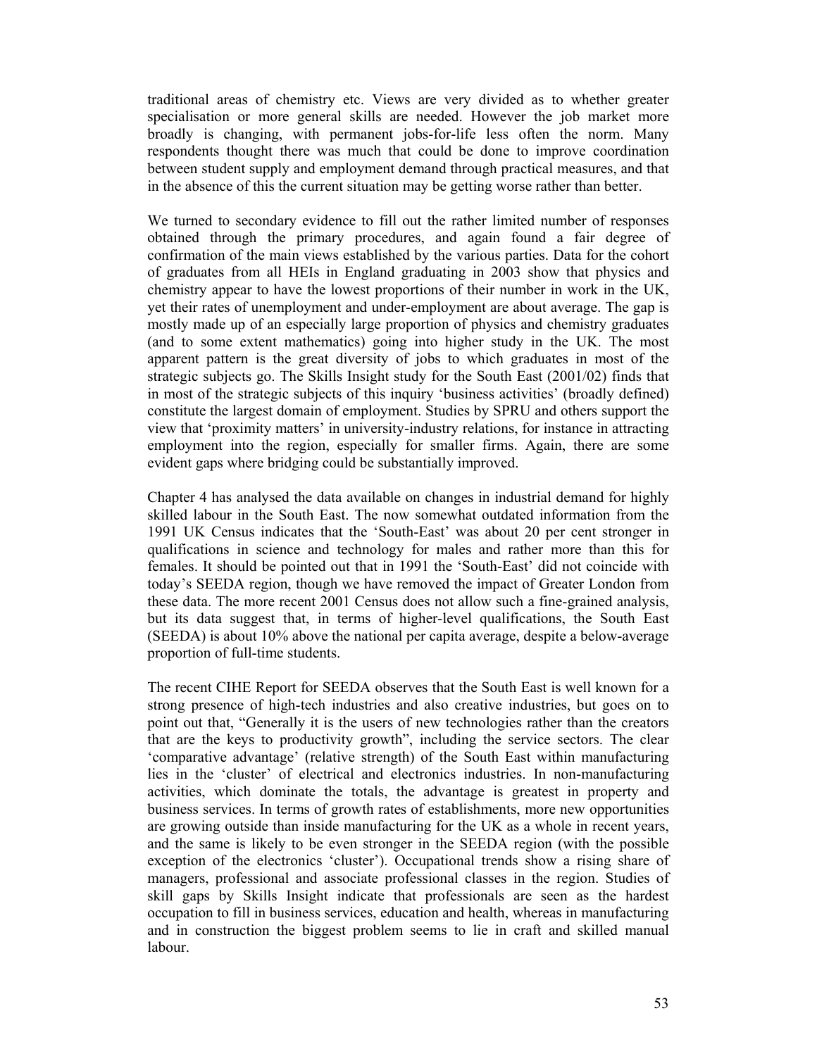traditional areas of chemistry etc. Views are very divided as to whether greater specialisation or more general skills are needed. However the job market more broadly is changing, with permanent jobs-for-life less often the norm. Many respondents thought there was much that could be done to improve coordination between student supply and employment demand through practical measures, and that in the absence of this the current situation may be getting worse rather than better.

We turned to secondary evidence to fill out the rather limited number of responses obtained through the primary procedures, and again found a fair degree of confirmation of the main views established by the various parties. Data for the cohort of graduates from all HEIs in England graduating in 2003 show that physics and chemistry appear to have the lowest proportions of their number in work in the UK, yet their rates of unemployment and under-employment are about average. The gap is mostly made up of an especially large proportion of physics and chemistry graduates (and to some extent mathematics) going into higher study in the UK. The most apparent pattern is the great diversity of jobs to which graduates in most of the strategic subjects go. The Skills Insight study for the South East (2001/02) finds that in most of the strategic subjects of this inquiry 'business activities' (broadly defined) constitute the largest domain of employment. Studies by SPRU and others support the view that 'proximity matters' in university-industry relations, for instance in attracting employment into the region, especially for smaller firms. Again, there are some evident gaps where bridging could be substantially improved.

Chapter 4 has analysed the data available on changes in industrial demand for highly skilled labour in the South East. The now somewhat outdated information from the 1991 UK Census indicates that the 'South-East' was about 20 per cent stronger in qualifications in science and technology for males and rather more than this for females. It should be pointed out that in 1991 the 'South-East' did not coincide with today's SEEDA region, though we have removed the impact of Greater London from these data. The more recent 2001 Census does not allow such a fine-grained analysis, but its data suggest that, in terms of higher-level qualifications, the South East (SEEDA) is about 10% above the national per capita average, despite a below-average proportion of full-time students.

The recent CIHE Report for SEEDA observes that the South East is well known for a strong presence of high-tech industries and also creative industries, but goes on to point out that, "Generally it is the users of new technologies rather than the creators that are the keys to productivity growth", including the service sectors. The clear 'comparative advantage' (relative strength) of the South East within manufacturing lies in the 'cluster' of electrical and electronics industries. In non-manufacturing activities, which dominate the totals, the advantage is greatest in property and business services. In terms of growth rates of establishments, more new opportunities are growing outside than inside manufacturing for the UK as a whole in recent years, and the same is likely to be even stronger in the SEEDA region (with the possible exception of the electronics 'cluster'). Occupational trends show a rising share of managers, professional and associate professional classes in the region. Studies of skill gaps by Skills Insight indicate that professionals are seen as the hardest occupation to fill in business services, education and health, whereas in manufacturing and in construction the biggest problem seems to lie in craft and skilled manual labour.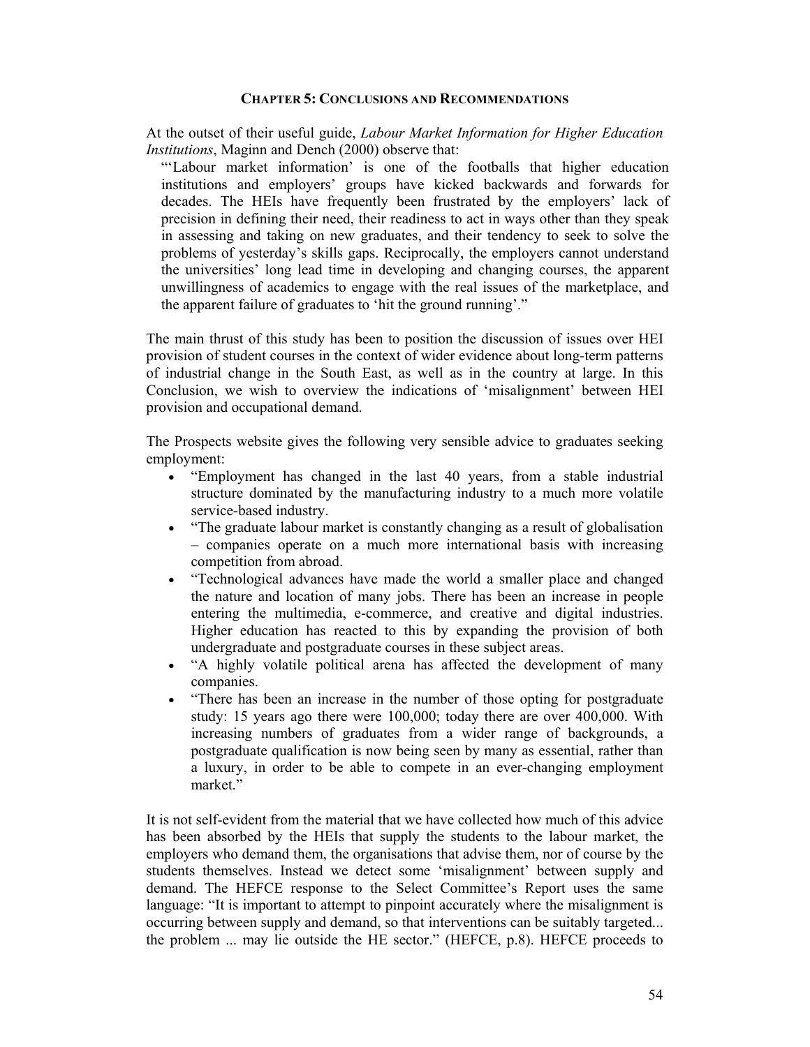## CHAPTER 5: CONCLUSIONS AND RECOMMENDATIONS

At the outset of their useful guide, *Labour Market Information for Higher Education Institutions*, Maginn and Dench (2000) observe that:

> "'Labour market information' is one of the footballs that higher education institutions and employers' groups have kicked backwards and forwards for decades. The HEIs have frequently been frustrated by the employers' lack of precision in defining their need, their readiness to act in ways other than they speak in assessing and taking on new graduates, and their tendency to seek to solve the problems of yesterday's skills gaps. Reciprocally, the employers cannot understand the universities' long lead time in developing and changing courses, the apparent unwillingness of academics to engage with the real issues of the marketplace, and the apparent failure of graduates to 'hit the ground running'."

The main thrust of this study has been to position the discussion of issues over HEI provision of student courses in the context of wider evidence about long-term patterns of industrial change in the South East, as well as in the country at large. In this Conclusion, we wish to overview the indications of 'misalignment' between HEI provision and occupational demand.

The Prospects website gives the following very sensible advice to graduates seeking employment:

- "Employment has changed in the last 40 years, from a stable industrial structure dominated by the manufacturing industry to a much more volatile service-based industry.
- "The graduate labour market is constantly changing as a result of globalisation – companies operate on a much more international basis with increasing competition from abroad.
- "Technological advances have made the world a smaller place and changed the nature and location of many jobs. There has been an increase in people entering the multimedia, e-commerce, and creative and digital industries. Higher education has reacted to this by expanding the provision of both undergraduate and postgraduate courses in these subject areas.
- "A highly volatile political arena has affected the development of many companies.
- "There has been an increase in the number of those opting for postgraduate study: 15 years ago there were 100,000; today there are over 400,000. With increasing numbers of graduates from a wider range of backgrounds, a postgraduate qualification is now being seen by many as essential, rather than a luxury, in order to be able to compete in an ever-changing employment market."

It is not self-evident from the material that we have collected how much of this advice has been absorbed by the HEIs that supply the students to the labour market, the employers who demand them, the organisations that advise them, nor of course by the students themselves. Instead we detect some 'misalignment' between supply and demand. The HEFCE response to the Select Committee's Report uses the same language: "It is important to attempt to pinpoint accurately where the misalignment is occurring between supply and demand, so that interventions can be suitably targeted... the problem ... may lie outside the HE sector." (HEFCE, p.8). HEFCE proceeds to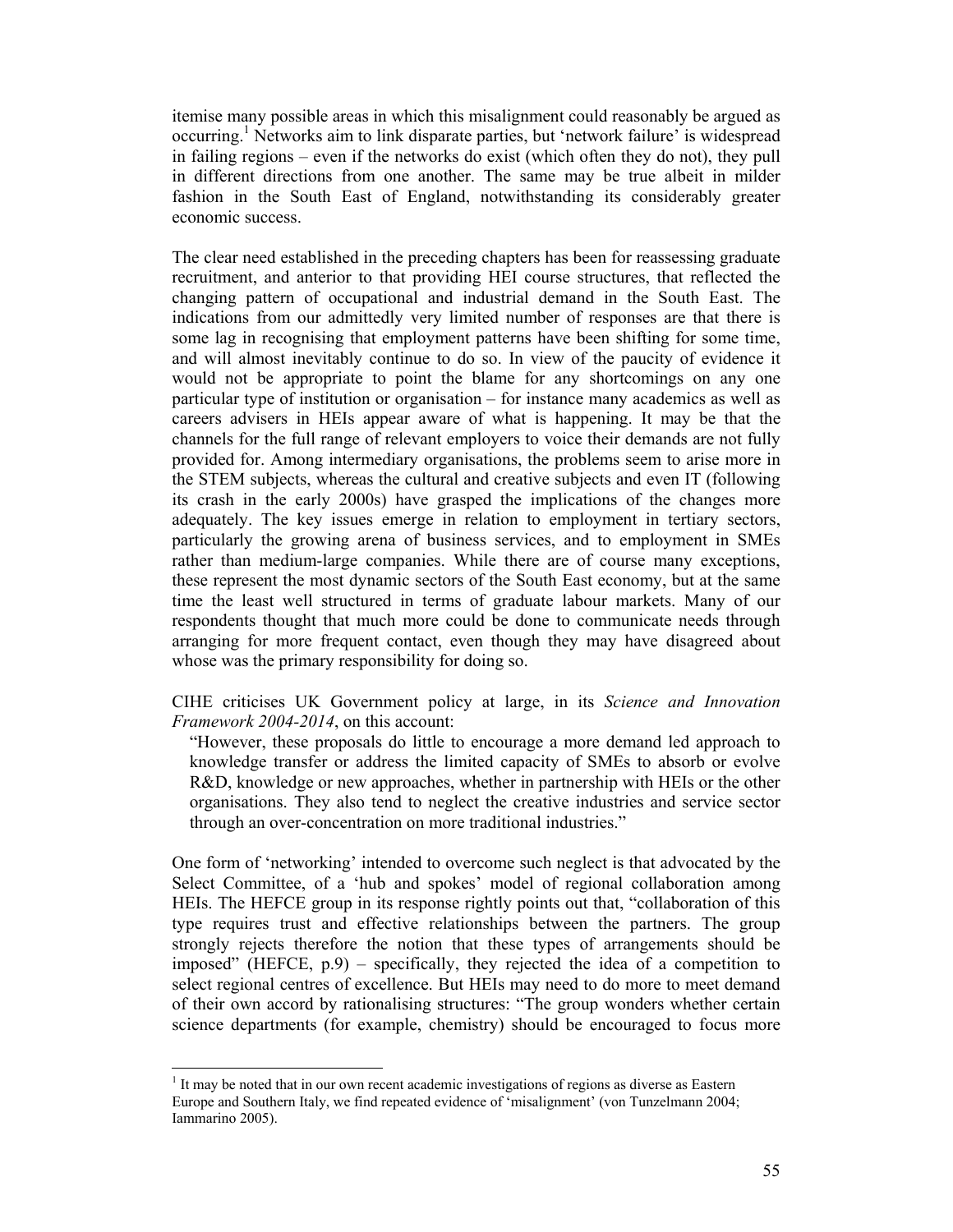itemise many possible areas in which this misalignment could reasonably be argued as occurring.[1] Networks aim to link disparate parties, but 'network failure' is widespread in failing regions – even if the networks do exist (which often they do not), they pull in different directions from one another. The same may be true albeit in milder fashion in the South East of England, notwithstanding its considerably greater economic success.

The clear need established in the preceding chapters has been for reassessing graduate recruitment, and anterior to that providing HEI course structures, that reflected the changing pattern of occupational and industrial demand in the South East. The indications from our admittedly very limited number of responses are that there is some lag in recognising that employment patterns have been shifting for some time, and will almost inevitably continue to do so. In view of the paucity of evidence it would not be appropriate to point the blame for any shortcomings on any one particular type of institution or organisation – for instance many academics as well as careers advisers in HEIs appear aware of what is happening. It may be that the channels for the full range of relevant employers to voice their demands are not fully provided for. Among intermediary organisations, the problems seem to arise more in the STEM subjects, whereas the cultural and creative subjects and even IT (following its crash in the early 2000s) have grasped the implications of the changes more adequately. The key issues emerge in relation to employment in tertiary sectors, particularly the growing arena of business services, and to employment in SMEs rather than medium-large companies. While there are of course many exceptions, these represent the most dynamic sectors of the South East economy, but at the same time the least well structured in terms of graduate labour markets. Many of our respondents thought that much more could be done to communicate needs through arranging for more frequent contact, even though they may have disagreed about whose was the primary responsibility for doing so.

CIHE criticises UK Government policy at large, in its *Science and Innovation Framework 2004-2014*, on this account:

> "However, these proposals do little to encourage a more demand led approach to knowledge transfer or address the limited capacity of SMEs to absorb or evolve R&D, knowledge or new approaches, whether in partnership with HEIs or the other organisations. They also tend to neglect the creative industries and service sector through an over-concentration on more traditional industries."

One form of 'networking' intended to overcome such neglect is that advocated by the Select Committee, of a 'hub and spokes' model of regional collaboration among HEIs. The HEFCE group in its response rightly points out that, "collaboration of this type requires trust and effective relationships between the partners. The group strongly rejects therefore the notion that these types of arrangements should be imposed" (HEFCE, p.9) – specifically, they rejected the idea of a competition to select regional centres of excellence. But HEIs may need to do more to meet demand of their own accord by rationalising structures: "The group wonders whether certain science departments (for example, chemistry) should be encouraged to focus more

---

[1] It may be noted that in our own recent academic investigations of regions as diverse as Eastern Europe and Southern Italy, we find repeated evidence of 'misalignment' (von Tunzelmann 2004; Iammarino 2005).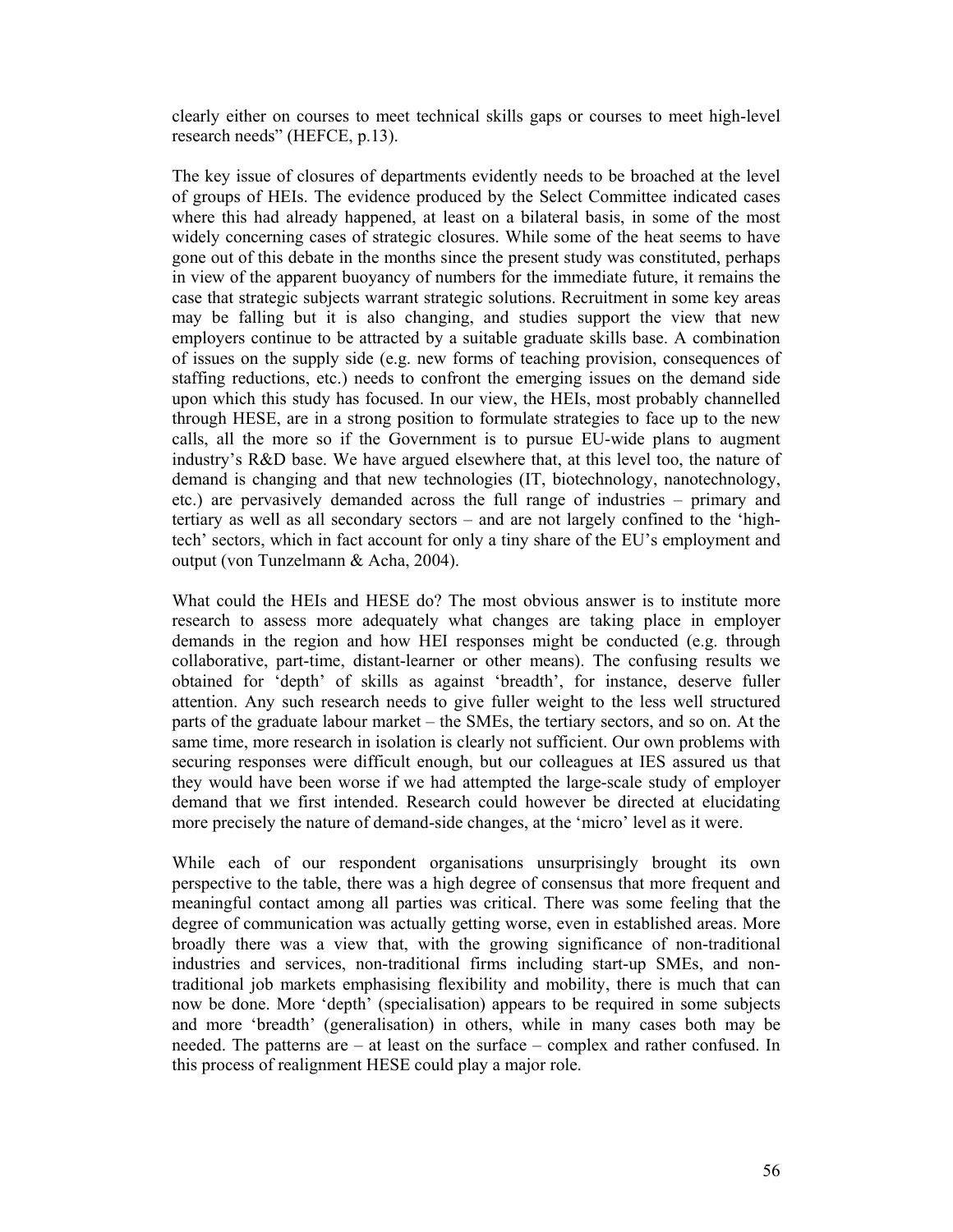clearly either on courses to meet technical skills gaps or courses to meet high-level research needs" (HEFCE, p.13).

The key issue of closures of departments evidently needs to be broached at the level of groups of HEIs. The evidence produced by the Select Committee indicated cases where this had already happened, at least on a bilateral basis, in some of the most widely concerning cases of strategic closures. While some of the heat seems to have gone out of this debate in the months since the present study was constituted, perhaps in view of the apparent buoyancy of numbers for the immediate future, it remains the case that strategic subjects warrant strategic solutions. Recruitment in some key areas may be falling but it is also changing, and studies support the view that new employers continue to be attracted by a suitable graduate skills base. A combination of issues on the supply side (e.g. new forms of teaching provision, consequences of staffing reductions, etc.) needs to confront the emerging issues on the demand side upon which this study has focused. In our view, the HEIs, most probably channelled through HESE, are in a strong position to formulate strategies to face up to the new calls, all the more so if the Government is to pursue EU-wide plans to augment industry's R&D base. We have argued elsewhere that, at this level too, the nature of demand is changing and that new technologies (IT, biotechnology, nanotechnology, etc.) are pervasively demanded across the full range of industries – primary and tertiary as well as all secondary sectors – and are not largely confined to the 'high-tech' sectors, which in fact account for only a tiny share of the EU's employment and output (von Tunzelmann & Acha, 2004).

What could the HEIs and HESE do? The most obvious answer is to institute more research to assess more adequately what changes are taking place in employer demands in the region and how HEI responses might be conducted (e.g. through collaborative, part-time, distant-learner or other means). The confusing results we obtained for 'depth' of skills as against 'breadth', for instance, deserve fuller attention. Any such research needs to give fuller weight to the less well structured parts of the graduate labour market – the SMEs, the tertiary sectors, and so on. At the same time, more research in isolation is clearly not sufficient. Our own problems with securing responses were difficult enough, but our colleagues at IES assured us that they would have been worse if we had attempted the large-scale study of employer demand that we first intended. Research could however be directed at elucidating more precisely the nature of demand-side changes, at the 'micro' level as it were.

While each of our respondent organisations unsurprisingly brought its own perspective to the table, there was a high degree of consensus that more frequent and meaningful contact among all parties was critical. There was some feeling that the degree of communication was actually getting worse, even in established areas. More broadly there was a view that, with the growing significance of non-traditional industries and services, non-traditional firms including start-up SMEs, and non-traditional job markets emphasising flexibility and mobility, there is much that can now be done. More 'depth' (specialisation) appears to be required in some subjects and more 'breadth' (generalisation) in others, while in many cases both may be needed. The patterns are – at least on the surface – complex and rather confused. In this process of realignment HESE could play a major role.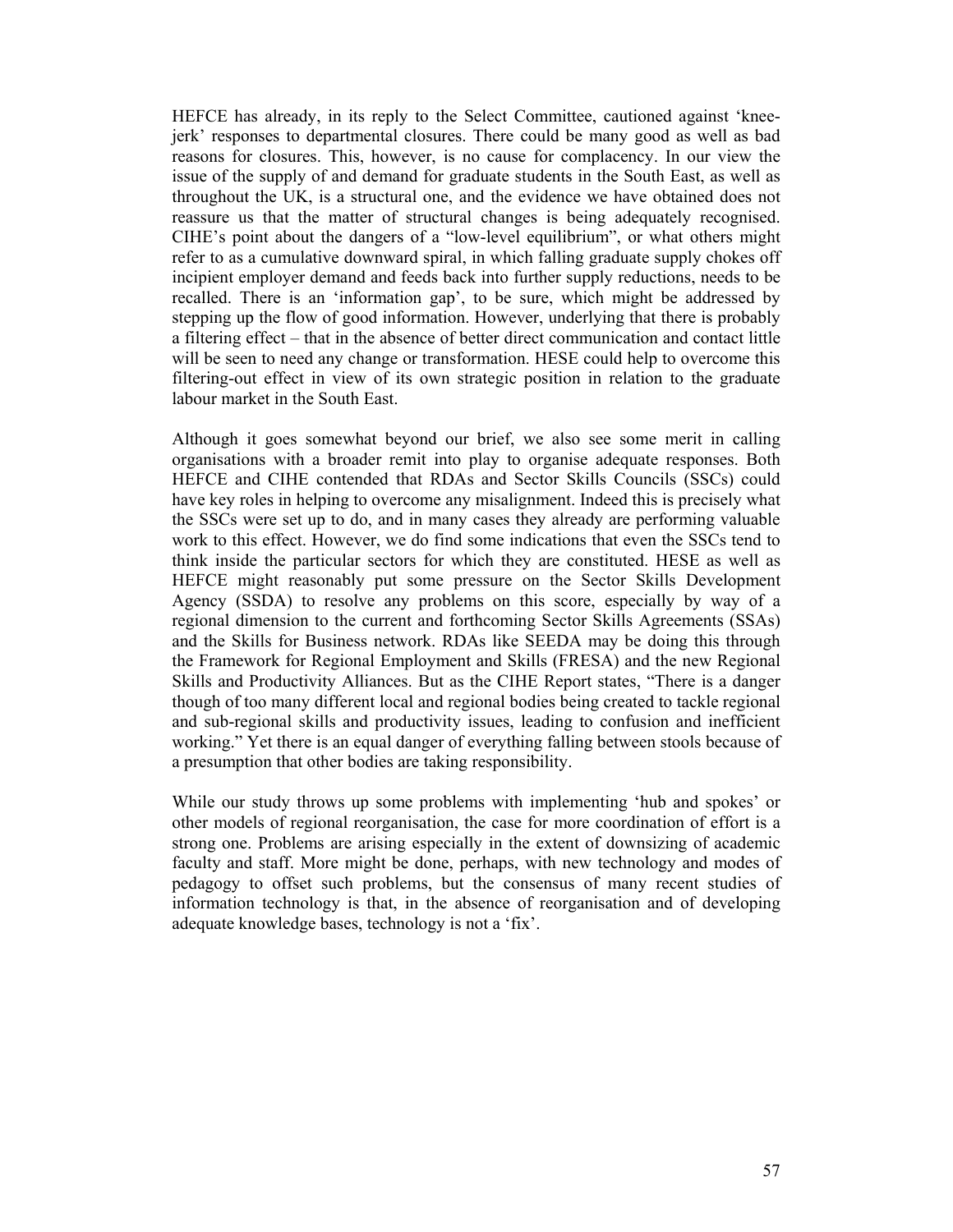HEFCE has already, in its reply to the Select Committee, cautioned against 'knee-jerk' responses to departmental closures. There could be many good as well as bad reasons for closures. This, however, is no cause for complacency. In our view the issue of the supply of and demand for graduate students in the South East, as well as throughout the UK, is a structural one, and the evidence we have obtained does not reassure us that the matter of structural changes is being adequately recognised. CIHE's point about the dangers of a "low-level equilibrium", or what others might refer to as a cumulative downward spiral, in which falling graduate supply chokes off incipient employer demand and feeds back into further supply reductions, needs to be recalled. There is an 'information gap', to be sure, which might be addressed by stepping up the flow of good information. However, underlying that there is probably a filtering effect – that in the absence of better direct communication and contact little will be seen to need any change or transformation. HESE could help to overcome this filtering-out effect in view of its own strategic position in relation to the graduate labour market in the South East.

Although it goes somewhat beyond our brief, we also see some merit in calling organisations with a broader remit into play to organise adequate responses. Both HEFCE and CIHE contended that RDAs and Sector Skills Councils (SSCs) could have key roles in helping to overcome any misalignment. Indeed this is precisely what the SSCs were set up to do, and in many cases they already are performing valuable work to this effect. However, we do find some indications that even the SSCs tend to think inside the particular sectors for which they are constituted. HESE as well as HEFCE might reasonably put some pressure on the Sector Skills Development Agency (SSDA) to resolve any problems on this score, especially by way of a regional dimension to the current and forthcoming Sector Skills Agreements (SSAs) and the Skills for Business network. RDAs like SEEDA may be doing this through the Framework for Regional Employment and Skills (FRESA) and the new Regional Skills and Productivity Alliances. But as the CIHE Report states, "There is a danger though of too many different local and regional bodies being created to tackle regional and sub-regional skills and productivity issues, leading to confusion and inefficient working." Yet there is an equal danger of everything falling between stools because of a presumption that other bodies are taking responsibility.

While our study throws up some problems with implementing 'hub and spokes' or other models of regional reorganisation, the case for more coordination of effort is a strong one. Problems are arising especially in the extent of downsizing of academic faculty and staff. More might be done, perhaps, with new technology and modes of pedagogy to offset such problems, but the consensus of many recent studies of information technology is that, in the absence of reorganisation and of developing adequate knowledge bases, technology is not a 'fix'.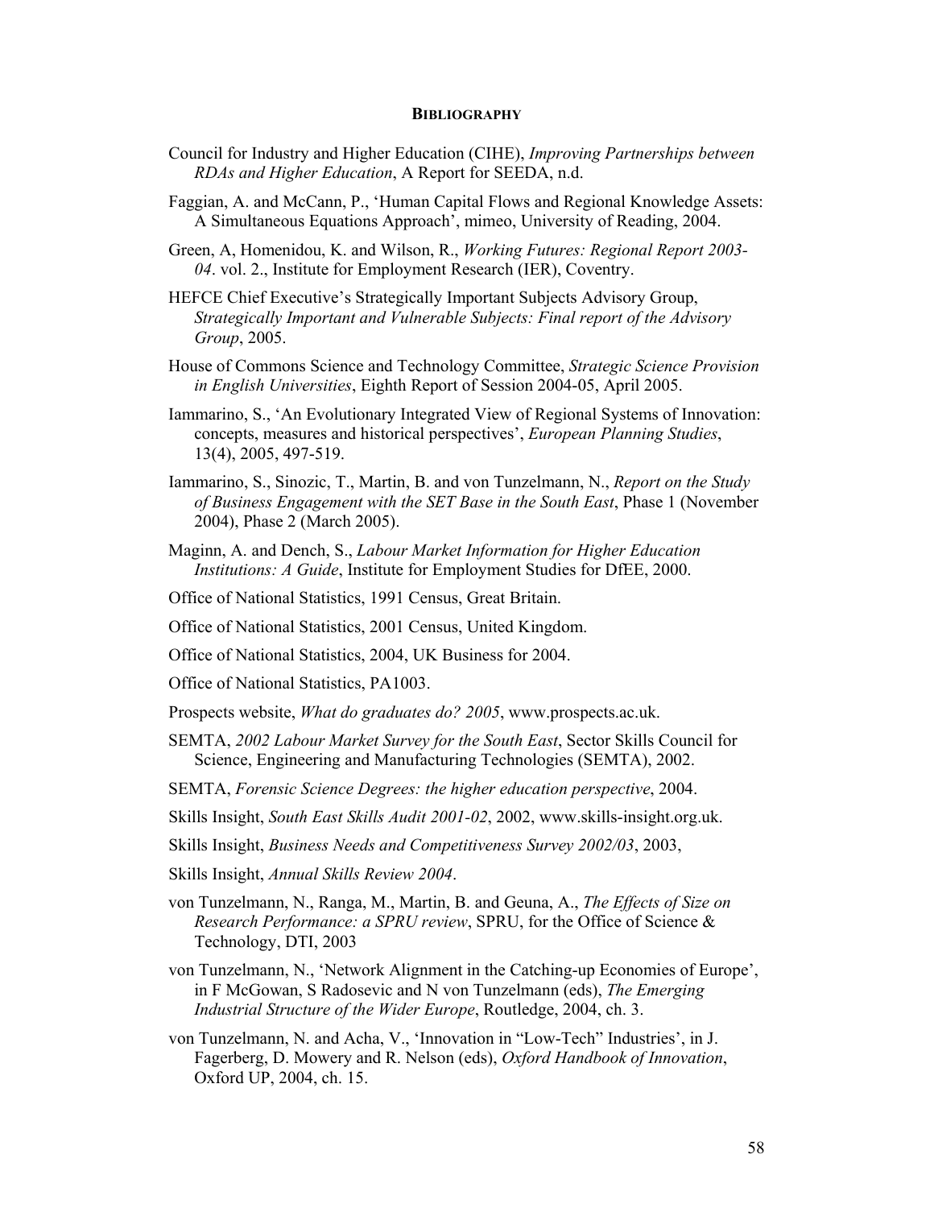## **Bibliography**

Council for Industry and Higher Education (CIHE), *Improving Partnerships between RDAs and Higher Education*, A Report for SEEDA, n.d.

Faggian, A. and McCann, P., 'Human Capital Flows and Regional Knowledge Assets: A Simultaneous Equations Approach', mimeo, University of Reading, 2004.

Green, A, Homenidou, K. and Wilson, R., *Working Futures: Regional Report 2003-04*. vol. 2., Institute for Employment Research (IER), Coventry.

HEFCE Chief Executive's Strategically Important Subjects Advisory Group, *Strategically Important and Vulnerable Subjects: Final report of the Advisory Group*, 2005.

House of Commons Science and Technology Committee, *Strategic Science Provision in English Universities*, Eighth Report of Session 2004-05, April 2005.

Iammarino, S., 'An Evolutionary Integrated View of Regional Systems of Innovation: concepts, measures and historical perspectives', *European Planning Studies*, 13(4), 2005, 497-519.

Iammarino, S., Sinozic, T., Martin, B. and von Tunzelmann, N., *Report on the Study of Business Engagement with the SET Base in the South East*, Phase 1 (November 2004), Phase 2 (March 2005).

Maginn, A. and Dench, S., *Labour Market Information for Higher Education Institutions: A Guide*, Institute for Employment Studies for DfEE, 2000.

Office of National Statistics, 1991 Census, Great Britain.

Office of National Statistics, 2001 Census, United Kingdom.

Office of National Statistics, 2004, UK Business for 2004.

Office of National Statistics, PA1003.

Prospects website, *What do graduates do? 2005*, www.prospects.ac.uk.

SEMTA, *2002 Labour Market Survey for the South East*, Sector Skills Council for Science, Engineering and Manufacturing Technologies (SEMTA), 2002.

SEMTA, *Forensic Science Degrees: the higher education perspective*, 2004.

Skills Insight, *South East Skills Audit 2001-02*, 2002, www.skills-insight.org.uk.

Skills Insight, *Business Needs and Competitiveness Survey 2002/03*, 2003,

Skills Insight, *Annual Skills Review 2004*.

von Tunzelmann, N., Ranga, M., Martin, B. and Geuna, A., *The Effects of Size on Research Performance: a SPRU review*, SPRU, for the Office of Science & Technology, DTI, 2003

von Tunzelmann, N., 'Network Alignment in the Catching-up Economies of Europe', in F McGowan, S Radosevic and N von Tunzelmann (eds), *The Emerging Industrial Structure of the Wider Europe*, Routledge, 2004, ch. 3.

von Tunzelmann, N. and Acha, V., 'Innovation in "Low-Tech" Industries', in J. Fagerberg, D. Mowery and R. Nelson (eds), *Oxford Handbook of Innovation*, Oxford UP, 2004, ch. 15.